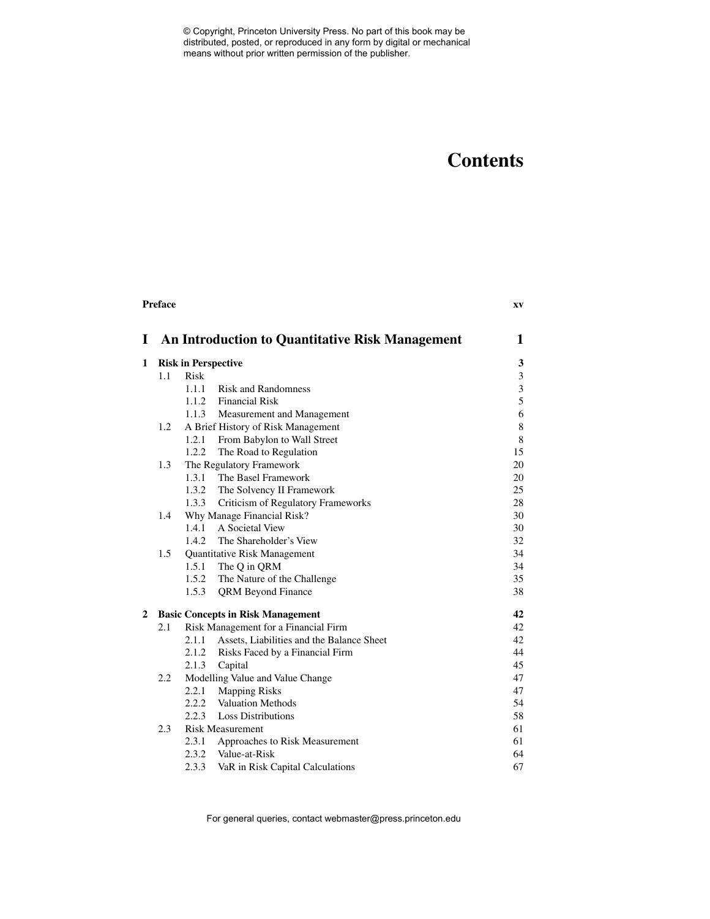# Contents

| | | |
|---|---|---|
| **Preface** | | **xv** |
| **I** | **An Introduction to Quantitative Risk Management** | **1** |
| **1** | **Risk in Perspective** | **3** |
| 1.1 | Risk | 3 |
| 1.1.1 | Risk and Randomness | 3 |
| 1.1.2 | Financial Risk | 5 |
| 1.1.3 | Measurement and Management | 6 |
| 1.2 | A Brief History of Risk Management | 8 |
| 1.2.1 | From Babylon to Wall Street | 8 |
| 1.2.2 | The Road to Regulation | 15 |
| 1.3 | The Regulatory Framework | 20 |
| 1.3.1 | The Basel Framework | 20 |
| 1.3.2 | The Solvency II Framework | 25 |
| 1.3.3 | Criticism of Regulatory Frameworks | 28 |
| 1.4 | Why Manage Financial Risk? | 30 |
| 1.4.1 | A Societal View | 30 |
| 1.4.2 | The Shareholder's View | 32 |
| 1.5 | Quantitative Risk Management | 34 |
| 1.5.1 | The Q in QRM | 34 |
| 1.5.2 | The Nature of the Challenge | 35 |
| 1.5.3 | QRM Beyond Finance | 38 |
| **2** | **Basic Concepts in Risk Management** | **42** |
| 2.1 | Risk Management for a Financial Firm | 42 |
| 2.1.1 | Assets, Liabilities and the Balance Sheet | 42 |
| 2.1.2 | Risks Faced by a Financial Firm | 44 |
| 2.1.3 | Capital | 45 |
| 2.2 | Modelling Value and Value Change | 47 |
| 2.2.1 | Mapping Risks | 47 |
| 2.2.2 | Valuation Methods | 54 |
| 2.2.3 | Loss Distributions | 58 |
| 2.3 | Risk Measurement | 61 |
| 2.3.1 | Approaches to Risk Measurement | 61 |
| 2.3.2 | Value-at-Risk | 64 |
| 2.3.3 | VaR in Risk Capital Calculations | 67 |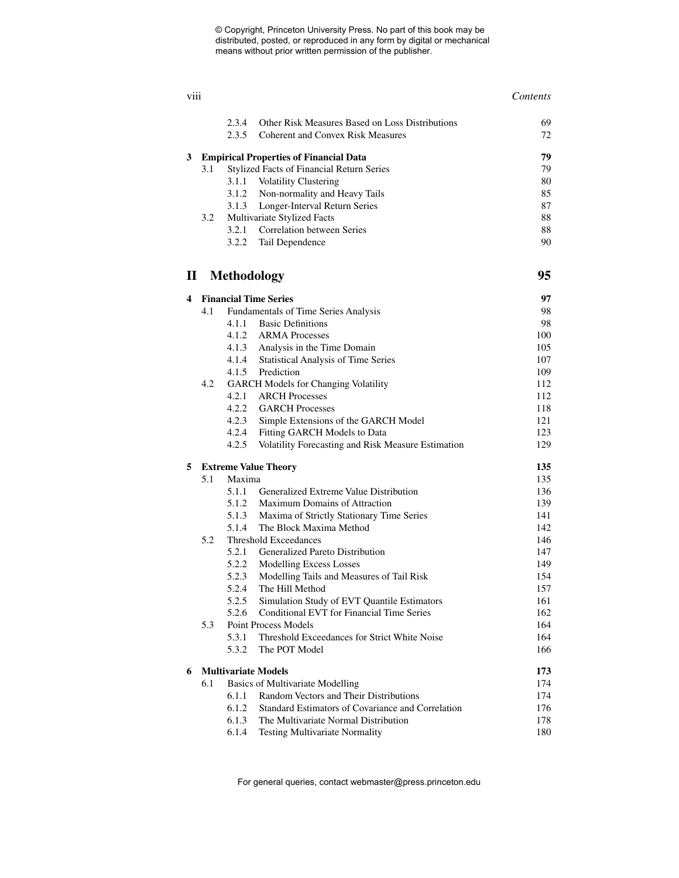© Copyright, Princeton University Press. No part of this book may be distributed, posted, or reproduced in any form by digital or mechanical means without prior written permission of the publisher.

| | | | |
|---|---|---|---|
| | 2.3.4 | Other Risk Measures Based on Loss Distributions | 69 |
| | 2.3.5 | Coherent and Convex Risk Measures | 72 |
| **3** | **Empirical Properties of Financial Data** | | **79** |
| 3.1 | Stylized Facts of Financial Return Series | | 79 |
| | 3.1.1 | Volatility Clustering | 80 |
| | 3.1.2 | Non-normality and Heavy Tails | 85 |
| | 3.1.3 | Longer-Interval Return Series | 87 |
| 3.2 | Multivariate Stylized Facts | | 88 |
| | 3.2.1 | Correlation between Series | 88 |
| | 3.2.2 | Tail Dependence | 90 |

## II Methodology — 95

| | | | |
|---|---|---|---|
| **4** | **Financial Time Series** | | **97** |
| 4.1 | Fundamentals of Time Series Analysis | | 98 |
| | 4.1.1 | Basic Definitions | 98 |
| | 4.1.2 | ARMA Processes | 100 |
| | 4.1.3 | Analysis in the Time Domain | 105 |
| | 4.1.4 | Statistical Analysis of Time Series | 107 |
| | 4.1.5 | Prediction | 109 |
| 4.2 | GARCH Models for Changing Volatility | | 112 |
| | 4.2.1 | ARCH Processes | 112 |
| | 4.2.2 | GARCH Processes | 118 |
| | 4.2.3 | Simple Extensions of the GARCH Model | 121 |
| | 4.2.4 | Fitting GARCH Models to Data | 123 |
| | 4.2.5 | Volatility Forecasting and Risk Measure Estimation | 129 |
| **5** | **Extreme Value Theory** | | **135** |
| 5.1 | Maxima | | 135 |
| | 5.1.1 | Generalized Extreme Value Distribution | 136 |
| | 5.1.2 | Maximum Domains of Attraction | 139 |
| | 5.1.3 | Maxima of Strictly Stationary Time Series | 141 |
| | 5.1.4 | The Block Maxima Method | 142 |
| 5.2 | Threshold Exceedances | | 146 |
| | 5.2.1 | Generalized Pareto Distribution | 147 |
| | 5.2.2 | Modelling Excess Losses | 149 |
| | 5.2.3 | Modelling Tails and Measures of Tail Risk | 154 |
| | 5.2.4 | The Hill Method | 157 |
| | 5.2.5 | Simulation Study of EVT Quantile Estimators | 161 |
| | 5.2.6 | Conditional EVT for Financial Time Series | 162 |
| 5.3 | Point Process Models | | 164 |
| | 5.3.1 | Threshold Exceedances for Strict White Noise | 164 |
| | 5.3.2 | The POT Model | 166 |
| **6** | **Multivariate Models** | | **173** |
| 6.1 | Basics of Multivariate Modelling | | 174 |
| | 6.1.1 | Random Vectors and Their Distributions | 174 |
| | 6.1.2 | Standard Estimators of Covariance and Correlation | 176 |
| | 6.1.3 | The Multivariate Normal Distribution | 178 |
| | 6.1.4 | Testing Multivariate Normality | 180 |

For general queries, contact webmaster@press.princeton.edu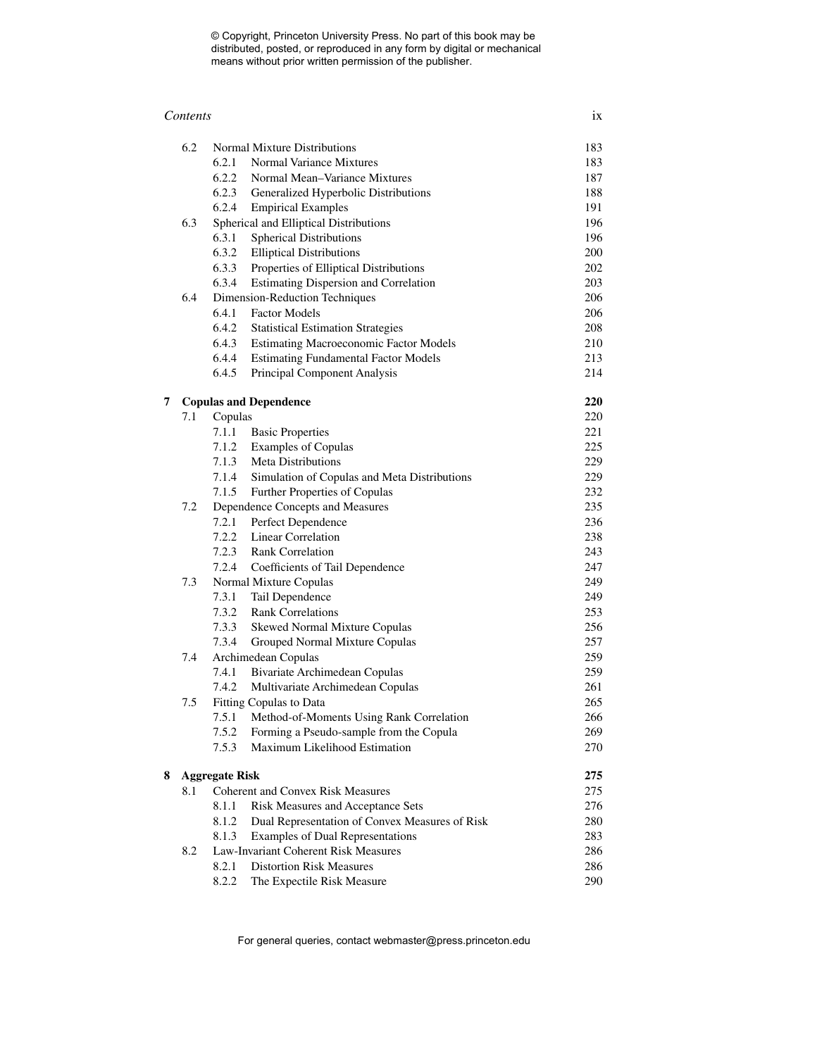| | | | |
|---|---|---|---|
| 6.2 | Normal Mixture Distributions | | 183 |
| | 6.2.1 | Normal Variance Mixtures | 183 |
| | 6.2.2 | Normal Mean–Variance Mixtures | 187 |
| | 6.2.3 | Generalized Hyperbolic Distributions | 188 |
| | 6.2.4 | Empirical Examples | 191 |
| 6.3 | Spherical and Elliptical Distributions | | 196 |
| | 6.3.1 | Spherical Distributions | 196 |
| | 6.3.2 | Elliptical Distributions | 200 |
| | 6.3.3 | Properties of Elliptical Distributions | 202 |
| | 6.3.4 | Estimating Dispersion and Correlation | 203 |
| 6.4 | Dimension-Reduction Techniques | | 206 |
| | 6.4.1 | Factor Models | 206 |
| | 6.4.2 | Statistical Estimation Strategies | 208 |
| | 6.4.3 | Estimating Macroeconomic Factor Models | 210 |
| | 6.4.4 | Estimating Fundamental Factor Models | 213 |
| | 6.4.5 | Principal Component Analysis | 214 |
| **7** | **Copulas and Dependence** | | **220** |
| 7.1 | Copulas | | 220 |
| | 7.1.1 | Basic Properties | 221 |
| | 7.1.2 | Examples of Copulas | 225 |
| | 7.1.3 | Meta Distributions | 229 |
| | 7.1.4 | Simulation of Copulas and Meta Distributions | 229 |
| | 7.1.5 | Further Properties of Copulas | 232 |
| 7.2 | Dependence Concepts and Measures | | 235 |
| | 7.2.1 | Perfect Dependence | 236 |
| | 7.2.2 | Linear Correlation | 238 |
| | 7.2.3 | Rank Correlation | 243 |
| | 7.2.4 | Coefficients of Tail Dependence | 247 |
| 7.3 | Normal Mixture Copulas | | 249 |
| | 7.3.1 | Tail Dependence | 249 |
| | 7.3.2 | Rank Correlations | 253 |
| | 7.3.3 | Skewed Normal Mixture Copulas | 256 |
| | 7.3.4 | Grouped Normal Mixture Copulas | 257 |
| 7.4 | Archimedean Copulas | | 259 |
| | 7.4.1 | Bivariate Archimedean Copulas | 259 |
| | 7.4.2 | Multivariate Archimedean Copulas | 261 |
| 7.5 | Fitting Copulas to Data | | 265 |
| | 7.5.1 | Method-of-Moments Using Rank Correlation | 266 |
| | 7.5.2 | Forming a Pseudo-sample from the Copula | 269 |
| | 7.5.3 | Maximum Likelihood Estimation | 270 |
| **8** | **Aggregate Risk** | | **275** |
| 8.1 | Coherent and Convex Risk Measures | | 275 |
| | 8.1.1 | Risk Measures and Acceptance Sets | 276 |
| | 8.1.2 | Dual Representation of Convex Measures of Risk | 280 |
| | 8.1.3 | Examples of Dual Representations | 283 |
| 8.2 | Law-Invariant Coherent Risk Measures | | 286 |
| | 8.2.1 | Distortion Risk Measures | 286 |
| | 8.2.2 | The Expectile Risk Measure | 290 |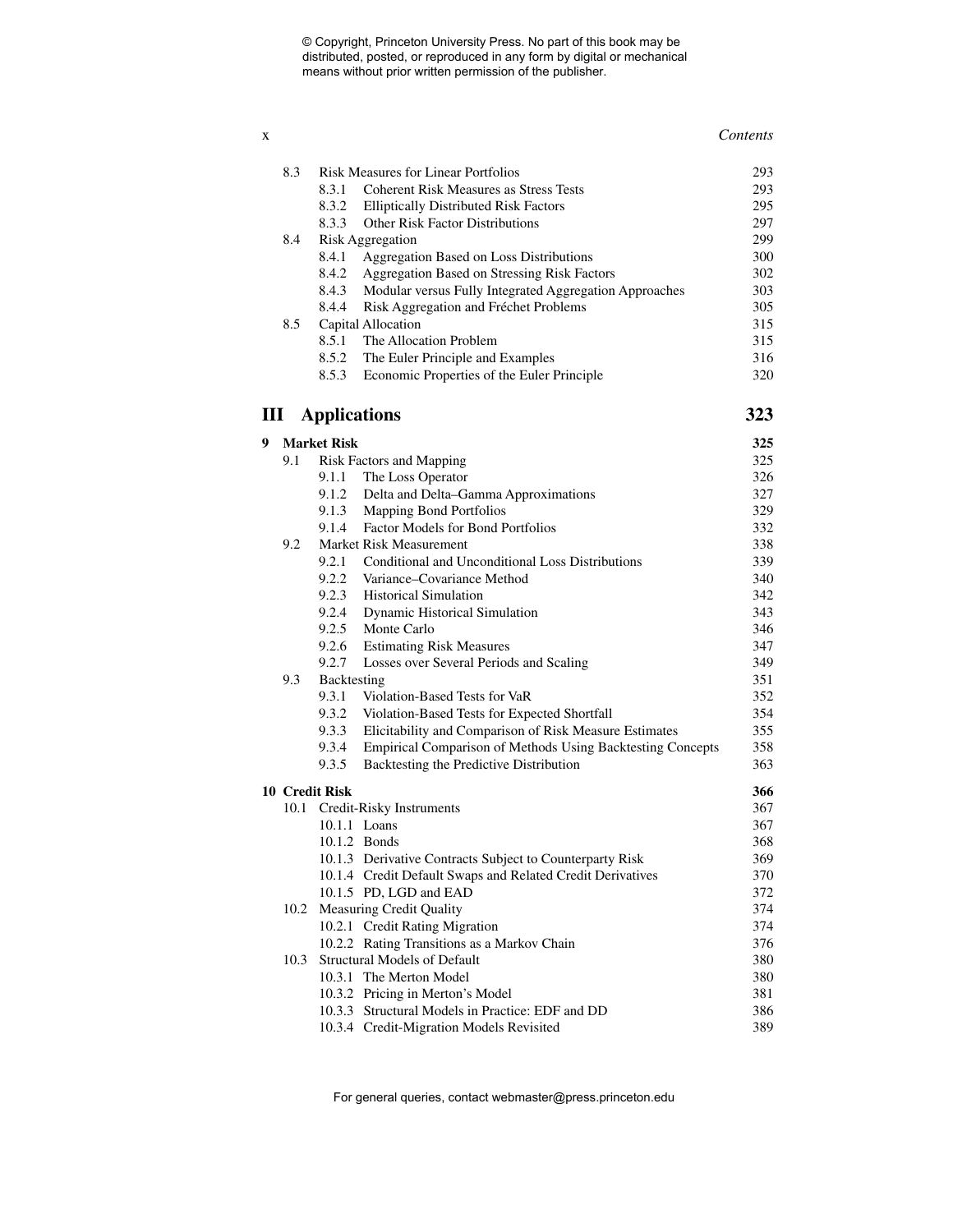| | | | |
|---|---|---|---|
| 8.3 | Risk Measures for Linear Portfolios | | 293 |
| | 8.3.1 | Coherent Risk Measures as Stress Tests | 293 |
| | 8.3.2 | Elliptically Distributed Risk Factors | 295 |
| | 8.3.3 | Other Risk Factor Distributions | 297 |
| 8.4 | Risk Aggregation | | 299 |
| | 8.4.1 | Aggregation Based on Loss Distributions | 300 |
| | 8.4.2 | Aggregation Based on Stressing Risk Factors | 302 |
| | 8.4.3 | Modular versus Fully Integrated Aggregation Approaches | 303 |
| | 8.4.4 | Risk Aggregation and Fréchet Problems | 305 |
| 8.5 | Capital Allocation | | 315 |
| | 8.5.1 | The Allocation Problem | 315 |
| | 8.5.2 | The Euler Principle and Examples | 316 |
| | 8.5.3 | Economic Properties of the Euler Principle | 320 |

# III Applications — 323

**9 Market Risk — 325**

| | | | |
|---|---|---|---|
| 9.1 | Risk Factors and Mapping | | 325 |
| | 9.1.1 | The Loss Operator | 326 |
| | 9.1.2 | Delta and Delta–Gamma Approximations | 327 |
| | 9.1.3 | Mapping Bond Portfolios | 329 |
| | 9.1.4 | Factor Models for Bond Portfolios | 332 |
| 9.2 | Market Risk Measurement | | 338 |
| | 9.2.1 | Conditional and Unconditional Loss Distributions | 339 |
| | 9.2.2 | Variance–Covariance Method | 340 |
| | 9.2.3 | Historical Simulation | 342 |
| | 9.2.4 | Dynamic Historical Simulation | 343 |
| | 9.2.5 | Monte Carlo | 346 |
| | 9.2.6 | Estimating Risk Measures | 347 |
| | 9.2.7 | Losses over Several Periods and Scaling | 349 |
| 9.3 | Backtesting | | 351 |
| | 9.3.1 | Violation-Based Tests for VaR | 352 |
| | 9.3.2 | Violation-Based Tests for Expected Shortfall | 354 |
| | 9.3.3 | Elicitability and Comparison of Risk Measure Estimates | 355 |
| | 9.3.4 | Empirical Comparison of Methods Using Backtesting Concepts | 358 |
| | 9.3.5 | Backtesting the Predictive Distribution | 363 |

**10 Credit Risk — 366**

| | | | |
|---|---|---|---|
| 10.1 | Credit-Risky Instruments | | 367 |
| | 10.1.1 | Loans | 367 |
| | 10.1.2 | Bonds | 368 |
| | 10.1.3 | Derivative Contracts Subject to Counterparty Risk | 369 |
| | 10.1.4 | Credit Default Swaps and Related Credit Derivatives | 370 |
| | 10.1.5 | PD, LGD and EAD | 372 |
| 10.2 | Measuring Credit Quality | | 374 |
| | 10.2.1 | Credit Rating Migration | 374 |
| | 10.2.2 | Rating Transitions as a Markov Chain | 376 |
| 10.3 | Structural Models of Default | | 380 |
| | 10.3.1 | The Merton Model | 380 |
| | 10.3.2 | Pricing in Merton's Model | 381 |
| | 10.3.3 | Structural Models in Practice: EDF and DD | 386 |
| | 10.3.4 | Credit-Migration Models Revisited | 389 |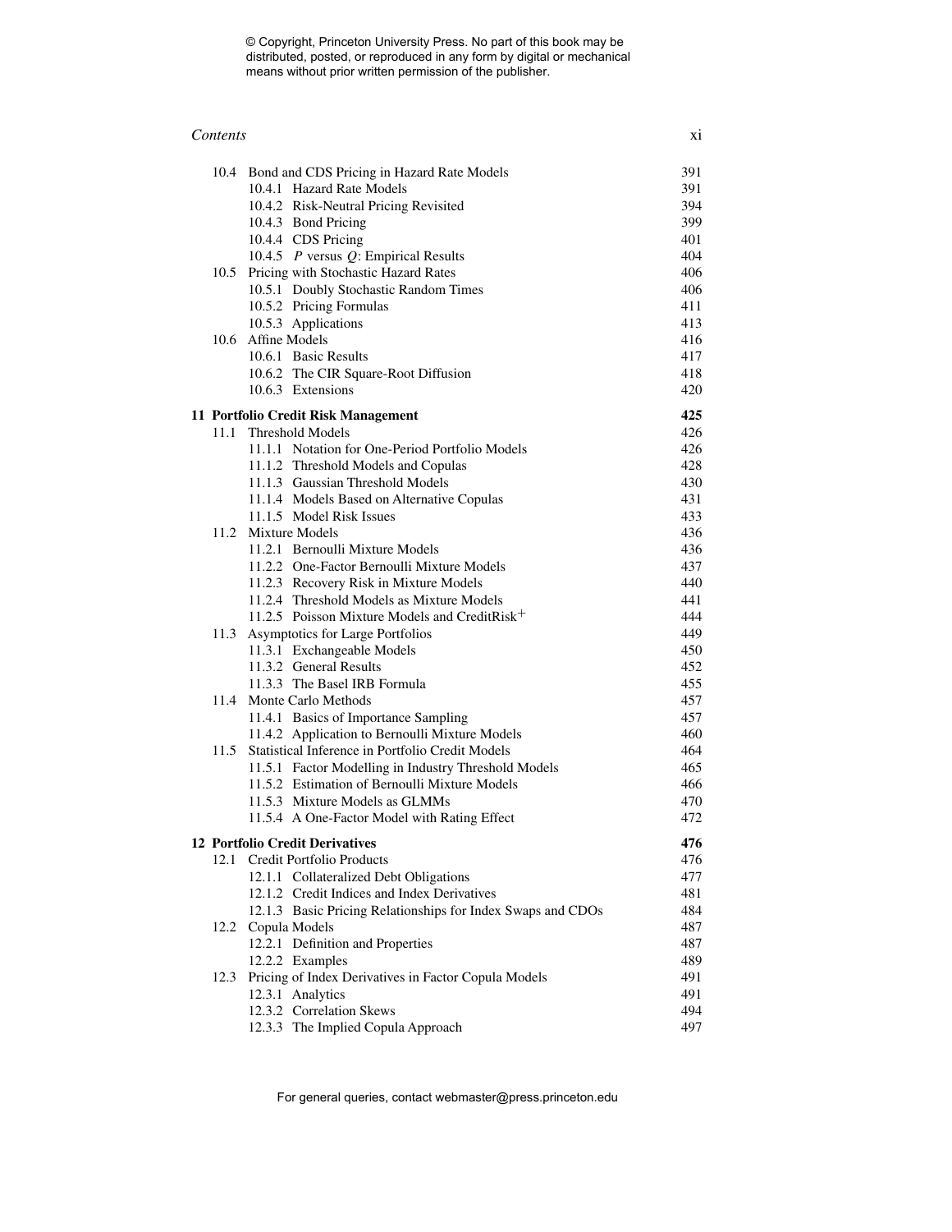| | | |
|---|---|---|
| 10.4 | Bond and CDS Pricing in Hazard Rate Models | 391 |
| | 10.4.1 Hazard Rate Models | 391 |
| | 10.4.2 Risk-Neutral Pricing Revisited | 394 |
| | 10.4.3 Bond Pricing | 399 |
| | 10.4.4 CDS Pricing | 401 |
| | 10.4.5 $P$ versus $Q$: Empirical Results | 404 |
| 10.5 | Pricing with Stochastic Hazard Rates | 406 |
| | 10.5.1 Doubly Stochastic Random Times | 406 |
| | 10.5.2 Pricing Formulas | 411 |
| | 10.5.3 Applications | 413 |
| 10.6 | Affine Models | 416 |
| | 10.6.1 Basic Results | 417 |
| | 10.6.2 The CIR Square-Root Diffusion | 418 |
| | 10.6.3 Extensions | 420 |
| **11** | **Portfolio Credit Risk Management** | **425** |
| 11.1 | Threshold Models | 426 |
| | 11.1.1 Notation for One-Period Portfolio Models | 426 |
| | 11.1.2 Threshold Models and Copulas | 428 |
| | 11.1.3 Gaussian Threshold Models | 430 |
| | 11.1.4 Models Based on Alternative Copulas | 431 |
| | 11.1.5 Model Risk Issues | 433 |
| 11.2 | Mixture Models | 436 |
| | 11.2.1 Bernoulli Mixture Models | 436 |
| | 11.2.2 One-Factor Bernoulli Mixture Models | 437 |
| | 11.2.3 Recovery Risk in Mixture Models | 440 |
| | 11.2.4 Threshold Models as Mixture Models | 441 |
| | 11.2.5 Poisson Mixture Models and CreditRisk$^+$ | 444 |
| 11.3 | Asymptotics for Large Portfolios | 449 |
| | 11.3.1 Exchangeable Models | 450 |
| | 11.3.2 General Results | 452 |
| | 11.3.3 The Basel IRB Formula | 455 |
| 11.4 | Monte Carlo Methods | 457 |
| | 11.4.1 Basics of Importance Sampling | 457 |
| | 11.4.2 Application to Bernoulli Mixture Models | 460 |
| 11.5 | Statistical Inference in Portfolio Credit Models | 464 |
| | 11.5.1 Factor Modelling in Industry Threshold Models | 465 |
| | 11.5.2 Estimation of Bernoulli Mixture Models | 466 |
| | 11.5.3 Mixture Models as GLMMs | 470 |
| | 11.5.4 A One-Factor Model with Rating Effect | 472 |
| **12** | **Portfolio Credit Derivatives** | **476** |
| 12.1 | Credit Portfolio Products | 476 |
| | 12.1.1 Collateralized Debt Obligations | 477 |
| | 12.1.2 Credit Indices and Index Derivatives | 481 |
| | 12.1.3 Basic Pricing Relationships for Index Swaps and CDOs | 484 |
| 12.2 | Copula Models | 487 |
| | 12.2.1 Definition and Properties | 487 |
| | 12.2.2 Examples | 489 |
| 12.3 | Pricing of Index Derivatives in Factor Copula Models | 491 |
| | 12.3.1 Analytics | 491 |
| | 12.3.2 Correlation Skews | 494 |
| | 12.3.3 The Implied Copula Approach | 497 |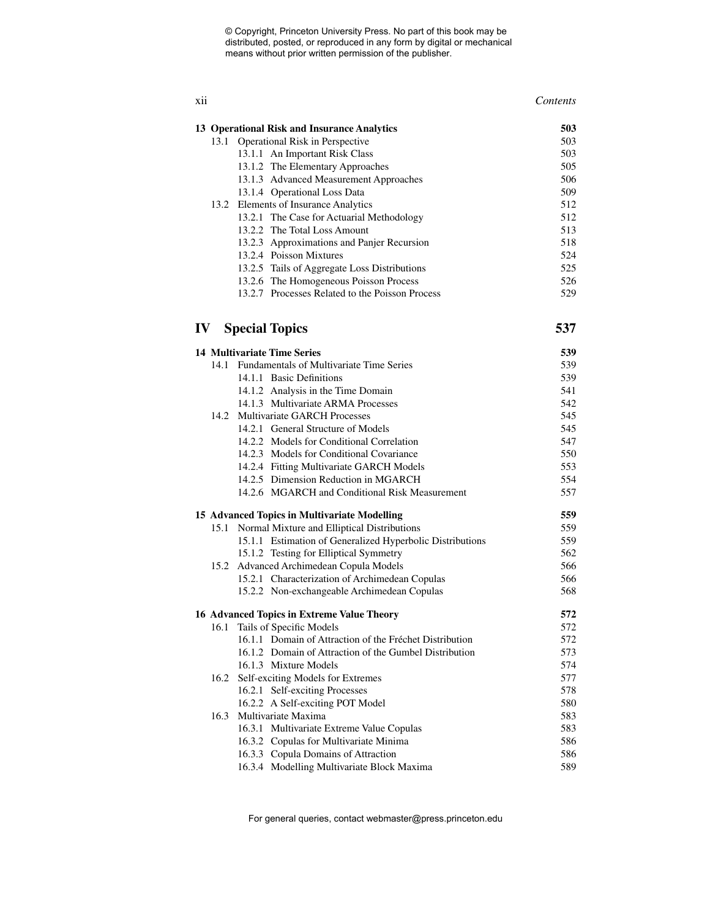**13 Operational Risk and Insurance Analytics** **503**

13.1 Operational Risk in Perspective 503

13.1.1 An Important Risk Class 503

13.1.2 The Elementary Approaches 505

13.1.3 Advanced Measurement Approaches 506

13.1.4 Operational Loss Data 509

13.2 Elements of Insurance Analytics 512

13.2.1 The Case for Actuarial Methodology 512

13.2.2 The Total Loss Amount 513

13.2.3 Approximations and Panjer Recursion 518

13.2.4 Poisson Mixtures 524

13.2.5 Tails of Aggregate Loss Distributions 525

13.2.6 The Homogeneous Poisson Process 526

13.2.7 Processes Related to the Poisson Process 529

# IV Special Topics 537

**14 Multivariate Time Series** **539**

14.1 Fundamentals of Multivariate Time Series 539

14.1.1 Basic Definitions 539

14.1.2 Analysis in the Time Domain 541

14.1.3 Multivariate ARMA Processes 542

14.2 Multivariate GARCH Processes 545

14.2.1 General Structure of Models 545

14.2.2 Models for Conditional Correlation 547

14.2.3 Models for Conditional Covariance 550

14.2.4 Fitting Multivariate GARCH Models 553

14.2.5 Dimension Reduction in MGARCH 554

14.2.6 MGARCH and Conditional Risk Measurement 557

**15 Advanced Topics in Multivariate Modelling** **559**

15.1 Normal Mixture and Elliptical Distributions 559

15.1.1 Estimation of Generalized Hyperbolic Distributions 559

15.1.2 Testing for Elliptical Symmetry 562

15.2 Advanced Archimedean Copula Models 566

15.2.1 Characterization of Archimedean Copulas 566

15.2.2 Non-exchangeable Archimedean Copulas 568

**16 Advanced Topics in Extreme Value Theory** **572**

16.1 Tails of Specific Models 572

16.1.1 Domain of Attraction of the Fréchet Distribution 572

16.1.2 Domain of Attraction of the Gumbel Distribution 573

16.1.3 Mixture Models 574

16.2 Self-exciting Models for Extremes 577

16.2.1 Self-exciting Processes 578

16.2.2 A Self-exciting POT Model 580

16.3 Multivariate Maxima 583

16.3.1 Multivariate Extreme Value Copulas 583

16.3.2 Copulas for Multivariate Minima 586

16.3.3 Copula Domains of Attraction 586

16.3.4 Modelling Multivariate Block Maxima 589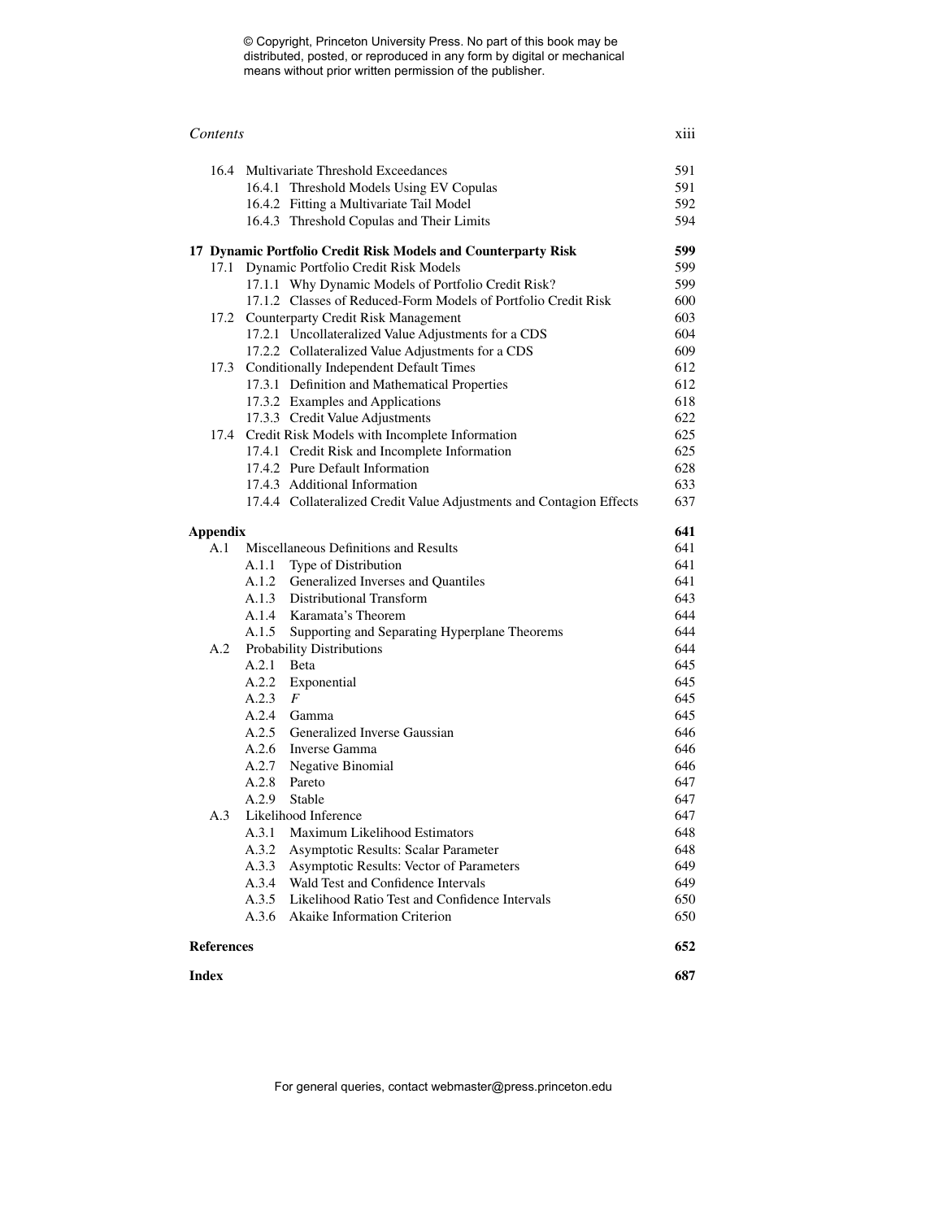© Copyright, Princeton University Press. No part of this book may be distributed, posted, or reproduced in any form by digital or mechanical means without prior written permission of the publisher.

| | | |
|---|---|---|
| 16.4 | Multivariate Threshold Exceedances | 591 |
| | 16.4.1 Threshold Models Using EV Copulas | 591 |
| | 16.4.2 Fitting a Multivariate Tail Model | 592 |
| | 16.4.3 Threshold Copulas and Their Limits | 594 |
| **17** | **Dynamic Portfolio Credit Risk Models and Counterparty Risk** | **599** |
| 17.1 | Dynamic Portfolio Credit Risk Models | 599 |
| | 17.1.1 Why Dynamic Models of Portfolio Credit Risk? | 599 |
| | 17.1.2 Classes of Reduced-Form Models of Portfolio Credit Risk | 600 |
| 17.2 | Counterparty Credit Risk Management | 603 |
| | 17.2.1 Uncollateralized Value Adjustments for a CDS | 604 |
| | 17.2.2 Collateralized Value Adjustments for a CDS | 609 |
| 17.3 | Conditionally Independent Default Times | 612 |
| | 17.3.1 Definition and Mathematical Properties | 612 |
| | 17.3.2 Examples and Applications | 618 |
| | 17.3.3 Credit Value Adjustments | 622 |
| 17.4 | Credit Risk Models with Incomplete Information | 625 |
| | 17.4.1 Credit Risk and Incomplete Information | 625 |
| | 17.4.2 Pure Default Information | 628 |
| | 17.4.3 Additional Information | 633 |
| | 17.4.4 Collateralized Credit Value Adjustments and Contagion Effects | 637 |
| **Appendix** | | **641** |
| A.1 | Miscellaneous Definitions and Results | 641 |
| | A.1.1 Type of Distribution | 641 |
| | A.1.2 Generalized Inverses and Quantiles | 641 |
| | A.1.3 Distributional Transform | 643 |
| | A.1.4 Karamata's Theorem | 644 |
| | A.1.5 Supporting and Separating Hyperplane Theorems | 644 |
| A.2 | Probability Distributions | 644 |
| | A.2.1 Beta | 645 |
| | A.2.2 Exponential | 645 |
| | A.2.3 *F* | 645 |
| | A.2.4 Gamma | 645 |
| | A.2.5 Generalized Inverse Gaussian | 646 |
| | A.2.6 Inverse Gamma | 646 |
| | A.2.7 Negative Binomial | 646 |
| | A.2.8 Pareto | 647 |
| | A.2.9 Stable | 647 |
| A.3 | Likelihood Inference | 647 |
| | A.3.1 Maximum Likelihood Estimators | 648 |
| | A.3.2 Asymptotic Results: Scalar Parameter | 648 |
| | A.3.3 Asymptotic Results: Vector of Parameters | 649 |
| | A.3.4 Wald Test and Confidence Intervals | 649 |
| | A.3.5 Likelihood Ratio Test and Confidence Intervals | 650 |
| | A.3.6 Akaike Information Criterion | 650 |
| **References** | | **652** |
| **Index** | | **687** |

For general queries, contact webmaster@press.princeton.edu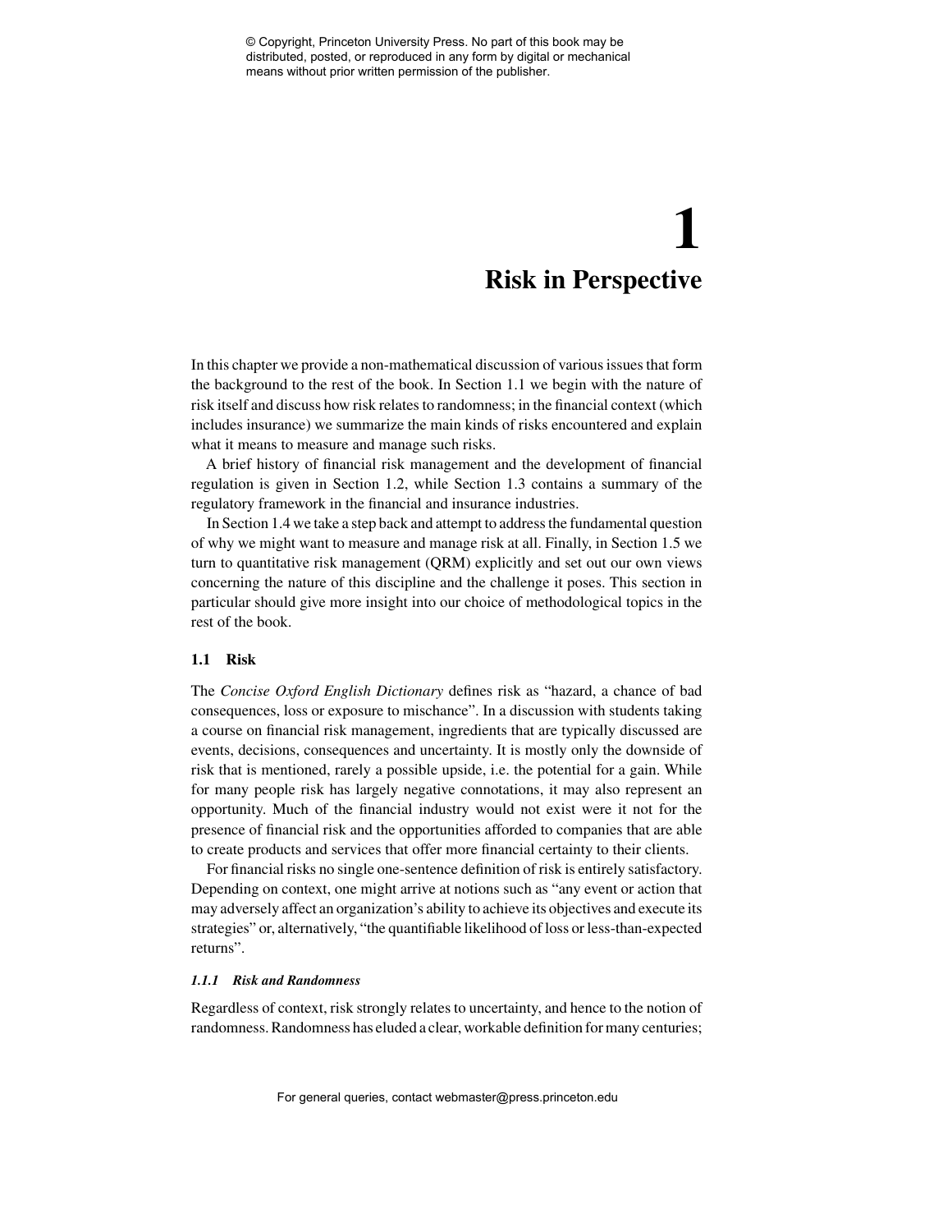# 1 Risk in Perspective

In this chapter we provide a non-mathematical discussion of various issues that form the background to the rest of the book. In Section 1.1 we begin with the nature of risk itself and discuss how risk relates to randomness; in the financial context (which includes insurance) we summarize the main kinds of risks encountered and explain what it means to measure and manage such risks.

A brief history of financial risk management and the development of financial regulation is given in Section 1.2, while Section 1.3 contains a summary of the regulatory framework in the financial and insurance industries.

In Section 1.4 we take a step back and attempt to address the fundamental question of why we might want to measure and manage risk at all. Finally, in Section 1.5 we turn to quantitative risk management (QRM) explicitly and set out our own views concerning the nature of this discipline and the challenge it poses. This section in particular should give more insight into our choice of methodological topics in the rest of the book.

## 1.1 Risk

The *Concise Oxford English Dictionary* defines risk as "hazard, a chance of bad consequences, loss or exposure to mischance". In a discussion with students taking a course on financial risk management, ingredients that are typically discussed are events, decisions, consequences and uncertainty. It is mostly only the downside of risk that is mentioned, rarely a possible upside, i.e. the potential for a gain. While for many people risk has largely negative connotations, it may also represent an opportunity. Much of the financial industry would not exist were it not for the presence of financial risk and the opportunities afforded to companies that are able to create products and services that offer more financial certainty to their clients.

For financial risks no single one-sentence definition of risk is entirely satisfactory. Depending on context, one might arrive at notions such as "any event or action that may adversely affect an organization's ability to achieve its objectives and execute its strategies" or, alternatively, "the quantifiable likelihood of loss or less-than-expected returns".

### *1.1.1 Risk and Randomness*

Regardless of context, risk strongly relates to uncertainty, and hence to the notion of randomness. Randomness has eluded a clear, workable definition for many centuries;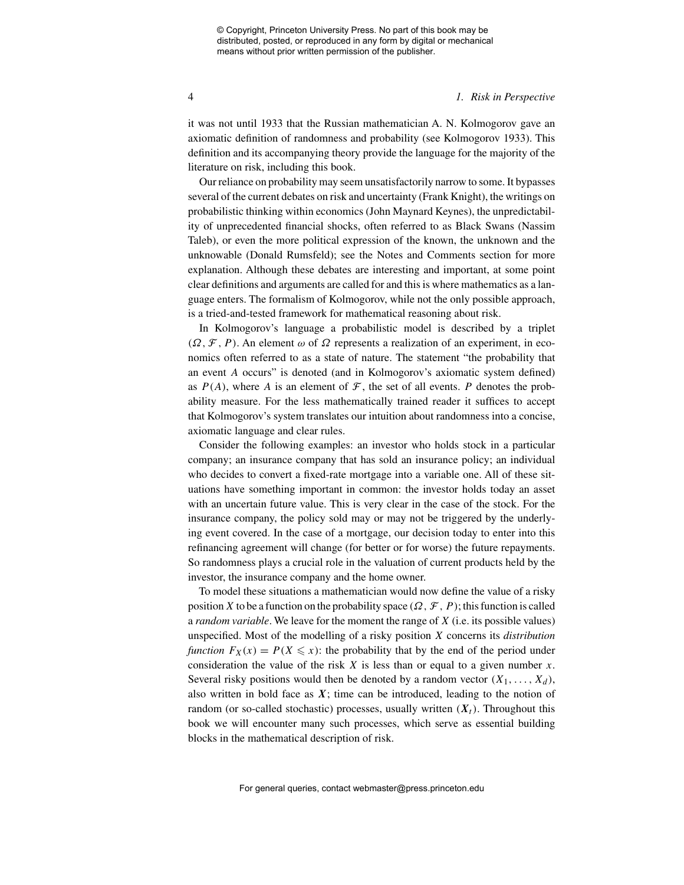it was not until 1933 that the Russian mathematician A. N. Kolmogorov gave an axiomatic definition of randomness and probability (see Kolmogorov 1933). This definition and its accompanying theory provide the language for the majority of the literature on risk, including this book.

Our reliance on probability may seem unsatisfactorily narrow to some. It bypasses several of the current debates on risk and uncertainty (Frank Knight), the writings on probabilistic thinking within economics (John Maynard Keynes), the unpredictability of unprecedented financial shocks, often referred to as Black Swans (Nassim Taleb), or even the more political expression of the known, the unknown and the unknowable (Donald Rumsfeld); see the Notes and Comments section for more explanation. Although these debates are interesting and important, at some point clear definitions and arguments are called for and this is where mathematics as a language enters. The formalism of Kolmogorov, while not the only possible approach, is a tried-and-tested framework for mathematical reasoning about risk.

In Kolmogorov's language a probabilistic model is described by a triplet $(\Omega, \mathcal{F}, P)$. An element $\omega$ of $\Omega$ represents a realization of an experiment, in economics often referred to as a state of nature. The statement "the probability that an event $A$ occurs" is denoted (and in Kolmogorov's axiomatic system defined) as $P(A)$, where $A$ is an element of $\mathcal{F}$, the set of all events. $P$ denotes the probability measure. For the less mathematically trained reader it suffices to accept that Kolmogorov's system translates our intuition about randomness into a concise, axiomatic language and clear rules.

Consider the following examples: an investor who holds stock in a particular company; an insurance company that has sold an insurance policy; an individual who decides to convert a fixed-rate mortgage into a variable one. All of these situations have something important in common: the investor holds today an asset with an uncertain future value. This is very clear in the case of the stock. For the insurance company, the policy sold may or may not be triggered by the underlying event covered. In the case of a mortgage, our decision today to enter into this refinancing agreement will change (for better or for worse) the future repayments. So randomness plays a crucial role in the valuation of current products held by the investor, the insurance company and the home owner.

To model these situations a mathematician would now define the value of a risky position $X$ to be a function on the probability space $(\Omega, \mathcal{F}, P)$; this function is called a *random variable*. We leave for the moment the range of $X$ (i.e. its possible values) unspecified. Most of the modelling of a risky position $X$ concerns its *distribution function* $F_X(x) = P(X \leqslant x)$: the probability that by the end of the period under consideration the value of the risk $X$ is less than or equal to a given number $x$. Several risky positions would then be denoted by a random vector $(X_1, \dots, X_d)$, also written in bold face as $\boldsymbol{X}$; time can be introduced, leading to the notion of random (or so-called stochastic) processes, usually written $(\boldsymbol{X}_t)$. Throughout this book we will encounter many such processes, which serve as essential building blocks in the mathematical description of risk.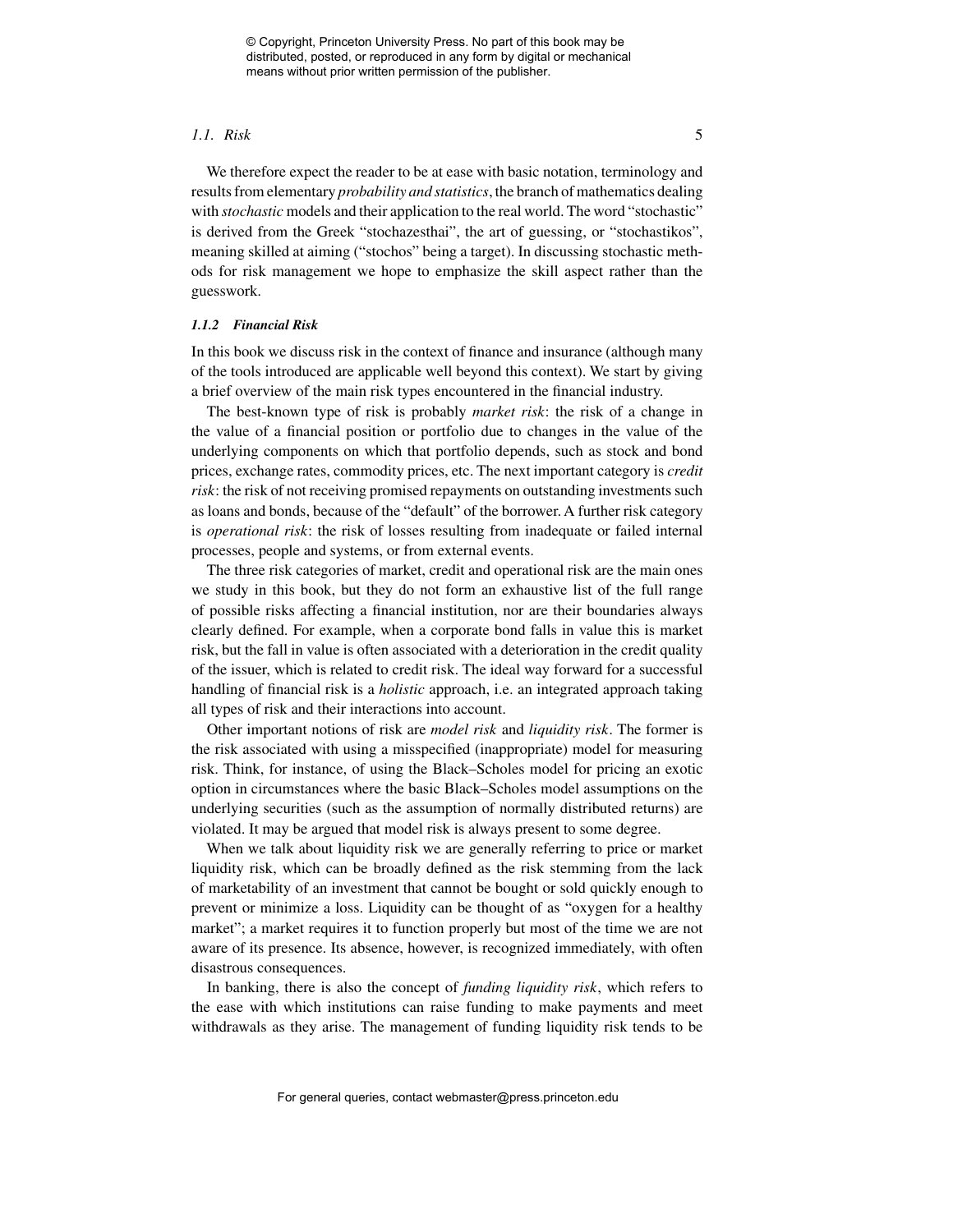We therefore expect the reader to be at ease with basic notation, terminology and results from elementary *probability and statistics*, the branch of mathematics dealing with *stochastic* models and their application to the real world. The word "stochastic" is derived from the Greek "stochazesthai", the art of guessing, or "stochastikos", meaning skilled at aiming ("stochos" being a target). In discussing stochastic methods for risk management we hope to emphasize the skill aspect rather than the guesswork.

### *1.1.2 Financial Risk*

In this book we discuss risk in the context of finance and insurance (although many of the tools introduced are applicable well beyond this context). We start by giving a brief overview of the main risk types encountered in the financial industry.

The best-known type of risk is probably *market risk*: the risk of a change in the value of a financial position or portfolio due to changes in the value of the underlying components on which that portfolio depends, such as stock and bond prices, exchange rates, commodity prices, etc. The next important category is *credit risk*: the risk of not receiving promised repayments on outstanding investments such as loans and bonds, because of the "default" of the borrower. A further risk category is *operational risk*: the risk of losses resulting from inadequate or failed internal processes, people and systems, or from external events.

The three risk categories of market, credit and operational risk are the main ones we study in this book, but they do not form an exhaustive list of the full range of possible risks affecting a financial institution, nor are their boundaries always clearly defined. For example, when a corporate bond falls in value this is market risk, but the fall in value is often associated with a deterioration in the credit quality of the issuer, which is related to credit risk. The ideal way forward for a successful handling of financial risk is a *holistic* approach, i.e. an integrated approach taking all types of risk and their interactions into account.

Other important notions of risk are *model risk* and *liquidity risk*. The former is the risk associated with using a misspecified (inappropriate) model for measuring risk. Think, for instance, of using the Black–Scholes model for pricing an exotic option in circumstances where the basic Black–Scholes model assumptions on the underlying securities (such as the assumption of normally distributed returns) are violated. It may be argued that model risk is always present to some degree.

When we talk about liquidity risk we are generally referring to price or market liquidity risk, which can be broadly defined as the risk stemming from the lack of marketability of an investment that cannot be bought or sold quickly enough to prevent or minimize a loss. Liquidity can be thought of as "oxygen for a healthy market"; a market requires it to function properly but most of the time we are not aware of its presence. Its absence, however, is recognized immediately, with often disastrous consequences.

In banking, there is also the concept of *funding liquidity risk*, which refers to the ease with which institutions can raise funding to make payments and meet withdrawals as they arise. The management of funding liquidity risk tends to be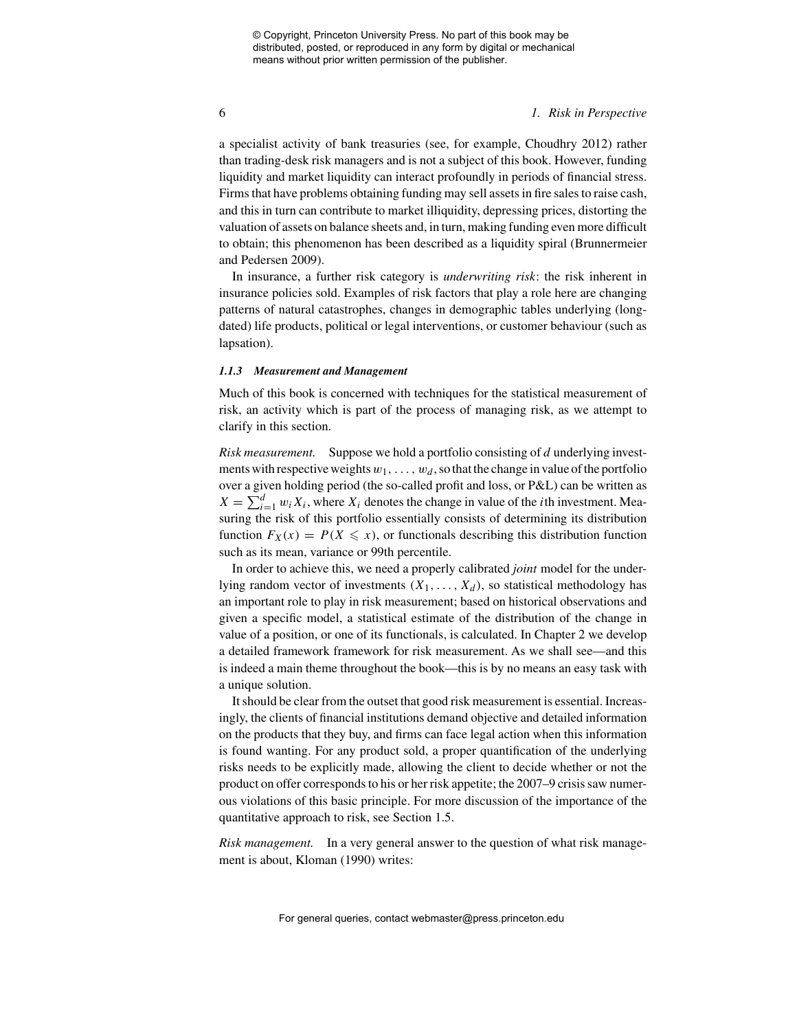a specialist activity of bank treasuries (see, for example, Choudhry 2012) rather than trading-desk risk managers and is not a subject of this book. However, funding liquidity and market liquidity can interact profoundly in periods of financial stress. Firms that have problems obtaining funding may sell assets in fire sales to raise cash, and this in turn can contribute to market illiquidity, depressing prices, distorting the valuation of assets on balance sheets and, in turn, making funding even more difficult to obtain; this phenomenon has been described as a liquidity spiral (Brunnermeier and Pedersen 2009).

In insurance, a further risk category is *underwriting risk*: the risk inherent in insurance policies sold. Examples of risk factors that play a role here are changing patterns of natural catastrophes, changes in demographic tables underlying (long-dated) life products, political or legal interventions, or customer behaviour (such as lapsation).

#### *1.1.3 Measurement and Management*

Much of this book is concerned with techniques for the statistical measurement of risk, an activity which is part of the process of managing risk, as we attempt to clarify in this section.

*Risk measurement.* Suppose we hold a portfolio consisting of $d$ underlying investments with respective weights $w_1, \dots, w_d$, so that the change in value of the portfolio over a given holding period (the so-called profit and loss, or P&L) can be written as $X = \sum_{i=1}^{d} w_i X_i$, where $X_i$ denotes the change in value of the $i$th investment. Measuring the risk of this portfolio essentially consists of determining its distribution function $F_X(x) = P(X \leqslant x)$, or functionals describing this distribution function such as its mean, variance or 99th percentile.

In order to achieve this, we need a properly calibrated *joint* model for the underlying random vector of investments $(X_1, \dots, X_d)$, so statistical methodology has an important role to play in risk measurement; based on historical observations and given a specific model, a statistical estimate of the distribution of the change in value of a position, or one of its functionals, is calculated. In Chapter 2 we develop a detailed framework framework for risk measurement. As we shall see—and this is indeed a main theme throughout the book—this is by no means an easy task with a unique solution.

It should be clear from the outset that good risk measurement is essential. Increasingly, the clients of financial institutions demand objective and detailed information on the products that they buy, and firms can face legal action when this information is found wanting. For any product sold, a proper quantification of the underlying risks needs to be explicitly made, allowing the client to decide whether or not the product on offer corresponds to his or her risk appetite; the 2007–9 crisis saw numerous violations of this basic principle. For more discussion of the importance of the quantitative approach to risk, see Section 1.5.

*Risk management.* In a very general answer to the question of what risk management is about, Kloman (1990) writes: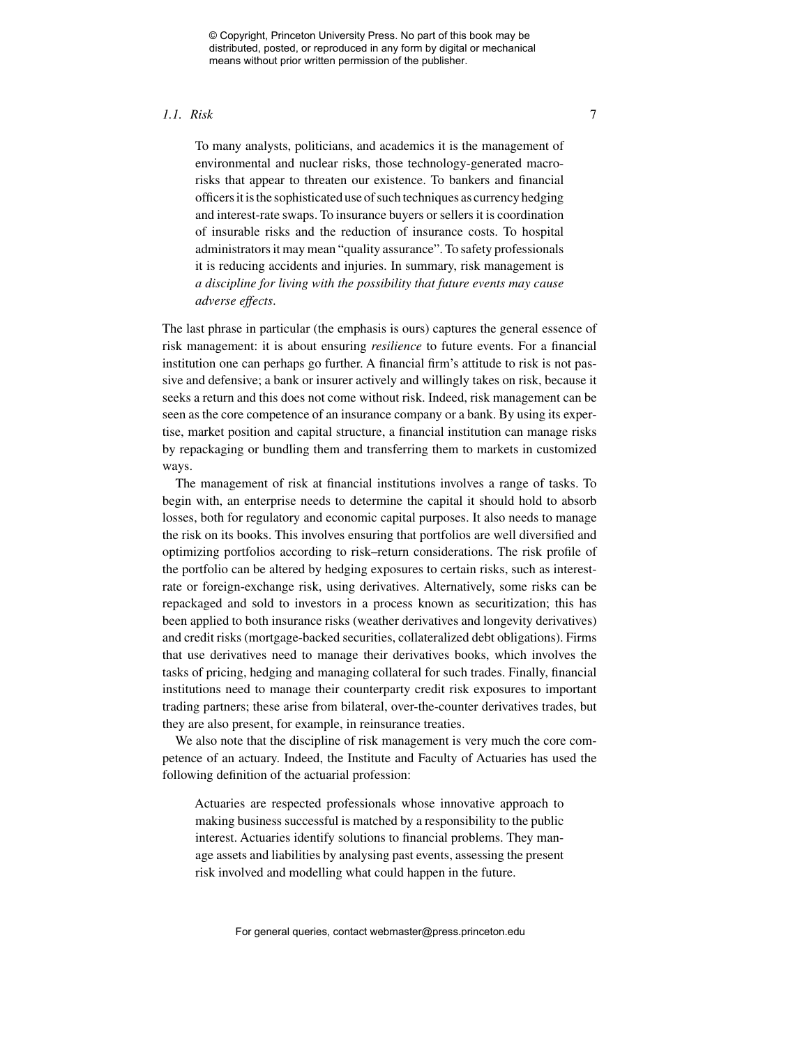> To many analysts, politicians, and academics it is the management of environmental and nuclear risks, those technology-generated macro-risks that appear to threaten our existence. To bankers and financial officers it is the sophisticated use of such techniques as currency hedging and interest-rate swaps. To insurance buyers or sellers it is coordination of insurable risks and the reduction of insurance costs. To hospital administrators it may mean "quality assurance". To safety professionals it is reducing accidents and injuries. In summary, risk management is *a discipline for living with the possibility that future events may cause adverse effects*.

The last phrase in particular (the emphasis is ours) captures the general essence of risk management: it is about ensuring *resilience* to future events. For a financial institution one can perhaps go further. A financial firm's attitude to risk is not passive and defensive; a bank or insurer actively and willingly takes on risk, because it seeks a return and this does not come without risk. Indeed, risk management can be seen as the core competence of an insurance company or a bank. By using its expertise, market position and capital structure, a financial institution can manage risks by repackaging or bundling them and transferring them to markets in customized ways.

The management of risk at financial institutions involves a range of tasks. To begin with, an enterprise needs to determine the capital it should hold to absorb losses, both for regulatory and economic capital purposes. It also needs to manage the risk on its books. This involves ensuring that portfolios are well diversified and optimizing portfolios according to risk–return considerations. The risk profile of the portfolio can be altered by hedging exposures to certain risks, such as interest-rate or foreign-exchange risk, using derivatives. Alternatively, some risks can be repackaged and sold to investors in a process known as securitization; this has been applied to both insurance risks (weather derivatives and longevity derivatives) and credit risks (mortgage-backed securities, collateralized debt obligations). Firms that use derivatives need to manage their derivatives books, which involves the tasks of pricing, hedging and managing collateral for such trades. Finally, financial institutions need to manage their counterparty credit risk exposures to important trading partners; these arise from bilateral, over-the-counter derivatives trades, but they are also present, for example, in reinsurance treaties.

We also note that the discipline of risk management is very much the core competence of an actuary. Indeed, the Institute and Faculty of Actuaries has used the following definition of the actuarial profession:

> Actuaries are respected professionals whose innovative approach to making business successful is matched by a responsibility to the public interest. Actuaries identify solutions to financial problems. They manage assets and liabilities by analysing past events, assessing the present risk involved and modelling what could happen in the future.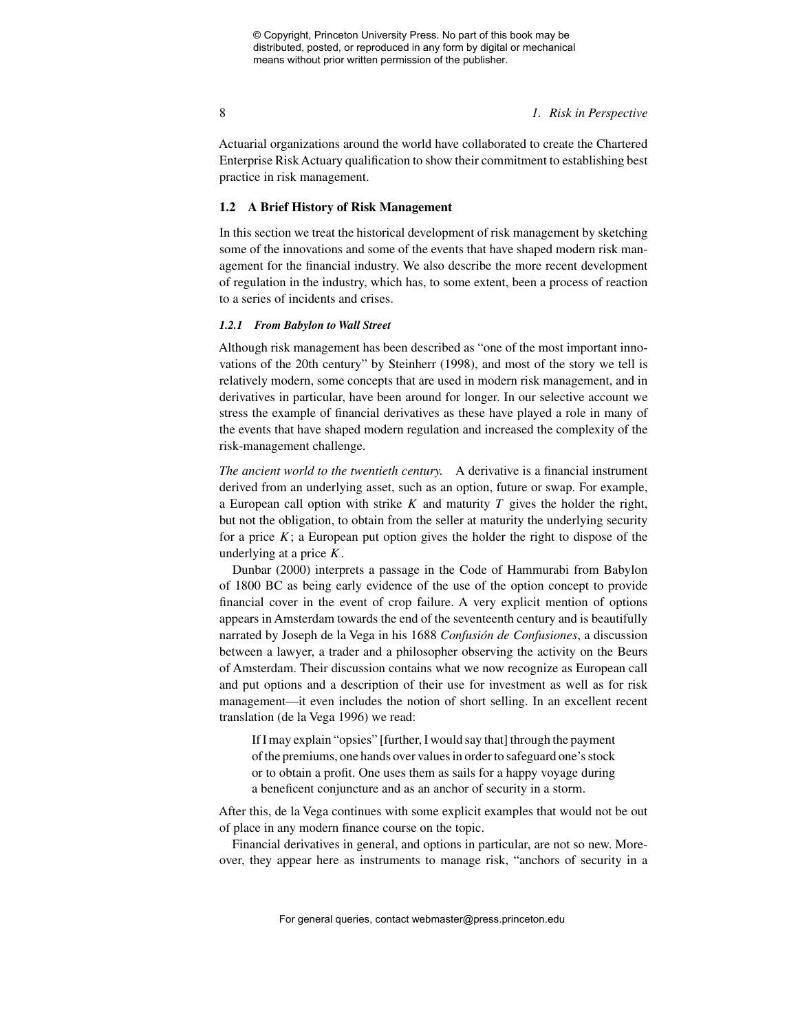Actuarial organizations around the world have collaborated to create the Chartered Enterprise Risk Actuary qualification to show their commitment to establishing best practice in risk management.

## 1.2 A Brief History of Risk Management

In this section we treat the historical development of risk management by sketching some of the innovations and some of the events that have shaped modern risk management for the financial industry. We also describe the more recent development of regulation in the industry, which has, to some extent, been a process of reaction to a series of incidents and crises.

### *1.2.1 From Babylon to Wall Street*

Although risk management has been described as "one of the most important innovations of the 20th century" by Steinherr (1998), and most of the story we tell is relatively modern, some concepts that are used in modern risk management, and in derivatives in particular, have been around for longer. In our selective account we stress the example of financial derivatives as these have played a role in many of the events that have shaped modern regulation and increased the complexity of the risk-management challenge.

*The ancient world to the twentieth century.* A derivative is a financial instrument derived from an underlying asset, such as an option, future or swap. For example, a European call option with strike $K$ and maturity $T$ gives the holder the right, but not the obligation, to obtain from the seller at maturity the underlying security for a price $K$; a European put option gives the holder the right to dispose of the underlying at a price $K$.

Dunbar (2000) interprets a passage in the Code of Hammurabi from Babylon of 1800 BC as being early evidence of the use of the option concept to provide financial cover in the event of crop failure. A very explicit mention of options appears in Amsterdam towards the end of the seventeenth century and is beautifully narrated by Joseph de la Vega in his 1688 *Confusión de Confusiones*, a discussion between a lawyer, a trader and a philosopher observing the activity on the Beurs of Amsterdam. Their discussion contains what we now recognize as European call and put options and a description of their use for investment as well as for risk management—it even includes the notion of short selling. In an excellent recent translation (de la Vega 1996) we read:

> If I may explain "opsies" [further, I would say that] through the payment of the premiums, one hands over values in order to safeguard one's stock or to obtain a profit. One uses them as sails for a happy voyage during a beneficent conjuncture and as an anchor of security in a storm.

After this, de la Vega continues with some explicit examples that would not be out of place in any modern finance course on the topic.

Financial derivatives in general, and options in particular, are not so new. Moreover, they appear here as instruments to manage risk, "anchors of security in a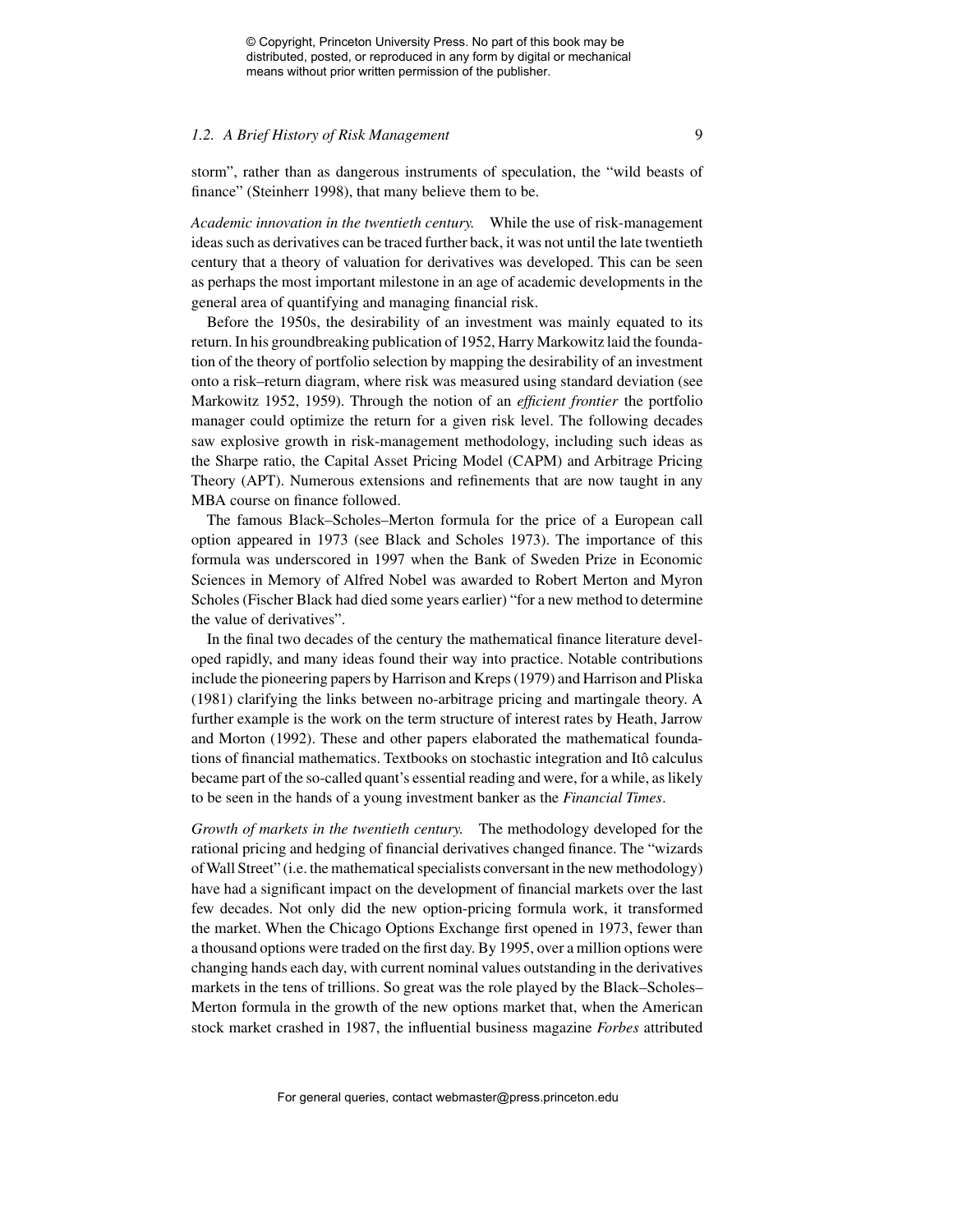storm", rather than as dangerous instruments of speculation, the "wild beasts of finance" (Steinherr 1998), that many believe them to be.

*Academic innovation in the twentieth century.* While the use of risk-management ideas such as derivatives can be traced further back, it was not until the late twentieth century that a theory of valuation for derivatives was developed. This can be seen as perhaps the most important milestone in an age of academic developments in the general area of quantifying and managing financial risk.

Before the 1950s, the desirability of an investment was mainly equated to its return. In his groundbreaking publication of 1952, Harry Markowitz laid the foundation of the theory of portfolio selection by mapping the desirability of an investment onto a risk–return diagram, where risk was measured using standard deviation (see Markowitz 1952, 1959). Through the notion of an *efficient frontier* the portfolio manager could optimize the return for a given risk level. The following decades saw explosive growth in risk-management methodology, including such ideas as the Sharpe ratio, the Capital Asset Pricing Model (CAPM) and Arbitrage Pricing Theory (APT). Numerous extensions and refinements that are now taught in any MBA course on finance followed.

The famous Black–Scholes–Merton formula for the price of a European call option appeared in 1973 (see Black and Scholes 1973). The importance of this formula was underscored in 1997 when the Bank of Sweden Prize in Economic Sciences in Memory of Alfred Nobel was awarded to Robert Merton and Myron Scholes (Fischer Black had died some years earlier) "for a new method to determine the value of derivatives".

In the final two decades of the century the mathematical finance literature developed rapidly, and many ideas found their way into practice. Notable contributions include the pioneering papers by Harrison and Kreps (1979) and Harrison and Pliska (1981) clarifying the links between no-arbitrage pricing and martingale theory. A further example is the work on the term structure of interest rates by Heath, Jarrow and Morton (1992). These and other papers elaborated the mathematical foundations of financial mathematics. Textbooks on stochastic integration and Itô calculus became part of the so-called quant's essential reading and were, for a while, as likely to be seen in the hands of a young investment banker as the *Financial Times*.

*Growth of markets in the twentieth century.* The methodology developed for the rational pricing and hedging of financial derivatives changed finance. The "wizards of Wall Street" (i.e. the mathematical specialists conversant in the new methodology) have had a significant impact on the development of financial markets over the last few decades. Not only did the new option-pricing formula work, it transformed the market. When the Chicago Options Exchange first opened in 1973, fewer than a thousand options were traded on the first day. By 1995, over a million options were changing hands each day, with current nominal values outstanding in the derivatives markets in the tens of trillions. So great was the role played by the Black–Scholes–Merton formula in the growth of the new options market that, when the American stock market crashed in 1987, the influential business magazine *Forbes* attributed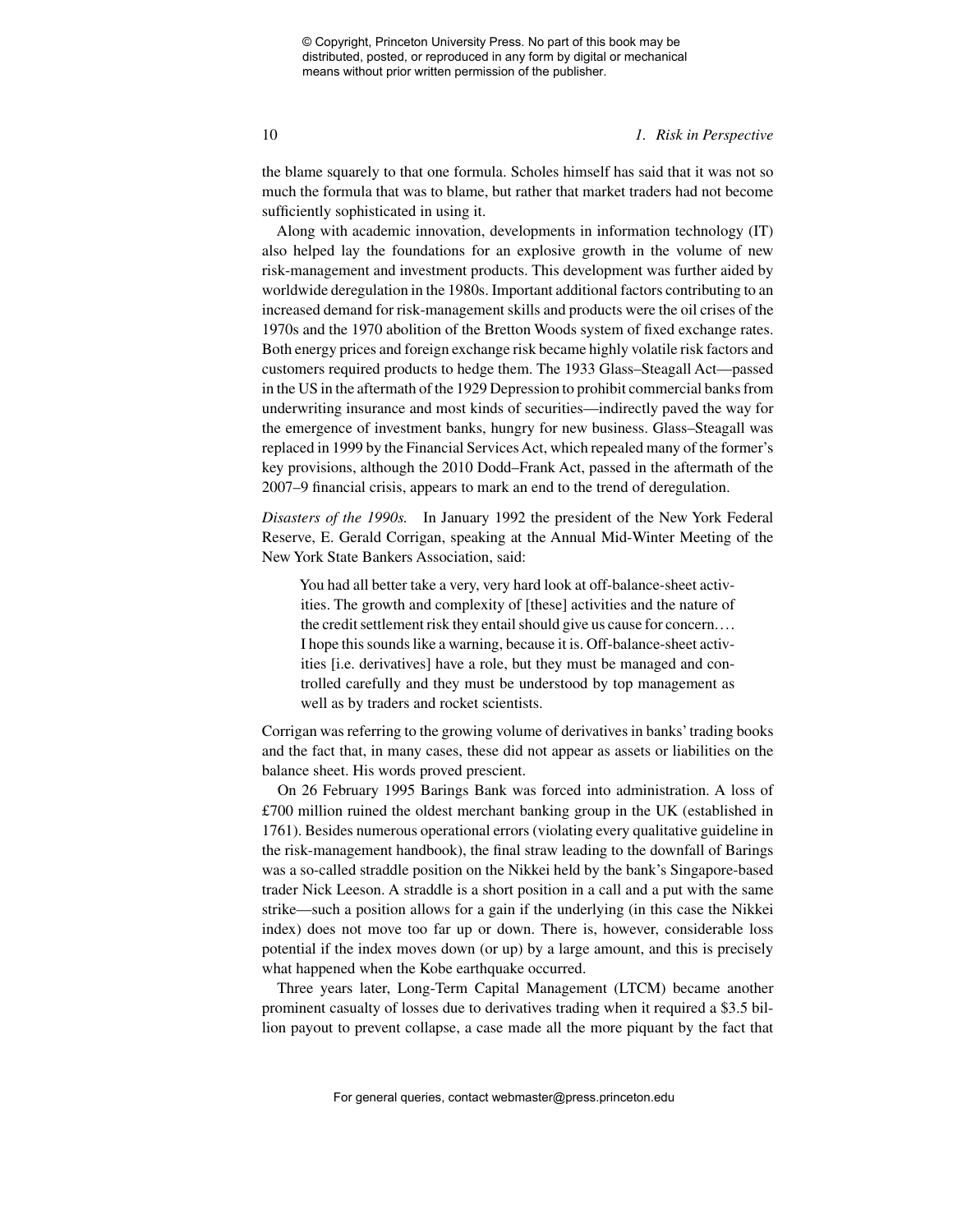the blame squarely to that one formula. Scholes himself has said that it was not so much the formula that was to blame, but rather that market traders had not become sufficiently sophisticated in using it.

Along with academic innovation, developments in information technology (IT) also helped lay the foundations for an explosive growth in the volume of new risk-management and investment products. This development was further aided by worldwide deregulation in the 1980s. Important additional factors contributing to an increased demand for risk-management skills and products were the oil crises of the 1970s and the 1970 abolition of the Bretton Woods system of fixed exchange rates. Both energy prices and foreign exchange risk became highly volatile risk factors and customers required products to hedge them. The 1933 Glass–Steagall Act—passed in the US in the aftermath of the 1929 Depression to prohibit commercial banks from underwriting insurance and most kinds of securities—indirectly paved the way for the emergence of investment banks, hungry for new business. Glass–Steagall was replaced in 1999 by the Financial Services Act, which repealed many of the former's key provisions, although the 2010 Dodd–Frank Act, passed in the aftermath of the 2007–9 financial crisis, appears to mark an end to the trend of deregulation.

*Disasters of the 1990s.* In January 1992 the president of the New York Federal Reserve, E. Gerald Corrigan, speaking at the Annual Mid-Winter Meeting of the New York State Bankers Association, said:

> You had all better take a very, very hard look at off-balance-sheet activities. The growth and complexity of [these] activities and the nature of the credit settlement risk they entail should give us cause for concern.... I hope this sounds like a warning, because it is. Off-balance-sheet activities [i.e. derivatives] have a role, but they must be managed and controlled carefully and they must be understood by top management as well as by traders and rocket scientists.

Corrigan was referring to the growing volume of derivatives in banks' trading books and the fact that, in many cases, these did not appear as assets or liabilities on the balance sheet. His words proved prescient.

On 26 February 1995 Barings Bank was forced into administration. A loss of £700 million ruined the oldest merchant banking group in the UK (established in 1761). Besides numerous operational errors (violating every qualitative guideline in the risk-management handbook), the final straw leading to the downfall of Barings was a so-called straddle position on the Nikkei held by the bank's Singapore-based trader Nick Leeson. A straddle is a short position in a call and a put with the same strike—such a position allows for a gain if the underlying (in this case the Nikkei index) does not move too far up or down. There is, however, considerable loss potential if the index moves down (or up) by a large amount, and this is precisely what happened when the Kobe earthquake occurred.

Three years later, Long-Term Capital Management (LTCM) became another prominent casualty of losses due to derivatives trading when it required a \$3.5 billion payout to prevent collapse, a case made all the more piquant by the fact that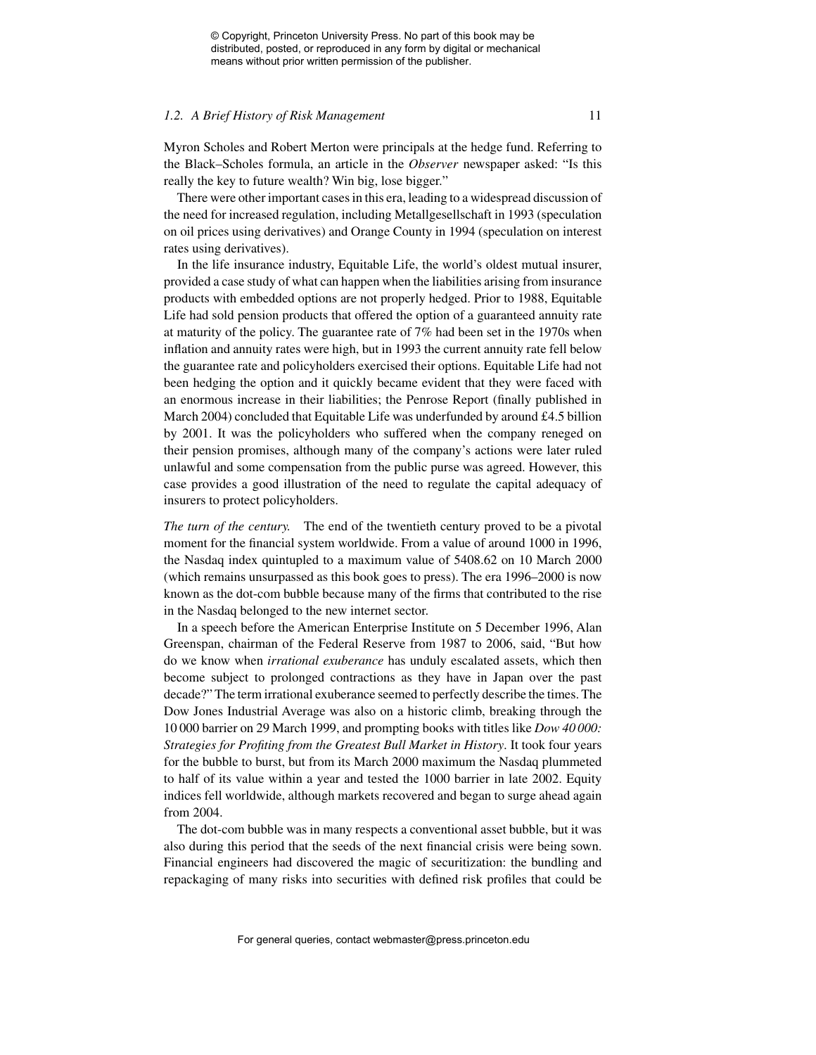Myron Scholes and Robert Merton were principals at the hedge fund. Referring to the Black–Scholes formula, an article in the *Observer* newspaper asked: "Is this really the key to future wealth? Win big, lose bigger."

There were other important cases in this era, leading to a widespread discussion of the need for increased regulation, including Metallgesellschaft in 1993 (speculation on oil prices using derivatives) and Orange County in 1994 (speculation on interest rates using derivatives).

In the life insurance industry, Equitable Life, the world's oldest mutual insurer, provided a case study of what can happen when the liabilities arising from insurance products with embedded options are not properly hedged. Prior to 1988, Equitable Life had sold pension products that offered the option of a guaranteed annuity rate at maturity of the policy. The guarantee rate of 7% had been set in the 1970s when inflation and annuity rates were high, but in 1993 the current annuity rate fell below the guarantee rate and policyholders exercised their options. Equitable Life had not been hedging the option and it quickly became evident that they were faced with an enormous increase in their liabilities; the Penrose Report (finally published in March 2004) concluded that Equitable Life was underfunded by around £4.5 billion by 2001. It was the policyholders who suffered when the company reneged on their pension promises, although many of the company's actions were later ruled unlawful and some compensation from the public purse was agreed. However, this case provides a good illustration of the need to regulate the capital adequacy of insurers to protect policyholders.

*The turn of the century.* The end of the twentieth century proved to be a pivotal moment for the financial system worldwide. From a value of around 1000 in 1996, the Nasdaq index quintupled to a maximum value of 5408.62 on 10 March 2000 (which remains unsurpassed as this book goes to press). The era 1996–2000 is now known as the dot-com bubble because many of the firms that contributed to the rise in the Nasdaq belonged to the new internet sector.

In a speech before the American Enterprise Institute on 5 December 1996, Alan Greenspan, chairman of the Federal Reserve from 1987 to 2006, said, "But how do we know when *irrational exuberance* has unduly escalated assets, which then become subject to prolonged contractions as they have in Japan over the past decade?" The term irrational exuberance seemed to perfectly describe the times. The Dow Jones Industrial Average was also on a historic climb, breaking through the 10 000 barrier on 29 March 1999, and prompting books with titles like *Dow 40 000: Strategies for Profiting from the Greatest Bull Market in History*. It took four years for the bubble to burst, but from its March 2000 maximum the Nasdaq plummeted to half of its value within a year and tested the 1000 barrier in late 2002. Equity indices fell worldwide, although markets recovered and began to surge ahead again from 2004.

The dot-com bubble was in many respects a conventional asset bubble, but it was also during this period that the seeds of the next financial crisis were being sown. Financial engineers had discovered the magic of securitization: the bundling and repackaging of many risks into securities with defined risk profiles that could be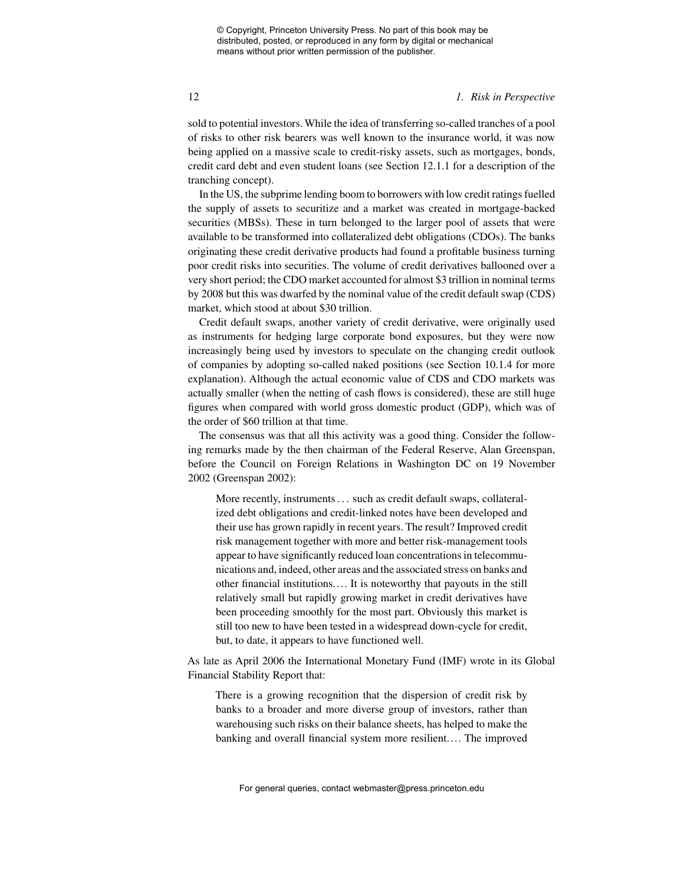sold to potential investors. While the idea of transferring so-called tranches of a pool of risks to other risk bearers was well known to the insurance world, it was now being applied on a massive scale to credit-risky assets, such as mortgages, bonds, credit card debt and even student loans (see Section 12.1.1 for a description of the tranching concept).

In the US, the subprime lending boom to borrowers with low credit ratings fuelled the supply of assets to securitize and a market was created in mortgage-backed securities (MBSs). These in turn belonged to the larger pool of assets that were available to be transformed into collateralized debt obligations (CDOs). The banks originating these credit derivative products had found a profitable business turning poor credit risks into securities. The volume of credit derivatives ballooned over a very short period; the CDO market accounted for almost \$3 trillion in nominal terms by 2008 but this was dwarfed by the nominal value of the credit default swap (CDS) market, which stood at about \$30 trillion.

Credit default swaps, another variety of credit derivative, were originally used as instruments for hedging large corporate bond exposures, but they were now increasingly being used by investors to speculate on the changing credit outlook of companies by adopting so-called naked positions (see Section 10.1.4 for more explanation). Although the actual economic value of CDS and CDO markets was actually smaller (when the netting of cash flows is considered), these are still huge figures when compared with world gross domestic product (GDP), which was of the order of \$60 trillion at that time.

The consensus was that all this activity was a good thing. Consider the following remarks made by the then chairman of the Federal Reserve, Alan Greenspan, before the Council on Foreign Relations in Washington DC on 19 November 2002 (Greenspan 2002):

> More recently, instruments ... such as credit default swaps, collateralized debt obligations and credit-linked notes have been developed and their use has grown rapidly in recent years. The result? Improved credit risk management together with more and better risk-management tools appear to have significantly reduced loan concentrations in telecommunications and, indeed, other areas and the associated stress on banks and other financial institutions.... It is noteworthy that payouts in the still relatively small but rapidly growing market in credit derivatives have been proceeding smoothly for the most part. Obviously this market is still too new to have been tested in a widespread down-cycle for credit, but, to date, it appears to have functioned well.

As late as April 2006 the International Monetary Fund (IMF) wrote in its Global Financial Stability Report that:

> There is a growing recognition that the dispersion of credit risk by banks to a broader and more diverse group of investors, rather than warehousing such risks on their balance sheets, has helped to make the banking and overall financial system more resilient.... The improved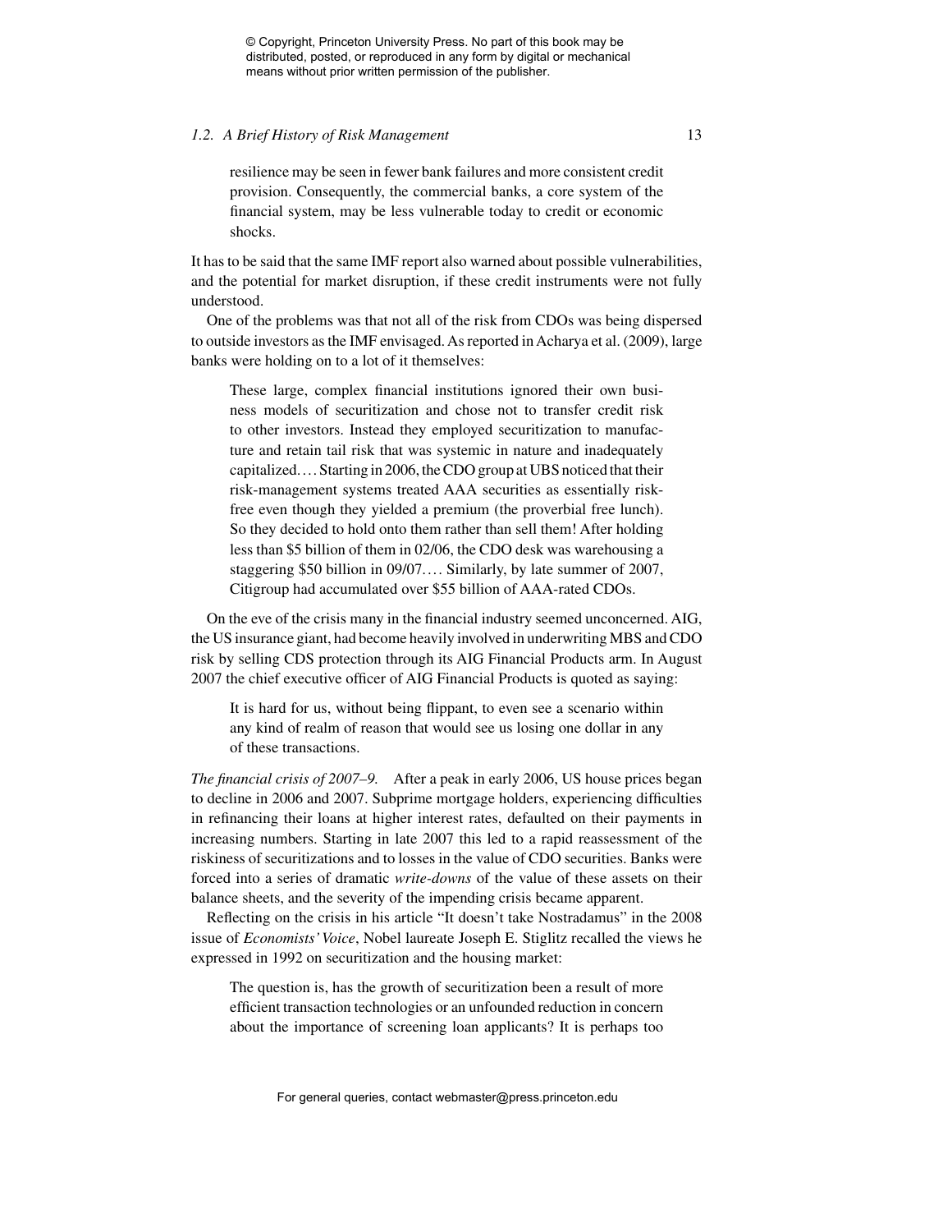resilience may be seen in fewer bank failures and more consistent credit provision. Consequently, the commercial banks, a core system of the financial system, may be less vulnerable today to credit or economic shocks.

It has to be said that the same IMF report also warned about possible vulnerabilities, and the potential for market disruption, if these credit instruments were not fully understood.

One of the problems was that not all of the risk from CDOs was being dispersed to outside investors as the IMF envisaged. As reported in Acharya et al. (2009), large banks were holding on to a lot of it themselves:

> These large, complex financial institutions ignored their own business models of securitization and chose not to transfer credit risk to other investors. Instead they employed securitization to manufacture and retain tail risk that was systemic in nature and inadequately capitalized.... Starting in 2006, the CDO group at UBS noticed that their risk-management systems treated AAA securities as essentially risk-free even though they yielded a premium (the proverbial free lunch). So they decided to hold onto them rather than sell them! After holding less than $5 billion of them in 02/06, the CDO desk was warehousing a staggering $50 billion in 09/07.... Similarly, by late summer of 2007, Citigroup had accumulated over $55 billion of AAA-rated CDOs.

On the eve of the crisis many in the financial industry seemed unconcerned. AIG, the US insurance giant, had become heavily involved in underwriting MBS and CDO risk by selling CDS protection through its AIG Financial Products arm. In August 2007 the chief executive officer of AIG Financial Products is quoted as saying:

> It is hard for us, without being flippant, to even see a scenario within any kind of realm of reason that would see us losing one dollar in any of these transactions.

*The financial crisis of 2007–9.* After a peak in early 2006, US house prices began to decline in 2006 and 2007. Subprime mortgage holders, experiencing difficulties in refinancing their loans at higher interest rates, defaulted on their payments in increasing numbers. Starting in late 2007 this led to a rapid reassessment of the riskiness of securitizations and to losses in the value of CDO securities. Banks were forced into a series of dramatic *write-downs* of the value of these assets on their balance sheets, and the severity of the impending crisis became apparent.

Reflecting on the crisis in his article "It doesn't take Nostradamus" in the 2008 issue of *Economists' Voice*, Nobel laureate Joseph E. Stiglitz recalled the views he expressed in 1992 on securitization and the housing market:

> The question is, has the growth of securitization been a result of more efficient transaction technologies or an unfounded reduction in concern about the importance of screening loan applicants? It is perhaps too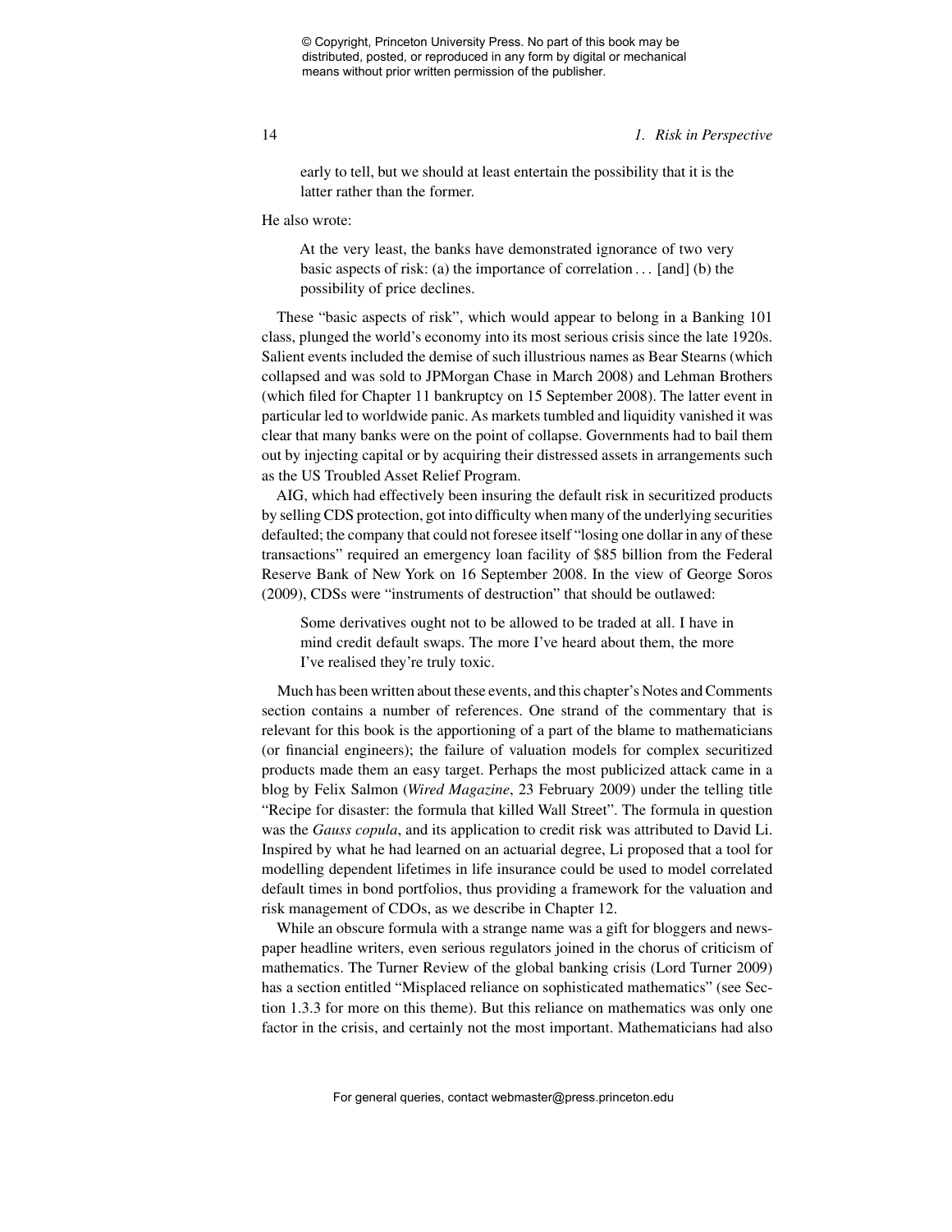> early to tell, but we should at least entertain the possibility that it is the latter rather than the former.

He also wrote:

> At the very least, the banks have demonstrated ignorance of two very basic aspects of risk: (a) the importance of correlation . . . [and] (b) the possibility of price declines.

These "basic aspects of risk", which would appear to belong in a Banking 101 class, plunged the world's economy into its most serious crisis since the late 1920s. Salient events included the demise of such illustrious names as Bear Stearns (which collapsed and was sold to JPMorgan Chase in March 2008) and Lehman Brothers (which filed for Chapter 11 bankruptcy on 15 September 2008). The latter event in particular led to worldwide panic. As markets tumbled and liquidity vanished it was clear that many banks were on the point of collapse. Governments had to bail them out by injecting capital or by acquiring their distressed assets in arrangements such as the US Troubled Asset Relief Program.

AIG, which had effectively been insuring the default risk in securitized products by selling CDS protection, got into difficulty when many of the underlying securities defaulted; the company that could not foresee itself "losing one dollar in any of these transactions" required an emergency loan facility of $85 billion from the Federal Reserve Bank of New York on 16 September 2008. In the view of George Soros (2009), CDSs were "instruments of destruction" that should be outlawed:

> Some derivatives ought not to be allowed to be traded at all. I have in mind credit default swaps. The more I've heard about them, the more I've realised they're truly toxic.

Much has been written about these events, and this chapter's Notes and Comments section contains a number of references. One strand of the commentary that is relevant for this book is the apportioning of a part of the blame to mathematicians (or financial engineers); the failure of valuation models for complex securitized products made them an easy target. Perhaps the most publicized attack came in a blog by Felix Salmon (*Wired Magazine*, 23 February 2009) under the telling title "Recipe for disaster: the formula that killed Wall Street". The formula in question was the *Gauss copula*, and its application to credit risk was attributed to David Li. Inspired by what he had learned on an actuarial degree, Li proposed that a tool for modelling dependent lifetimes in life insurance could be used to model correlated default times in bond portfolios, thus providing a framework for the valuation and risk management of CDOs, as we describe in Chapter 12.

While an obscure formula with a strange name was a gift for bloggers and newspaper headline writers, even serious regulators joined in the chorus of criticism of mathematics. The Turner Review of the global banking crisis (Lord Turner 2009) has a section entitled "Misplaced reliance on sophisticated mathematics" (see Section 1.3.3 for more on this theme). But this reliance on mathematics was only one factor in the crisis, and certainly not the most important. Mathematicians had also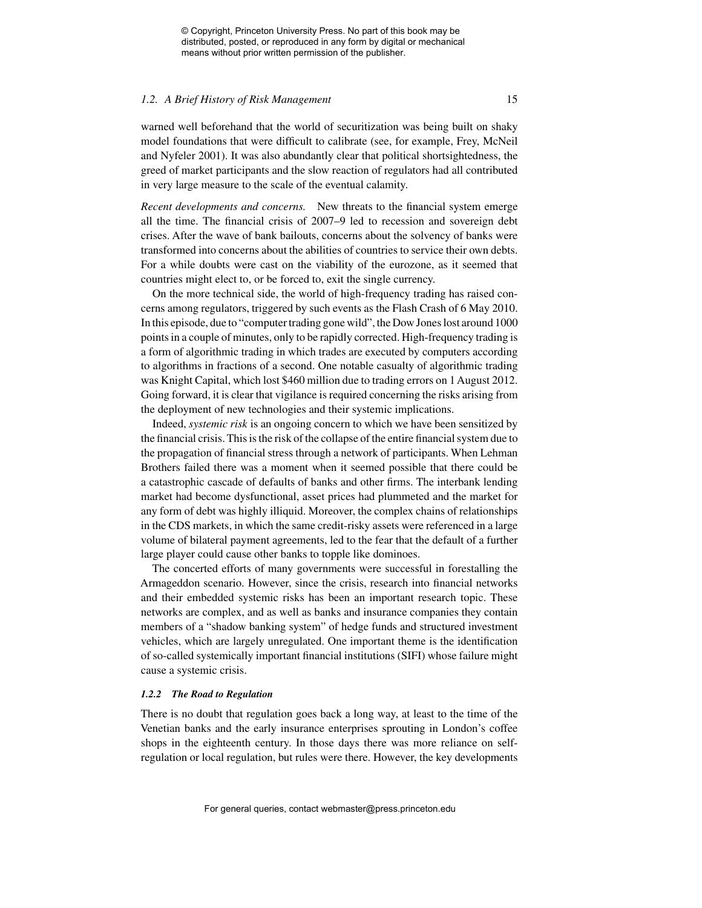warned well beforehand that the world of securitization was being built on shaky model foundations that were difficult to calibrate (see, for example, Frey, McNeil and Nyfeler 2001). It was also abundantly clear that political shortsightedness, the greed of market participants and the slow reaction of regulators had all contributed in very large measure to the scale of the eventual calamity.

*Recent developments and concerns.* New threats to the financial system emerge all the time. The financial crisis of 2007–9 led to recession and sovereign debt crises. After the wave of bank bailouts, concerns about the solvency of banks were transformed into concerns about the abilities of countries to service their own debts. For a while doubts were cast on the viability of the eurozone, as it seemed that countries might elect to, or be forced to, exit the single currency.

On the more technical side, the world of high-frequency trading has raised concerns among regulators, triggered by such events as the Flash Crash of 6 May 2010. In this episode, due to "computer trading gone wild", the Dow Jones lost around 1000 points in a couple of minutes, only to be rapidly corrected. High-frequency trading is a form of algorithmic trading in which trades are executed by computers according to algorithms in fractions of a second. One notable casualty of algorithmic trading was Knight Capital, which lost $460 million due to trading errors on 1 August 2012. Going forward, it is clear that vigilance is required concerning the risks arising from the deployment of new technologies and their systemic implications.

Indeed, *systemic risk* is an ongoing concern to which we have been sensitized by the financial crisis. This is the risk of the collapse of the entire financial system due to the propagation of financial stress through a network of participants. When Lehman Brothers failed there was a moment when it seemed possible that there could be a catastrophic cascade of defaults of banks and other firms. The interbank lending market had become dysfunctional, asset prices had plummeted and the market for any form of debt was highly illiquid. Moreover, the complex chains of relationships in the CDS markets, in which the same credit-risky assets were referenced in a large volume of bilateral payment agreements, led to the fear that the default of a further large player could cause other banks to topple like dominoes.

The concerted efforts of many governments were successful in forestalling the Armageddon scenario. However, since the crisis, research into financial networks and their embedded systemic risks has been an important research topic. These networks are complex, and as well as banks and insurance companies they contain members of a "shadow banking system" of hedge funds and structured investment vehicles, which are largely unregulated. One important theme is the identification of so-called systemically important financial institutions (SIFI) whose failure might cause a systemic crisis.

### 1.2.2 The Road to Regulation

There is no doubt that regulation goes back a long way, at least to the time of the Venetian banks and the early insurance enterprises sprouting in London's coffee shops in the eighteenth century. In those days there was more reliance on self-regulation or local regulation, but rules were there. However, the key developments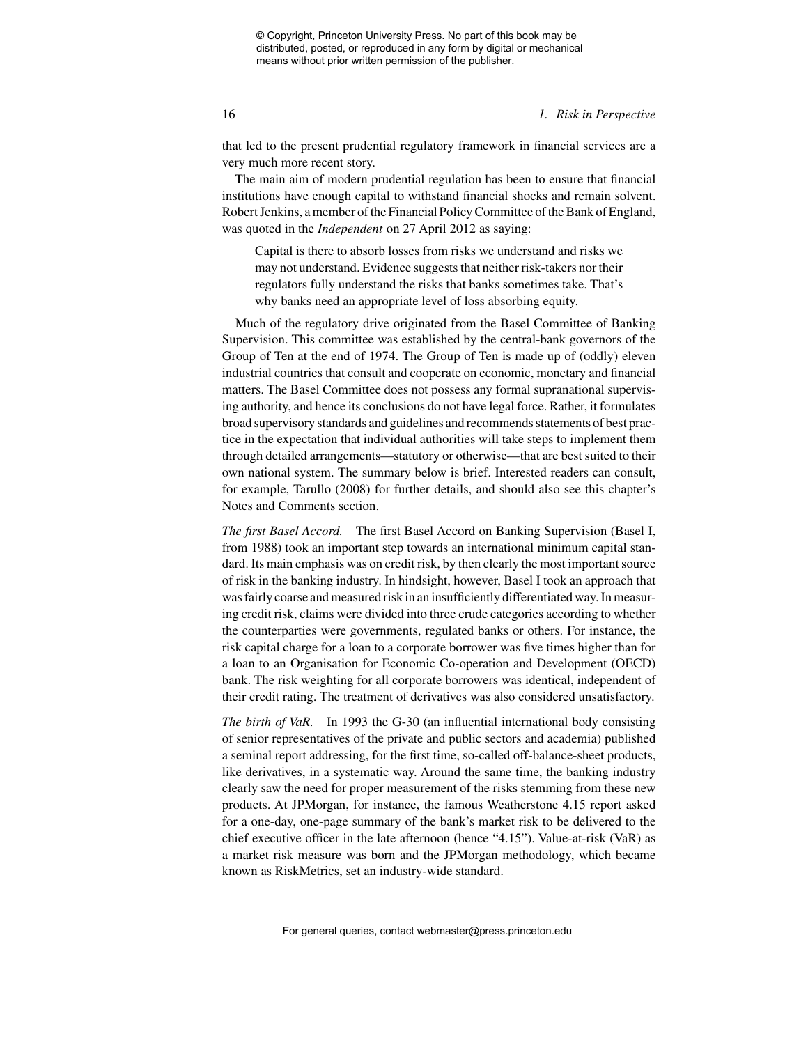that led to the present prudential regulatory framework in financial services are a very much more recent story.

The main aim of modern prudential regulation has been to ensure that financial institutions have enough capital to withstand financial shocks and remain solvent. Robert Jenkins, a member of the Financial Policy Committee of the Bank of England, was quoted in the *Independent* on 27 April 2012 as saying:

> Capital is there to absorb losses from risks we understand and risks we may not understand. Evidence suggests that neither risk-takers nor their regulators fully understand the risks that banks sometimes take. That's why banks need an appropriate level of loss absorbing equity.

Much of the regulatory drive originated from the Basel Committee of Banking Supervision. This committee was established by the central-bank governors of the Group of Ten at the end of 1974. The Group of Ten is made up of (oddly) eleven industrial countries that consult and cooperate on economic, monetary and financial matters. The Basel Committee does not possess any formal supranational supervising authority, and hence its conclusions do not have legal force. Rather, it formulates broad supervisory standards and guidelines and recommends statements of best practice in the expectation that individual authorities will take steps to implement them through detailed arrangements—statutory or otherwise—that are best suited to their own national system. The summary below is brief. Interested readers can consult, for example, Tarullo (2008) for further details, and should also see this chapter's Notes and Comments section.

*The first Basel Accord.* The first Basel Accord on Banking Supervision (Basel I, from 1988) took an important step towards an international minimum capital standard. Its main emphasis was on credit risk, by then clearly the most important source of risk in the banking industry. In hindsight, however, Basel I took an approach that was fairly coarse and measured risk in an insufficiently differentiated way. In measuring credit risk, claims were divided into three crude categories according to whether the counterparties were governments, regulated banks or others. For instance, the risk capital charge for a loan to a corporate borrower was five times higher than for a loan to an Organisation for Economic Co-operation and Development (OECD) bank. The risk weighting for all corporate borrowers was identical, independent of their credit rating. The treatment of derivatives was also considered unsatisfactory.

*The birth of VaR.* In 1993 the G-30 (an influential international body consisting of senior representatives of the private and public sectors and academia) published a seminal report addressing, for the first time, so-called off-balance-sheet products, like derivatives, in a systematic way. Around the same time, the banking industry clearly saw the need for proper measurement of the risks stemming from these new products. At JPMorgan, for instance, the famous Weatherstone 4.15 report asked for a one-day, one-page summary of the bank's market risk to be delivered to the chief executive officer in the late afternoon (hence "4.15"). Value-at-risk (VaR) as a market risk measure was born and the JPMorgan methodology, which became known as RiskMetrics, set an industry-wide standard.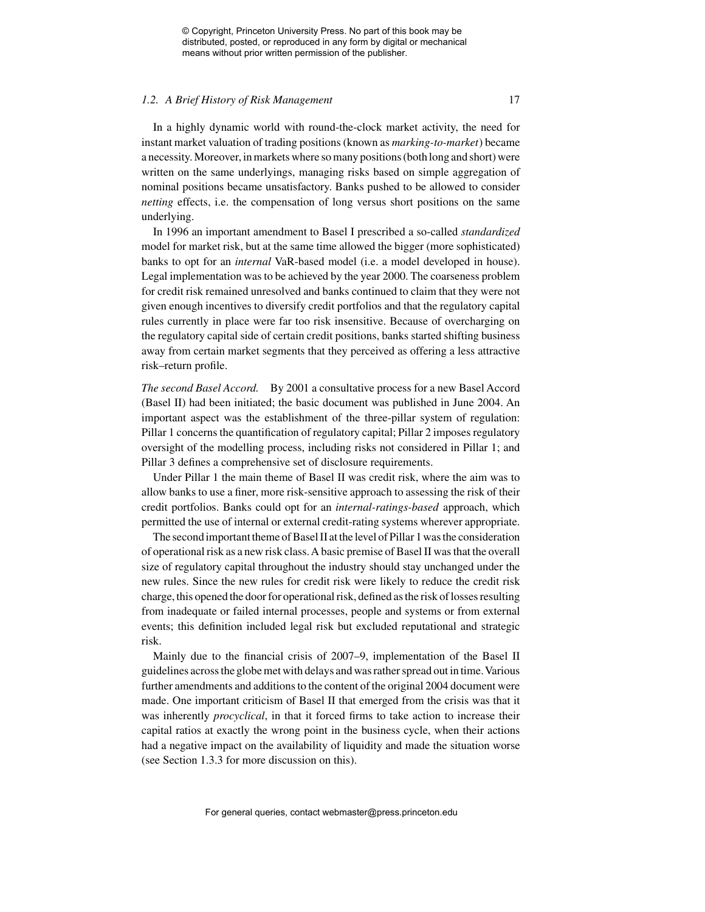In a highly dynamic world with round-the-clock market activity, the need for instant market valuation of trading positions (known as *marking-to-market*) became a necessity. Moreover, in markets where so many positions (both long and short) were written on the same underlyings, managing risks based on simple aggregation of nominal positions became unsatisfactory. Banks pushed to be allowed to consider *netting* effects, i.e. the compensation of long versus short positions on the same underlying.

In 1996 an important amendment to Basel I prescribed a so-called *standardized* model for market risk, but at the same time allowed the bigger (more sophisticated) banks to opt for an *internal* VaR-based model (i.e. a model developed in house). Legal implementation was to be achieved by the year 2000. The coarseness problem for credit risk remained unresolved and banks continued to claim that they were not given enough incentives to diversify credit portfolios and that the regulatory capital rules currently in place were far too risk insensitive. Because of overcharging on the regulatory capital side of certain credit positions, banks started shifting business away from certain market segments that they perceived as offering a less attractive risk–return profile.

*The second Basel Accord.* By 2001 a consultative process for a new Basel Accord (Basel II) had been initiated; the basic document was published in June 2004. An important aspect was the establishment of the three-pillar system of regulation: Pillar 1 concerns the quantification of regulatory capital; Pillar 2 imposes regulatory oversight of the modelling process, including risks not considered in Pillar 1; and Pillar 3 defines a comprehensive set of disclosure requirements.

Under Pillar 1 the main theme of Basel II was credit risk, where the aim was to allow banks to use a finer, more risk-sensitive approach to assessing the risk of their credit portfolios. Banks could opt for an *internal-ratings-based* approach, which permitted the use of internal or external credit-rating systems wherever appropriate.

The second important theme of Basel II at the level of Pillar 1 was the consideration of operational risk as a new risk class. A basic premise of Basel II was that the overall size of regulatory capital throughout the industry should stay unchanged under the new rules. Since the new rules for credit risk were likely to reduce the credit risk charge, this opened the door for operational risk, defined as the risk of losses resulting from inadequate or failed internal processes, people and systems or from external events; this definition included legal risk but excluded reputational and strategic risk.

Mainly due to the financial crisis of 2007–9, implementation of the Basel II guidelines across the globe met with delays and was rather spread out in time. Various further amendments and additions to the content of the original 2004 document were made. One important criticism of Basel II that emerged from the crisis was that it was inherently *procyclical*, in that it forced firms to take action to increase their capital ratios at exactly the wrong point in the business cycle, when their actions had a negative impact on the availability of liquidity and made the situation worse (see Section 1.3.3 for more discussion on this).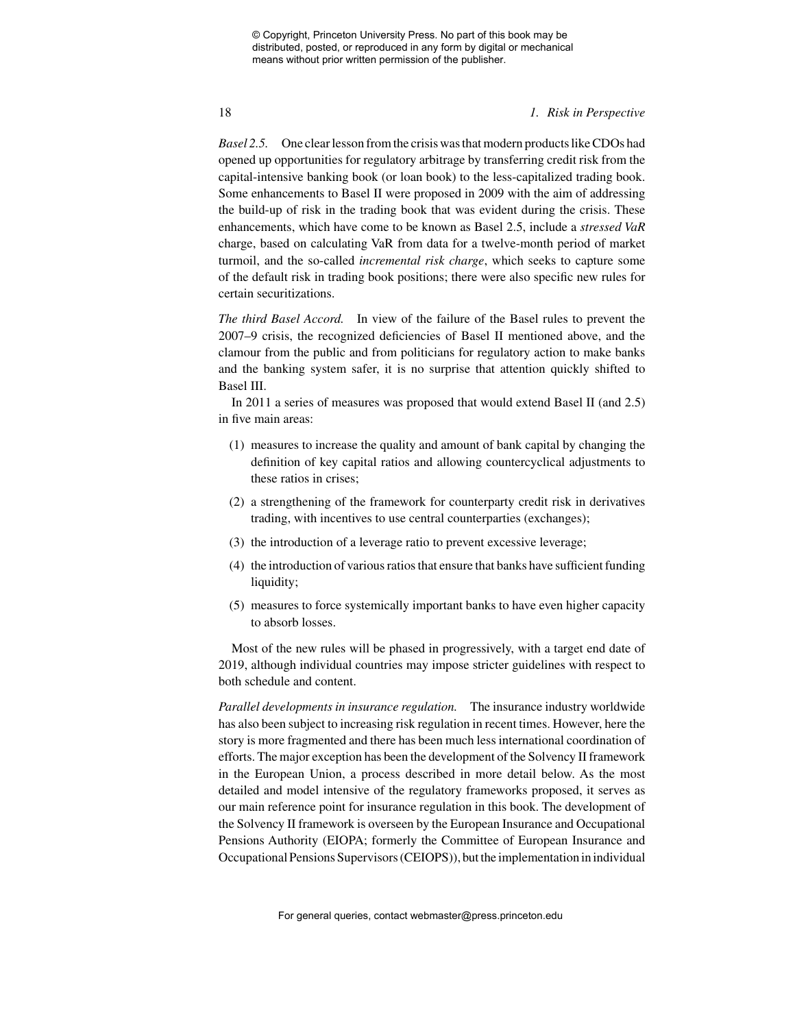*Basel 2.5.* One clear lesson from the crisis was that modern products like CDOs had opened up opportunities for regulatory arbitrage by transferring credit risk from the capital-intensive banking book (or loan book) to the less-capitalized trading book. Some enhancements to Basel II were proposed in 2009 with the aim of addressing the build-up of risk in the trading book that was evident during the crisis. These enhancements, which have come to be known as Basel 2.5, include a *stressed VaR* charge, based on calculating VaR from data for a twelve-month period of market turmoil, and the so-called *incremental risk charge*, which seeks to capture some of the default risk in trading book positions; there were also specific new rules for certain securitizations.

*The third Basel Accord.* In view of the failure of the Basel rules to prevent the 2007–9 crisis, the recognized deficiencies of Basel II mentioned above, and the clamour from the public and from politicians for regulatory action to make banks and the banking system safer, it is no surprise that attention quickly shifted to Basel III.

In 2011 a series of measures was proposed that would extend Basel II (and 2.5) in five main areas:

(1) measures to increase the quality and amount of bank capital by changing the definition of key capital ratios and allowing countercyclical adjustments to these ratios in crises;

(2) a strengthening of the framework for counterparty credit risk in derivatives trading, with incentives to use central counterparties (exchanges);

(3) the introduction of a leverage ratio to prevent excessive leverage;

(4) the introduction of various ratios that ensure that banks have sufficient funding liquidity;

(5) measures to force systemically important banks to have even higher capacity to absorb losses.

Most of the new rules will be phased in progressively, with a target end date of 2019, although individual countries may impose stricter guidelines with respect to both schedule and content.

*Parallel developments in insurance regulation.* The insurance industry worldwide has also been subject to increasing risk regulation in recent times. However, here the story is more fragmented and there has been much less international coordination of efforts. The major exception has been the development of the Solvency II framework in the European Union, a process described in more detail below. As the most detailed and model intensive of the regulatory frameworks proposed, it serves as our main reference point for insurance regulation in this book. The development of the Solvency II framework is overseen by the European Insurance and Occupational Pensions Authority (EIOPA; formerly the Committee of European Insurance and Occupational Pensions Supervisors (CEIOPS)), but the implementation in individual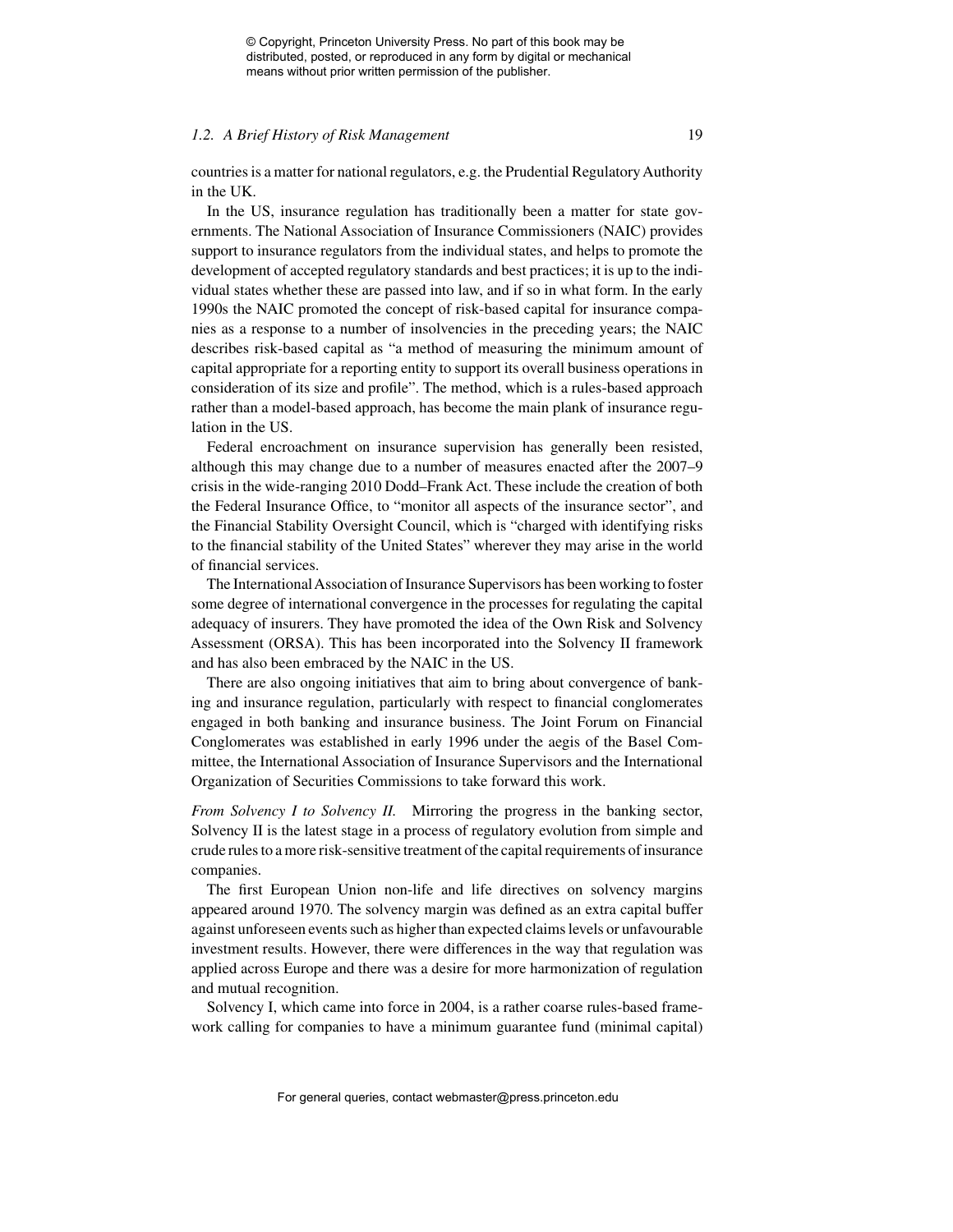countries is a matter for national regulators, e.g. the Prudential Regulatory Authority in the UK.

In the US, insurance regulation has traditionally been a matter for state governments. The National Association of Insurance Commissioners (NAIC) provides support to insurance regulators from the individual states, and helps to promote the development of accepted regulatory standards and best practices; it is up to the individual states whether these are passed into law, and if so in what form. In the early 1990s the NAIC promoted the concept of risk-based capital for insurance companies as a response to a number of insolvencies in the preceding years; the NAIC describes risk-based capital as "a method of measuring the minimum amount of capital appropriate for a reporting entity to support its overall business operations in consideration of its size and profile". The method, which is a rules-based approach rather than a model-based approach, has become the main plank of insurance regulation in the US.

Federal encroachment on insurance supervision has generally been resisted, although this may change due to a number of measures enacted after the 2007–9 crisis in the wide-ranging 2010 Dodd–Frank Act. These include the creation of both the Federal Insurance Office, to "monitor all aspects of the insurance sector", and the Financial Stability Oversight Council, which is "charged with identifying risks to the financial stability of the United States" wherever they may arise in the world of financial services.

The International Association of Insurance Supervisors has been working to foster some degree of international convergence in the processes for regulating the capital adequacy of insurers. They have promoted the idea of the Own Risk and Solvency Assessment (ORSA). This has been incorporated into the Solvency II framework and has also been embraced by the NAIC in the US.

There are also ongoing initiatives that aim to bring about convergence of banking and insurance regulation, particularly with respect to financial conglomerates engaged in both banking and insurance business. The Joint Forum on Financial Conglomerates was established in early 1996 under the aegis of the Basel Committee, the International Association of Insurance Supervisors and the International Organization of Securities Commissions to take forward this work.

*From Solvency I to Solvency II.* Mirroring the progress in the banking sector, Solvency II is the latest stage in a process of regulatory evolution from simple and crude rules to a more risk-sensitive treatment of the capital requirements of insurance companies.

The first European Union non-life and life directives on solvency margins appeared around 1970. The solvency margin was defined as an extra capital buffer against unforeseen events such as higher than expected claims levels or unfavourable investment results. However, there were differences in the way that regulation was applied across Europe and there was a desire for more harmonization of regulation and mutual recognition.

Solvency I, which came into force in 2004, is a rather coarse rules-based framework calling for companies to have a minimum guarantee fund (minimal capital)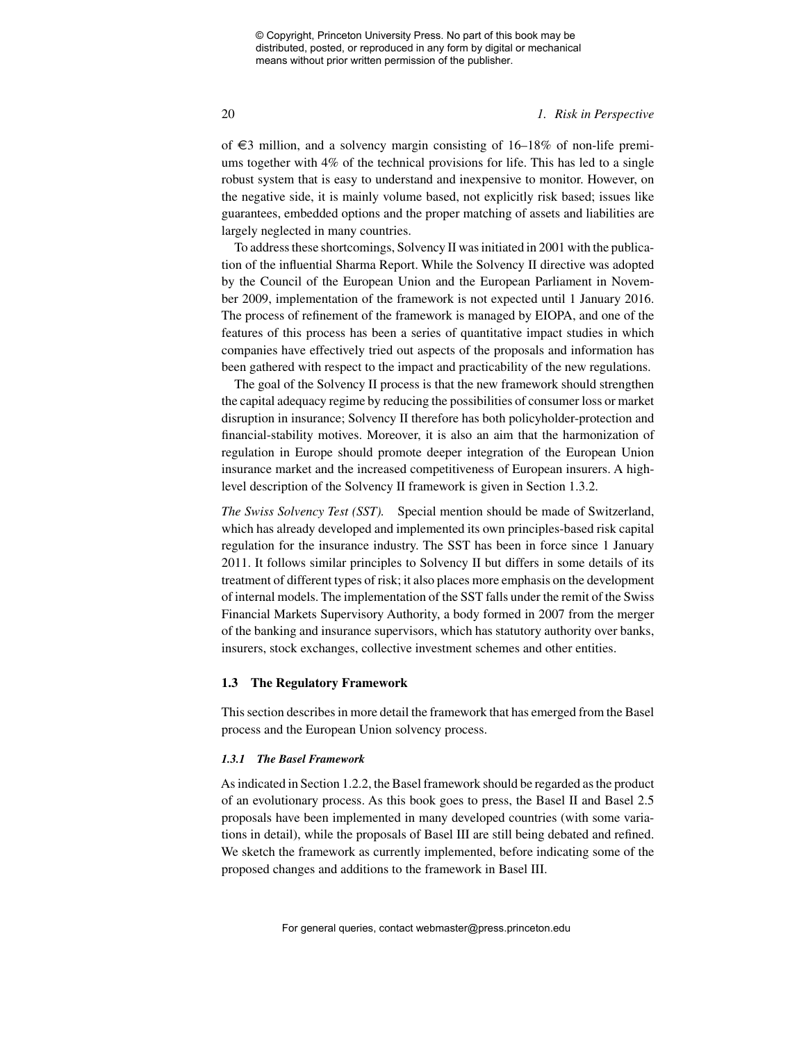of €3 million, and a solvency margin consisting of 16–18% of non-life premiums together with 4% of the technical provisions for life. This has led to a single robust system that is easy to understand and inexpensive to monitor. However, on the negative side, it is mainly volume based, not explicitly risk based; issues like guarantees, embedded options and the proper matching of assets and liabilities are largely neglected in many countries.

To address these shortcomings, Solvency II was initiated in 2001 with the publication of the influential Sharma Report. While the Solvency II directive was adopted by the Council of the European Union and the European Parliament in November 2009, implementation of the framework is not expected until 1 January 2016. The process of refinement of the framework is managed by EIOPA, and one of the features of this process has been a series of quantitative impact studies in which companies have effectively tried out aspects of the proposals and information has been gathered with respect to the impact and practicability of the new regulations.

The goal of the Solvency II process is that the new framework should strengthen the capital adequacy regime by reducing the possibilities of consumer loss or market disruption in insurance; Solvency II therefore has both policyholder-protection and financial-stability motives. Moreover, it is also an aim that the harmonization of regulation in Europe should promote deeper integration of the European Union insurance market and the increased competitiveness of European insurers. A high-level description of the Solvency II framework is given in Section 1.3.2.

*The Swiss Solvency Test (SST).* Special mention should be made of Switzerland, which has already developed and implemented its own principles-based risk capital regulation for the insurance industry. The SST has been in force since 1 January 2011. It follows similar principles to Solvency II but differs in some details of its treatment of different types of risk; it also places more emphasis on the development of internal models. The implementation of the SST falls under the remit of the Swiss Financial Markets Supervisory Authority, a body formed in 2007 from the merger of the banking and insurance supervisors, which has statutory authority over banks, insurers, stock exchanges, collective investment schemes and other entities.

## 1.3 The Regulatory Framework

This section describes in more detail the framework that has emerged from the Basel process and the European Union solvency process.

### *1.3.1 The Basel Framework*

As indicated in Section 1.2.2, the Basel framework should be regarded as the product of an evolutionary process. As this book goes to press, the Basel II and Basel 2.5 proposals have been implemented in many developed countries (with some variations in detail), while the proposals of Basel III are still being debated and refined. We sketch the framework as currently implemented, before indicating some of the proposed changes and additions to the framework in Basel III.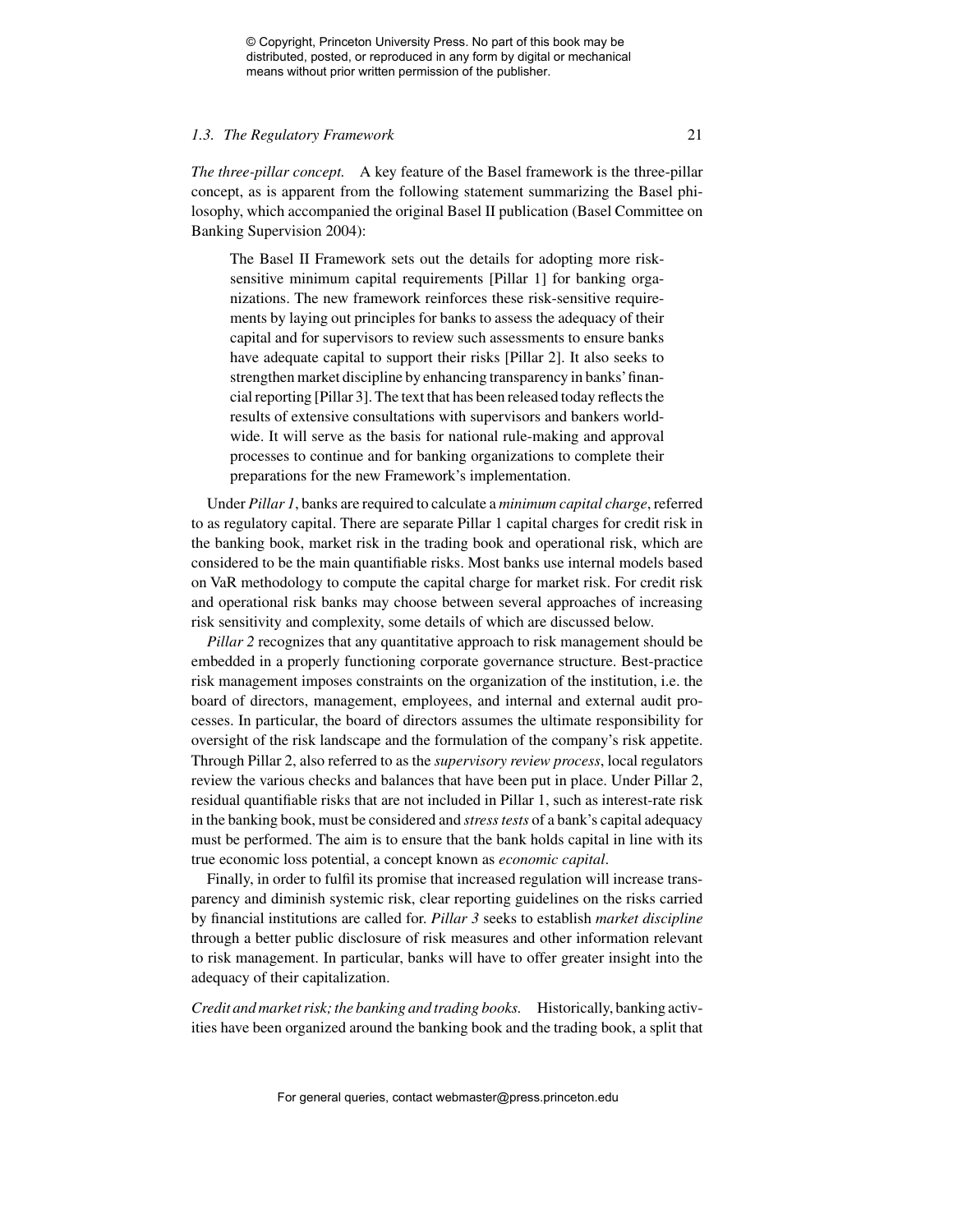*The three-pillar concept.* A key feature of the Basel framework is the three-pillar concept, as is apparent from the following statement summarizing the Basel philosophy, which accompanied the original Basel II publication (Basel Committee on Banking Supervision 2004):

> The Basel II Framework sets out the details for adopting more risk-sensitive minimum capital requirements [Pillar 1] for banking organizations. The new framework reinforces these risk-sensitive requirements by laying out principles for banks to assess the adequacy of their capital and for supervisors to review such assessments to ensure banks have adequate capital to support their risks [Pillar 2]. It also seeks to strengthen market discipline by enhancing transparency in banks' financial reporting [Pillar 3]. The text that has been released today reflects the results of extensive consultations with supervisors and bankers worldwide. It will serve as the basis for national rule-making and approval processes to continue and for banking organizations to complete their preparations for the new Framework's implementation.

Under *Pillar 1*, banks are required to calculate a *minimum capital charge*, referred to as regulatory capital. There are separate Pillar 1 capital charges for credit risk in the banking book, market risk in the trading book and operational risk, which are considered to be the main quantifiable risks. Most banks use internal models based on VaR methodology to compute the capital charge for market risk. For credit risk and operational risk banks may choose between several approaches of increasing risk sensitivity and complexity, some details of which are discussed below.

*Pillar 2* recognizes that any quantitative approach to risk management should be embedded in a properly functioning corporate governance structure. Best-practice risk management imposes constraints on the organization of the institution, i.e. the board of directors, management, employees, and internal and external audit processes. In particular, the board of directors assumes the ultimate responsibility for oversight of the risk landscape and the formulation of the company's risk appetite. Through Pillar 2, also referred to as the *supervisory review process*, local regulators review the various checks and balances that have been put in place. Under Pillar 2, residual quantifiable risks that are not included in Pillar 1, such as interest-rate risk in the banking book, must be considered and *stress tests* of a bank's capital adequacy must be performed. The aim is to ensure that the bank holds capital in line with its true economic loss potential, a concept known as *economic capital*.

Finally, in order to fulfil its promise that increased regulation will increase transparency and diminish systemic risk, clear reporting guidelines on the risks carried by financial institutions are called for. *Pillar 3* seeks to establish *market discipline* through a better public disclosure of risk measures and other information relevant to risk management. In particular, banks will have to offer greater insight into the adequacy of their capitalization.

*Credit and market risk; the banking and trading books.* Historically, banking activities have been organized around the banking book and the trading book, a split that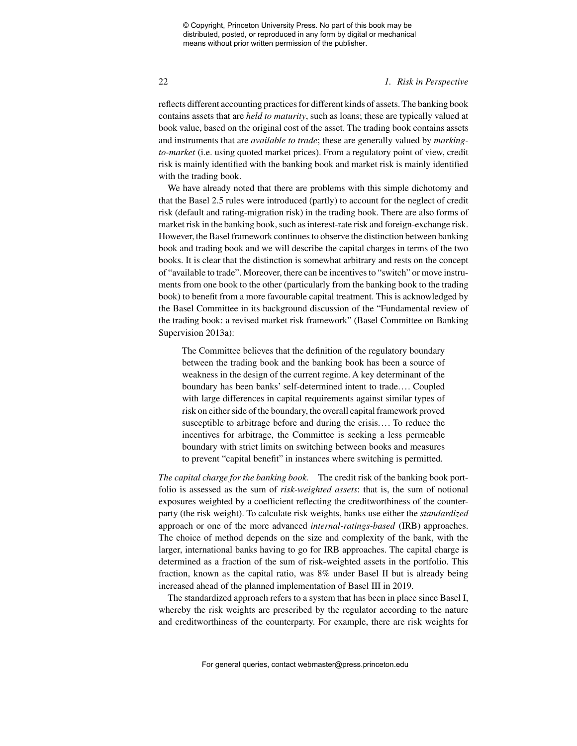reflects different accounting practices for different kinds of assets. The banking book contains assets that are *held to maturity*, such as loans; these are typically valued at book value, based on the original cost of the asset. The trading book contains assets and instruments that are *available to trade*; these are generally valued by *marking-to-market* (i.e. using quoted market prices). From a regulatory point of view, credit risk is mainly identified with the banking book and market risk is mainly identified with the trading book.

We have already noted that there are problems with this simple dichotomy and that the Basel 2.5 rules were introduced (partly) to account for the neglect of credit risk (default and rating-migration risk) in the trading book. There are also forms of market risk in the banking book, such as interest-rate risk and foreign-exchange risk. However, the Basel framework continues to observe the distinction between banking book and trading book and we will describe the capital charges in terms of the two books. It is clear that the distinction is somewhat arbitrary and rests on the concept of "available to trade". Moreover, there can be incentives to "switch" or move instruments from one book to the other (particularly from the banking book to the trading book) to benefit from a more favourable capital treatment. This is acknowledged by the Basel Committee in its background discussion of the "Fundamental review of the trading book: a revised market risk framework" (Basel Committee on Banking Supervision 2013a):

> The Committee believes that the definition of the regulatory boundary between the trading book and the banking book has been a source of weakness in the design of the current regime. A key determinant of the boundary has been banks' self-determined intent to trade.... Coupled with large differences in capital requirements against similar types of risk on either side of the boundary, the overall capital framework proved susceptible to arbitrage before and during the crisis.... To reduce the incentives for arbitrage, the Committee is seeking a less permeable boundary with strict limits on switching between books and measures to prevent "capital benefit" in instances where switching is permitted.

*The capital charge for the banking book.* The credit risk of the banking book portfolio is assessed as the sum of *risk-weighted assets*: that is, the sum of notional exposures weighted by a coefficient reflecting the creditworthiness of the counterparty (the risk weight). To calculate risk weights, banks use either the *standardized* approach or one of the more advanced *internal-ratings-based* (IRB) approaches. The choice of method depends on the size and complexity of the bank, with the larger, international banks having to go for IRB approaches. The capital charge is determined as a fraction of the sum of risk-weighted assets in the portfolio. This fraction, known as the capital ratio, was 8% under Basel II but is already being increased ahead of the planned implementation of Basel III in 2019.

The standardized approach refers to a system that has been in place since Basel I, whereby the risk weights are prescribed by the regulator according to the nature and creditworthiness of the counterparty. For example, there are risk weights for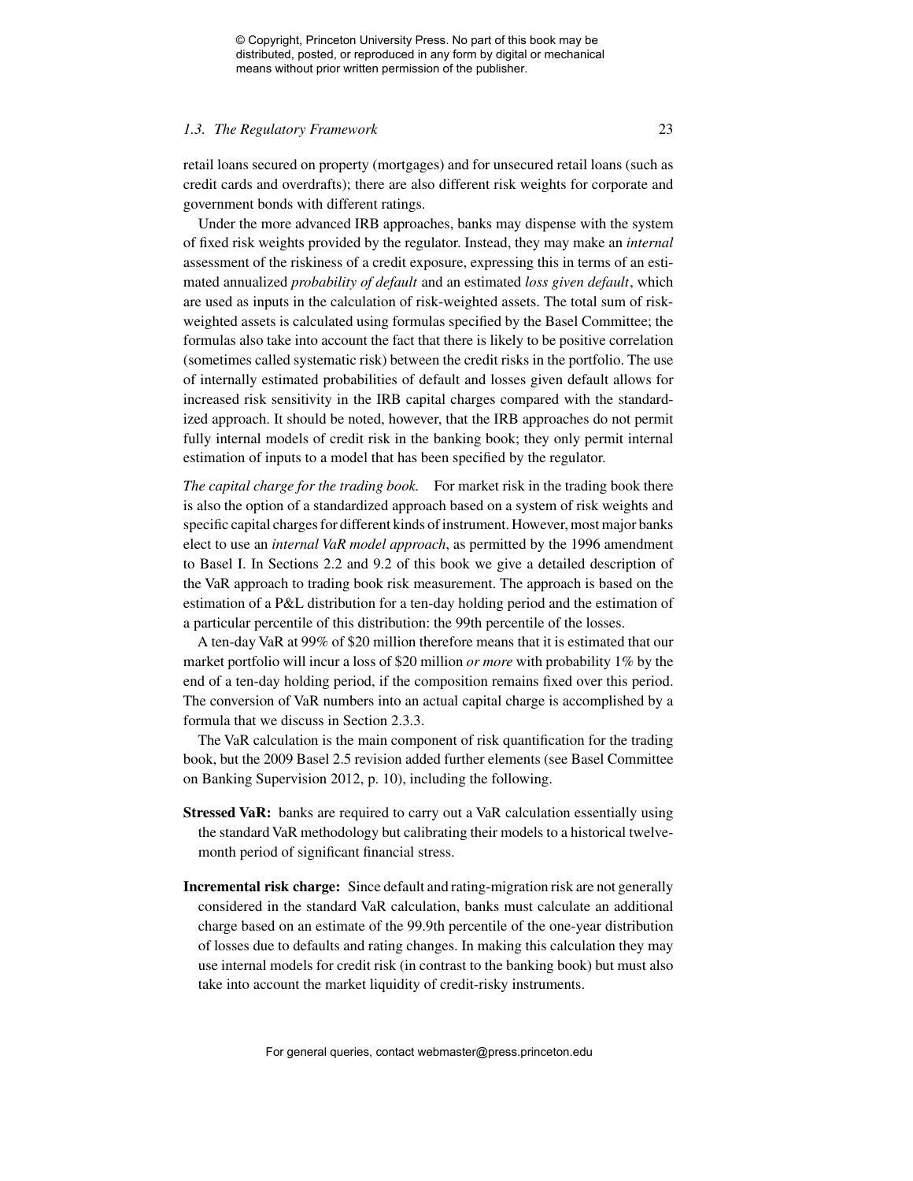retail loans secured on property (mortgages) and for unsecured retail loans (such as credit cards and overdrafts); there are also different risk weights for corporate and government bonds with different ratings.

Under the more advanced IRB approaches, banks may dispense with the system of fixed risk weights provided by the regulator. Instead, they may make an *internal* assessment of the riskiness of a credit exposure, expressing this in terms of an estimated annualized *probability of default* and an estimated *loss given default*, which are used as inputs in the calculation of risk-weighted assets. The total sum of risk-weighted assets is calculated using formulas specified by the Basel Committee; the formulas also take into account the fact that there is likely to be positive correlation (sometimes called systematic risk) between the credit risks in the portfolio. The use of internally estimated probabilities of default and losses given default allows for increased risk sensitivity in the IRB capital charges compared with the standardized approach. It should be noted, however, that the IRB approaches do not permit fully internal models of credit risk in the banking book; they only permit internal estimation of inputs to a model that has been specified by the regulator.

*The capital charge for the trading book.* For market risk in the trading book there is also the option of a standardized approach based on a system of risk weights and specific capital charges for different kinds of instrument. However, most major banks elect to use an *internal VaR model approach*, as permitted by the 1996 amendment to Basel I. In Sections 2.2 and 9.2 of this book we give a detailed description of the VaR approach to trading book risk measurement. The approach is based on the estimation of a P&L distribution for a ten-day holding period and the estimation of a particular percentile of this distribution: the 99th percentile of the losses.

A ten-day VaR at 99% of \$20 million therefore means that it is estimated that our market portfolio will incur a loss of \$20 million *or more* with probability 1% by the end of a ten-day holding period, if the composition remains fixed over this period. The conversion of VaR numbers into an actual capital charge is accomplished by a formula that we discuss in Section 2.3.3.

The VaR calculation is the main component of risk quantification for the trading book, but the 2009 Basel 2.5 revision added further elements (see Basel Committee on Banking Supervision 2012, p. 10), including the following.

**Stressed VaR:** banks are required to carry out a VaR calculation essentially using the standard VaR methodology but calibrating their models to a historical twelve-month period of significant financial stress.

**Incremental risk charge:** Since default and rating-migration risk are not generally considered in the standard VaR calculation, banks must calculate an additional charge based on an estimate of the 99.9th percentile of the one-year distribution of losses due to defaults and rating changes. In making this calculation they may use internal models for credit risk (in contrast to the banking book) but must also take into account the market liquidity of credit-risky instruments.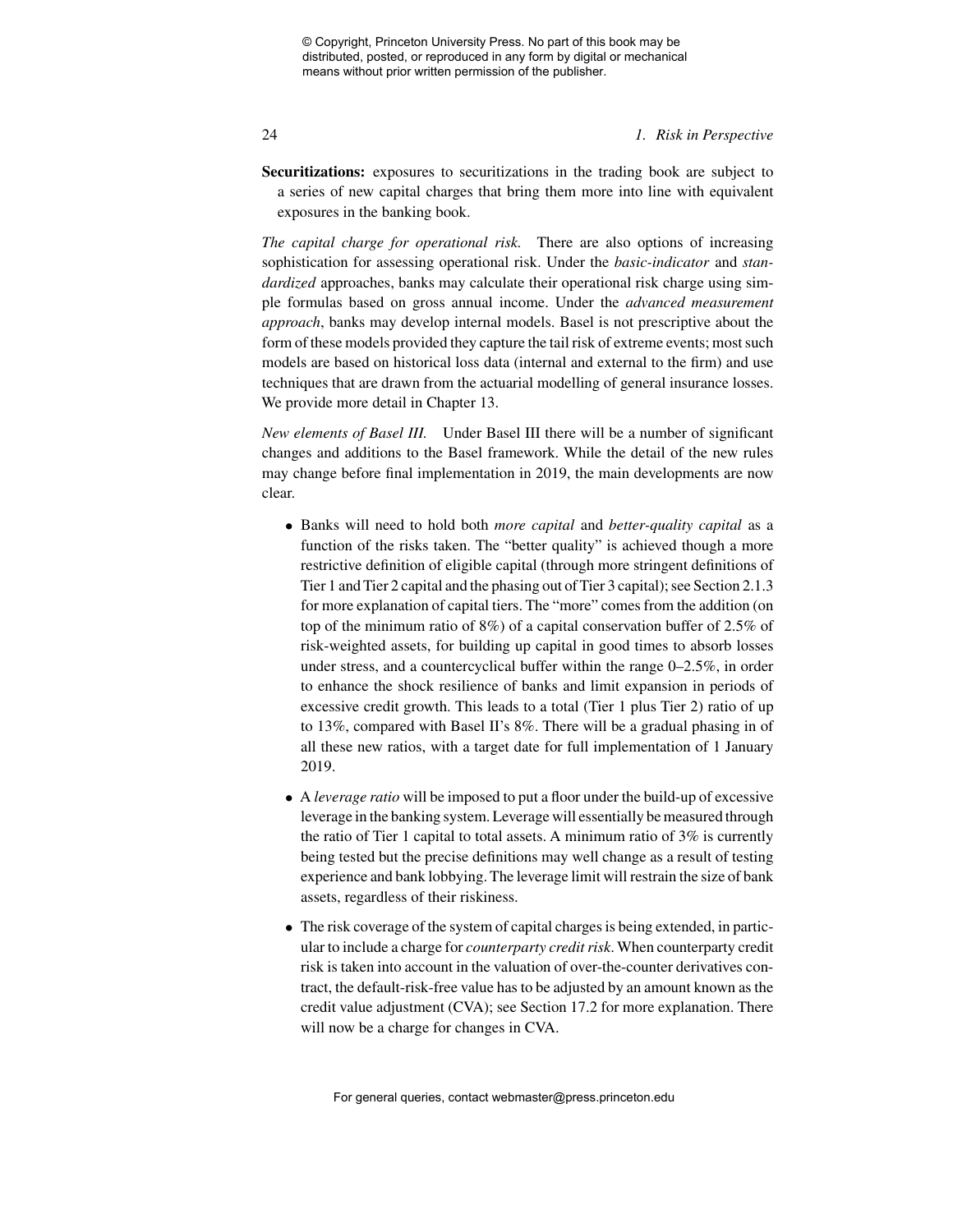**Securitizations:** exposures to securitizations in the trading book are subject to a series of new capital charges that bring them more into line with equivalent exposures in the banking book.

*The capital charge for operational risk.* There are also options of increasing sophistication for assessing operational risk. Under the *basic-indicator* and *standardized* approaches, banks may calculate their operational risk charge using simple formulas based on gross annual income. Under the *advanced measurement approach*, banks may develop internal models. Basel is not prescriptive about the form of these models provided they capture the tail risk of extreme events; most such models are based on historical loss data (internal and external to the firm) and use techniques that are drawn from the actuarial modelling of general insurance losses. We provide more detail in Chapter 13.

*New elements of Basel III.* Under Basel III there will be a number of significant changes and additions to the Basel framework. While the detail of the new rules may change before final implementation in 2019, the main developments are now clear.

- Banks will need to hold both *more capital* and *better-quality capital* as a function of the risks taken. The "better quality" is achieved though a more restrictive definition of eligible capital (through more stringent definitions of Tier 1 and Tier 2 capital and the phasing out of Tier 3 capital); see Section 2.1.3 for more explanation of capital tiers. The "more" comes from the addition (on top of the minimum ratio of 8%) of a capital conservation buffer of 2.5% of risk-weighted assets, for building up capital in good times to absorb losses under stress, and a countercyclical buffer within the range 0–2.5%, in order to enhance the shock resilience of banks and limit expansion in periods of excessive credit growth. This leads to a total (Tier 1 plus Tier 2) ratio of up to 13%, compared with Basel II's 8%. There will be a gradual phasing in of all these new ratios, with a target date for full implementation of 1 January 2019.

- A *leverage ratio* will be imposed to put a floor under the build-up of excessive leverage in the banking system. Leverage will essentially be measured through the ratio of Tier 1 capital to total assets. A minimum ratio of 3% is currently being tested but the precise definitions may well change as a result of testing experience and bank lobbying. The leverage limit will restrain the size of bank assets, regardless of their riskiness.

- The risk coverage of the system of capital charges is being extended, in particular to include a charge for *counterparty credit risk*. When counterparty credit risk is taken into account in the valuation of over-the-counter derivatives contract, the default-risk-free value has to be adjusted by an amount known as the credit value adjustment (CVA); see Section 17.2 for more explanation. There will now be a charge for changes in CVA.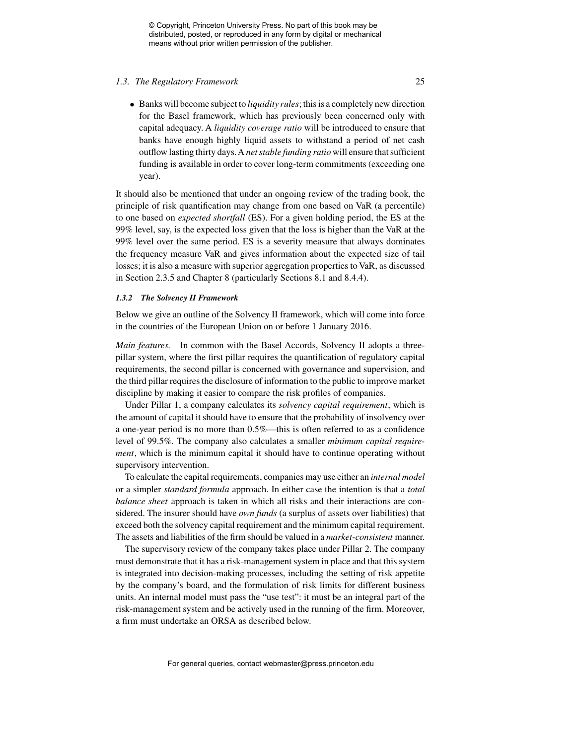- Banks will become subject to *liquidity rules*; this is a completely new direction for the Basel framework, which has previously been concerned only with capital adequacy. A *liquidity coverage ratio* will be introduced to ensure that banks have enough highly liquid assets to withstand a period of net cash outflow lasting thirty days. A *net stable funding ratio* will ensure that sufficient funding is available in order to cover long-term commitments (exceeding one year).

It should also be mentioned that under an ongoing review of the trading book, the principle of risk quantification may change from one based on VaR (a percentile) to one based on *expected shortfall* (ES). For a given holding period, the ES at the 99% level, say, is the expected loss given that the loss is higher than the VaR at the 99% level over the same period. ES is a severity measure that always dominates the frequency measure VaR and gives information about the expected size of tail losses; it is also a measure with superior aggregation properties to VaR, as discussed in Section 2.3.5 and Chapter 8 (particularly Sections 8.1 and 8.4.4).

### 1.3.2 The Solvency II Framework

Below we give an outline of the Solvency II framework, which will come into force in the countries of the European Union on or before 1 January 2016.

*Main features.* In common with the Basel Accords, Solvency II adopts a three-pillar system, where the first pillar requires the quantification of regulatory capital requirements, the second pillar is concerned with governance and supervision, and the third pillar requires the disclosure of information to the public to improve market discipline by making it easier to compare the risk profiles of companies.

Under Pillar 1, a company calculates its *solvency capital requirement*, which is the amount of capital it should have to ensure that the probability of insolvency over a one-year period is no more than 0.5%—this is often referred to as a confidence level of 99.5%. The company also calculates a smaller *minimum capital requirement*, which is the minimum capital it should have to continue operating without supervisory intervention.

To calculate the capital requirements, companies may use either an *internal model* or a simpler *standard formula* approach. In either case the intention is that a *total balance sheet* approach is taken in which all risks and their interactions are considered. The insurer should have *own funds* (a surplus of assets over liabilities) that exceed both the solvency capital requirement and the minimum capital requirement. The assets and liabilities of the firm should be valued in a *market-consistent* manner.

The supervisory review of the company takes place under Pillar 2. The company must demonstrate that it has a risk-management system in place and that this system is integrated into decision-making processes, including the setting of risk appetite by the company's board, and the formulation of risk limits for different business units. An internal model must pass the "use test": it must be an integral part of the risk-management system and be actively used in the running of the firm. Moreover, a firm must undertake an ORSA as described below.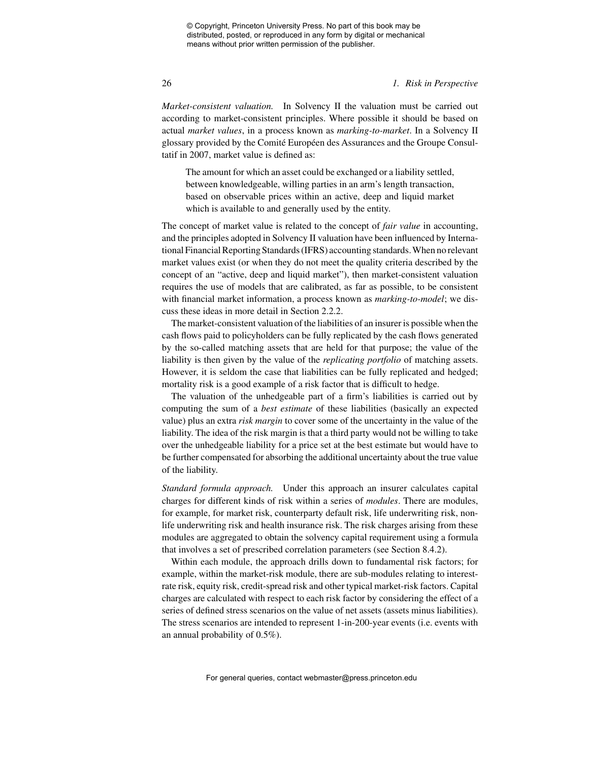*Market-consistent valuation.* In Solvency II the valuation must be carried out according to market-consistent principles. Where possible it should be based on actual *market values*, in a process known as *marking-to-market*. In a Solvency II glossary provided by the Comité Européen des Assurances and the Groupe Consultatif in 2007, market value is defined as:

> The amount for which an asset could be exchanged or a liability settled, between knowledgeable, willing parties in an arm's length transaction, based on observable prices within an active, deep and liquid market which is available to and generally used by the entity.

The concept of market value is related to the concept of *fair value* in accounting, and the principles adopted in Solvency II valuation have been influenced by International Financial Reporting Standards (IFRS) accounting standards. When no relevant market values exist (or when they do not meet the quality criteria described by the concept of an "active, deep and liquid market"), then market-consistent valuation requires the use of models that are calibrated, as far as possible, to be consistent with financial market information, a process known as *marking-to-model*; we discuss these ideas in more detail in Section 2.2.2.

The market-consistent valuation of the liabilities of an insurer is possible when the cash flows paid to policyholders can be fully replicated by the cash flows generated by the so-called matching assets that are held for that purpose; the value of the liability is then given by the value of the *replicating portfolio* of matching assets. However, it is seldom the case that liabilities can be fully replicated and hedged; mortality risk is a good example of a risk factor that is difficult to hedge.

The valuation of the unhedgeable part of a firm's liabilities is carried out by computing the sum of a *best estimate* of these liabilities (basically an expected value) plus an extra *risk margin* to cover some of the uncertainty in the value of the liability. The idea of the risk margin is that a third party would not be willing to take over the unhedgeable liability for a price set at the best estimate but would have to be further compensated for absorbing the additional uncertainty about the true value of the liability.

*Standard formula approach.* Under this approach an insurer calculates capital charges for different kinds of risk within a series of *modules*. There are modules, for example, for market risk, counterparty default risk, life underwriting risk, non-life underwriting risk and health insurance risk. The risk charges arising from these modules are aggregated to obtain the solvency capital requirement using a formula that involves a set of prescribed correlation parameters (see Section 8.4.2).

Within each module, the approach drills down to fundamental risk factors; for example, within the market-risk module, there are sub-modules relating to interest-rate risk, equity risk, credit-spread risk and other typical market-risk factors. Capital charges are calculated with respect to each risk factor by considering the effect of a series of defined stress scenarios on the value of net assets (assets minus liabilities). The stress scenarios are intended to represent 1-in-200-year events (i.e. events with an annual probability of 0.5%).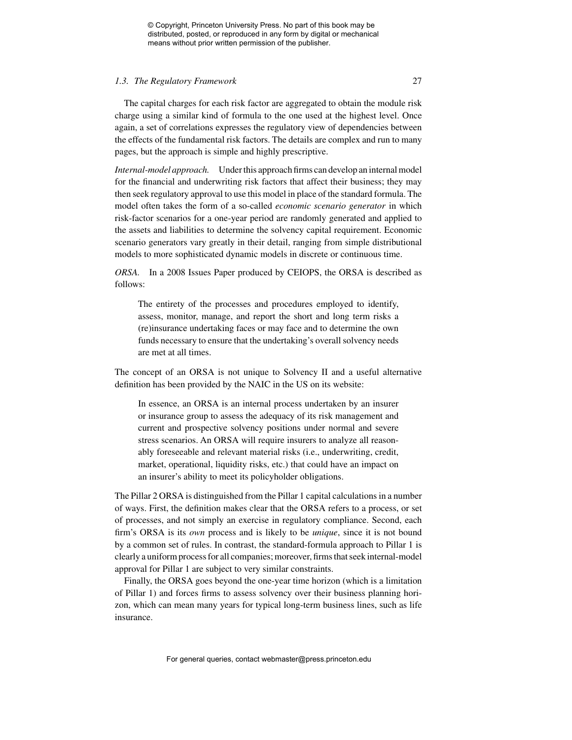The capital charges for each risk factor are aggregated to obtain the module risk charge using a similar kind of formula to the one used at the highest level. Once again, a set of correlations expresses the regulatory view of dependencies between the effects of the fundamental risk factors. The details are complex and run to many pages, but the approach is simple and highly prescriptive.

*Internal-model approach.* Under this approach firms can develop an internal model for the financial and underwriting risk factors that affect their business; they may then seek regulatory approval to use this model in place of the standard formula. The model often takes the form of a so-called *economic scenario generator* in which risk-factor scenarios for a one-year period are randomly generated and applied to the assets and liabilities to determine the solvency capital requirement. Economic scenario generators vary greatly in their detail, ranging from simple distributional models to more sophisticated dynamic models in discrete or continuous time.

*ORSA.* In a 2008 Issues Paper produced by CEIOPS, the ORSA is described as follows:

> The entirety of the processes and procedures employed to identify, assess, monitor, manage, and report the short and long term risks a (re)insurance undertaking faces or may face and to determine the own funds necessary to ensure that the undertaking's overall solvency needs are met at all times.

The concept of an ORSA is not unique to Solvency II and a useful alternative definition has been provided by the NAIC in the US on its website:

> In essence, an ORSA is an internal process undertaken by an insurer or insurance group to assess the adequacy of its risk management and current and prospective solvency positions under normal and severe stress scenarios. An ORSA will require insurers to analyze all reasonably foreseeable and relevant material risks (i.e., underwriting, credit, market, operational, liquidity risks, etc.) that could have an impact on an insurer's ability to meet its policyholder obligations.

The Pillar 2 ORSA is distinguished from the Pillar 1 capital calculations in a number of ways. First, the definition makes clear that the ORSA refers to a process, or set of processes, and not simply an exercise in regulatory compliance. Second, each firm's ORSA is its *own* process and is likely to be *unique*, since it is not bound by a common set of rules. In contrast, the standard-formula approach to Pillar 1 is clearly a uniform process for all companies; moreover, firms that seek internal-model approval for Pillar 1 are subject to very similar constraints.

Finally, the ORSA goes beyond the one-year time horizon (which is a limitation of Pillar 1) and forces firms to assess solvency over their business planning horizon, which can mean many years for typical long-term business lines, such as life insurance.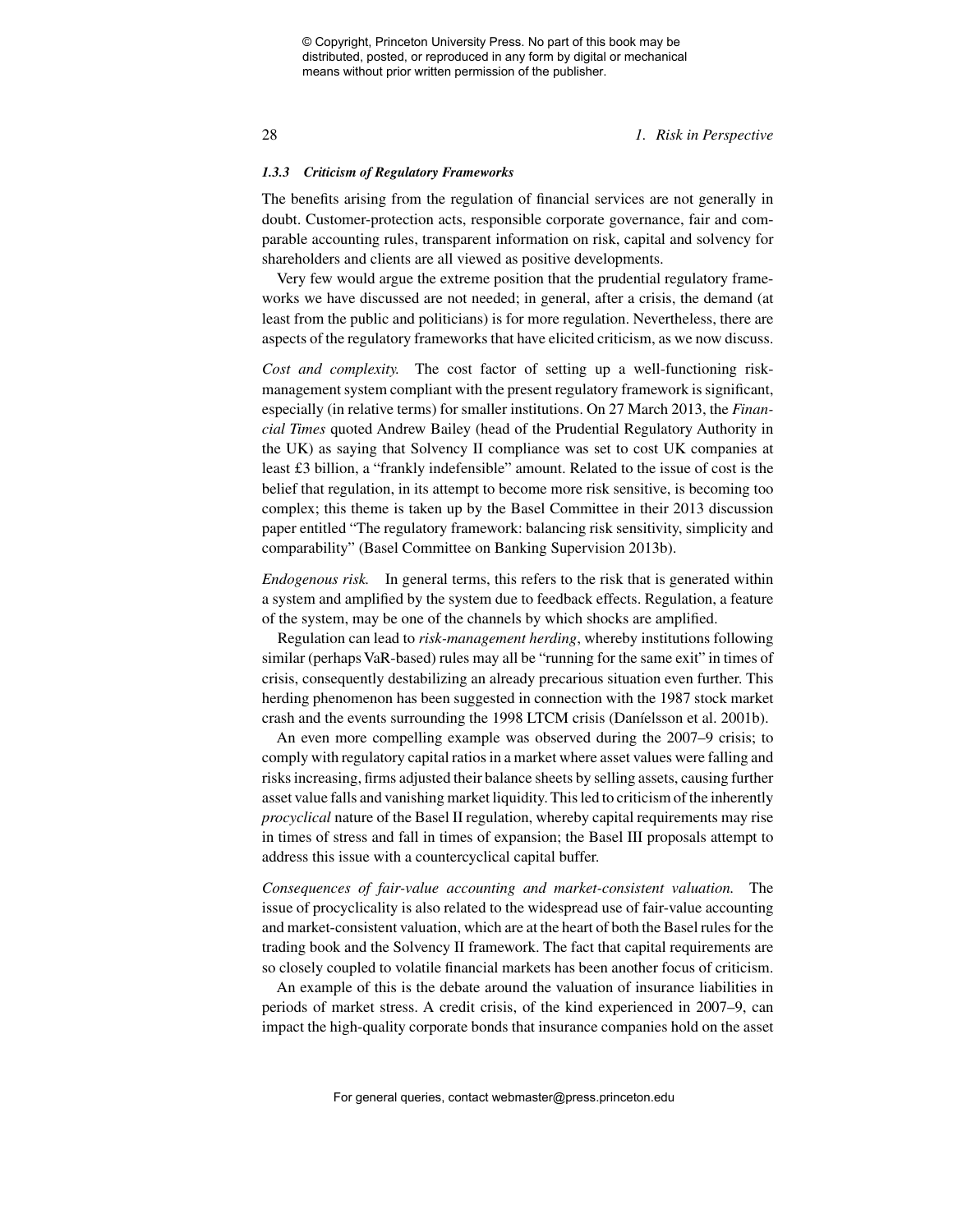### 1.3.3 *Criticism of Regulatory Frameworks*

The benefits arising from the regulation of financial services are not generally in doubt. Customer-protection acts, responsible corporate governance, fair and comparable accounting rules, transparent information on risk, capital and solvency for shareholders and clients are all viewed as positive developments.

Very few would argue the extreme position that the prudential regulatory frameworks we have discussed are not needed; in general, after a crisis, the demand (at least from the public and politicians) is for more regulation. Nevertheless, there are aspects of the regulatory frameworks that have elicited criticism, as we now discuss.

*Cost and complexity.* The cost factor of setting up a well-functioning risk-management system compliant with the present regulatory framework is significant, especially (in relative terms) for smaller institutions. On 27 March 2013, the *Financial Times* quoted Andrew Bailey (head of the Prudential Regulatory Authority in the UK) as saying that Solvency II compliance was set to cost UK companies at least £3 billion, a "frankly indefensible" amount. Related to the issue of cost is the belief that regulation, in its attempt to become more risk sensitive, is becoming too complex; this theme is taken up by the Basel Committee in their 2013 discussion paper entitled "The regulatory framework: balancing risk sensitivity, simplicity and comparability" (Basel Committee on Banking Supervision 2013b).

*Endogenous risk.* In general terms, this refers to the risk that is generated within a system and amplified by the system due to feedback effects. Regulation, a feature of the system, may be one of the channels by which shocks are amplified.

Regulation can lead to *risk-management herding*, whereby institutions following similar (perhaps VaR-based) rules may all be "running for the same exit" in times of crisis, consequently destabilizing an already precarious situation even further. This herding phenomenon has been suggested in connection with the 1987 stock market crash and the events surrounding the 1998 LTCM crisis (Daníelsson et al. 2001b).

An even more compelling example was observed during the 2007–9 crisis; to comply with regulatory capital ratios in a market where asset values were falling and risks increasing, firms adjusted their balance sheets by selling assets, causing further asset value falls and vanishing market liquidity. This led to criticism of the inherently *procyclical* nature of the Basel II regulation, whereby capital requirements may rise in times of stress and fall in times of expansion; the Basel III proposals attempt to address this issue with a countercyclical capital buffer.

*Consequences of fair-value accounting and market-consistent valuation.* The issue of procyclicality is also related to the widespread use of fair-value accounting and market-consistent valuation, which are at the heart of both the Basel rules for the trading book and the Solvency II framework. The fact that capital requirements are so closely coupled to volatile financial markets has been another focus of criticism.

An example of this is the debate around the valuation of insurance liabilities in periods of market stress. A credit crisis, of the kind experienced in 2007–9, can impact the high-quality corporate bonds that insurance companies hold on the asset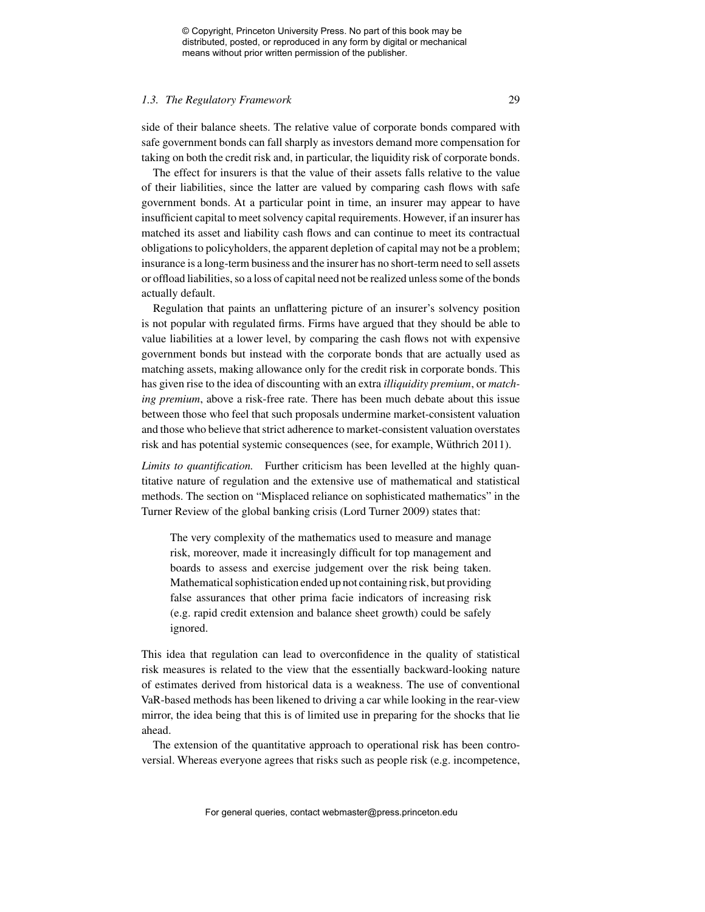side of their balance sheets. The relative value of corporate bonds compared with safe government bonds can fall sharply as investors demand more compensation for taking on both the credit risk and, in particular, the liquidity risk of corporate bonds.

The effect for insurers is that the value of their assets falls relative to the value of their liabilities, since the latter are valued by comparing cash flows with safe government bonds. At a particular point in time, an insurer may appear to have insufficient capital to meet solvency capital requirements. However, if an insurer has matched its asset and liability cash flows and can continue to meet its contractual obligations to policyholders, the apparent depletion of capital may not be a problem; insurance is a long-term business and the insurer has no short-term need to sell assets or offload liabilities, so a loss of capital need not be realized unless some of the bonds actually default.

Regulation that paints an unflattering picture of an insurer's solvency position is not popular with regulated firms. Firms have argued that they should be able to value liabilities at a lower level, by comparing the cash flows not with expensive government bonds but instead with the corporate bonds that are actually used as matching assets, making allowance only for the credit risk in corporate bonds. This has given rise to the idea of discounting with an extra *illiquidity premium*, or *matching premium*, above a risk-free rate. There has been much debate about this issue between those who feel that such proposals undermine market-consistent valuation and those who believe that strict adherence to market-consistent valuation overstates risk and has potential systemic consequences (see, for example, Wüthrich 2011).

*Limits to quantification.* Further criticism has been levelled at the highly quantitative nature of regulation and the extensive use of mathematical and statistical methods. The section on "Misplaced reliance on sophisticated mathematics" in the Turner Review of the global banking crisis (Lord Turner 2009) states that:

> The very complexity of the mathematics used to measure and manage risk, moreover, made it increasingly difficult for top management and boards to assess and exercise judgement over the risk being taken. Mathematical sophistication ended up not containing risk, but providing false assurances that other prima facie indicators of increasing risk (e.g. rapid credit extension and balance sheet growth) could be safely ignored.

This idea that regulation can lead to overconfidence in the quality of statistical risk measures is related to the view that the essentially backward-looking nature of estimates derived from historical data is a weakness. The use of conventional VaR-based methods has been likened to driving a car while looking in the rear-view mirror, the idea being that this is of limited use in preparing for the shocks that lie ahead.

The extension of the quantitative approach to operational risk has been controversial. Whereas everyone agrees that risks such as people risk (e.g. incompetence,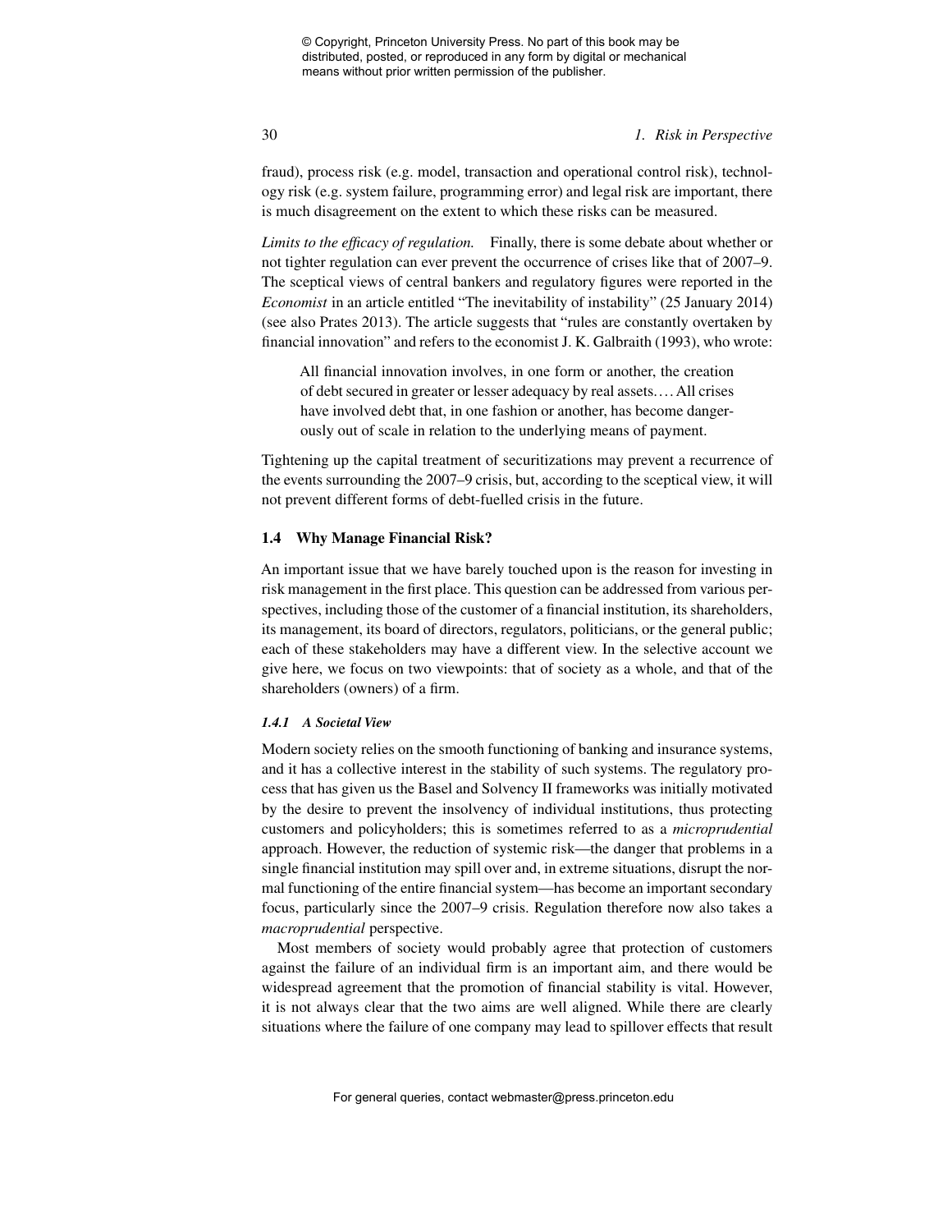fraud), process risk (e.g. model, transaction and operational control risk), technology risk (e.g. system failure, programming error) and legal risk are important, there is much disagreement on the extent to which these risks can be measured.

*Limits to the efficacy of regulation.* Finally, there is some debate about whether or not tighter regulation can ever prevent the occurrence of crises like that of 2007–9. The sceptical views of central bankers and regulatory figures were reported in the *Economist* in an article entitled "The inevitability of instability" (25 January 2014) (see also Prates 2013). The article suggests that "rules are constantly overtaken by financial innovation" and refers to the economist J. K. Galbraith (1993), who wrote:

> All financial innovation involves, in one form or another, the creation of debt secured in greater or lesser adequacy by real assets.... All crises have involved debt that, in one fashion or another, has become dangerously out of scale in relation to the underlying means of payment.

Tightening up the capital treatment of securitizations may prevent a recurrence of the events surrounding the 2007–9 crisis, but, according to the sceptical view, it will not prevent different forms of debt-fuelled crisis in the future.

## 1.4 Why Manage Financial Risk?

An important issue that we have barely touched upon is the reason for investing in risk management in the first place. This question can be addressed from various perspectives, including those of the customer of a financial institution, its shareholders, its management, its board of directors, regulators, politicians, or the general public; each of these stakeholders may have a different view. In the selective account we give here, we focus on two viewpoints: that of society as a whole, and that of the shareholders (owners) of a firm.

### *1.4.1 A Societal View*

Modern society relies on the smooth functioning of banking and insurance systems, and it has a collective interest in the stability of such systems. The regulatory process that has given us the Basel and Solvency II frameworks was initially motivated by the desire to prevent the insolvency of individual institutions, thus protecting customers and policyholders; this is sometimes referred to as a *microprudential* approach. However, the reduction of systemic risk—the danger that problems in a single financial institution may spill over and, in extreme situations, disrupt the normal functioning of the entire financial system—has become an important secondary focus, particularly since the 2007–9 crisis. Regulation therefore now also takes a *macroprudential* perspective.

Most members of society would probably agree that protection of customers against the failure of an individual firm is an important aim, and there would be widespread agreement that the promotion of financial stability is vital. However, it is not always clear that the two aims are well aligned. While there are clearly situations where the failure of one company may lead to spillover effects that result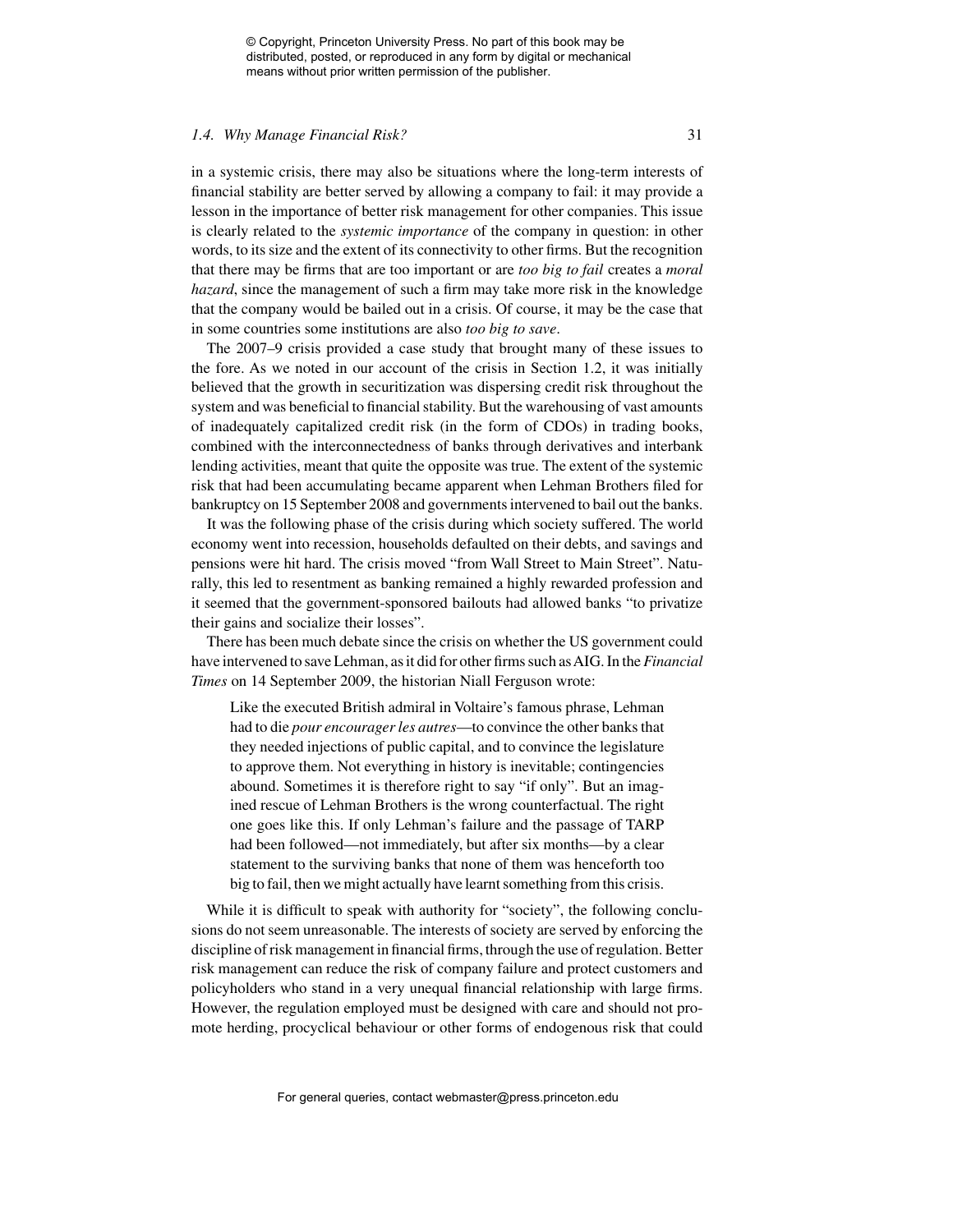in a systemic crisis, there may also be situations where the long-term interests of financial stability are better served by allowing a company to fail: it may provide a lesson in the importance of better risk management for other companies. This issue is clearly related to the *systemic importance* of the company in question: in other words, to its size and the extent of its connectivity to other firms. But the recognition that there may be firms that are too important or are *too big to fail* creates a *moral hazard*, since the management of such a firm may take more risk in the knowledge that the company would be bailed out in a crisis. Of course, it may be the case that in some countries some institutions are also *too big to save*.

The 2007–9 crisis provided a case study that brought many of these issues to the fore. As we noted in our account of the crisis in Section 1.2, it was initially believed that the growth in securitization was dispersing credit risk throughout the system and was beneficial to financial stability. But the warehousing of vast amounts of inadequately capitalized credit risk (in the form of CDOs) in trading books, combined with the interconnectedness of banks through derivatives and interbank lending activities, meant that quite the opposite was true. The extent of the systemic risk that had been accumulating became apparent when Lehman Brothers filed for bankruptcy on 15 September 2008 and governments intervened to bail out the banks.

It was the following phase of the crisis during which society suffered. The world economy went into recession, households defaulted on their debts, and savings and pensions were hit hard. The crisis moved "from Wall Street to Main Street". Naturally, this led to resentment as banking remained a highly rewarded profession and it seemed that the government-sponsored bailouts had allowed banks "to privatize their gains and socialize their losses".

There has been much debate since the crisis on whether the US government could have intervened to save Lehman, as it did for other firms such as AIG. In the *Financial Times* on 14 September 2009, the historian Niall Ferguson wrote:

> Like the executed British admiral in Voltaire's famous phrase, Lehman had to die *pour encourager les autres*—to convince the other banks that they needed injections of public capital, and to convince the legislature to approve them. Not everything in history is inevitable; contingencies abound. Sometimes it is therefore right to say "if only". But an imagined rescue of Lehman Brothers is the wrong counterfactual. The right one goes like this. If only Lehman's failure and the passage of TARP had been followed—not immediately, but after six months—by a clear statement to the surviving banks that none of them was henceforth too big to fail, then we might actually have learnt something from this crisis.

While it is difficult to speak with authority for "society", the following conclusions do not seem unreasonable. The interests of society are served by enforcing the discipline of risk management in financial firms, through the use of regulation. Better risk management can reduce the risk of company failure and protect customers and policyholders who stand in a very unequal financial relationship with large firms. However, the regulation employed must be designed with care and should not promote herding, procyclical behaviour or other forms of endogenous risk that could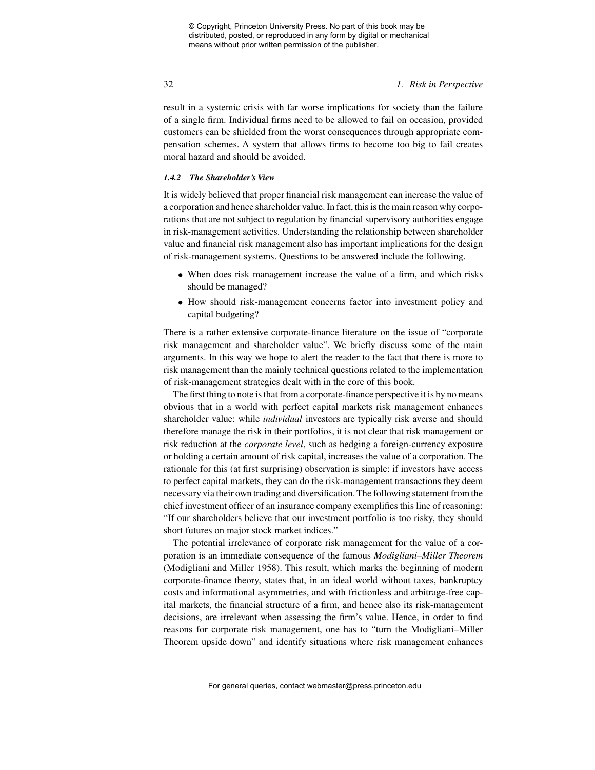result in a systemic crisis with far worse implications for society than the failure of a single firm. Individual firms need to be allowed to fail on occasion, provided customers can be shielded from the worst consequences through appropriate compensation schemes. A system that allows firms to become too big to fail creates moral hazard and should be avoided.

### *1.4.2 The Shareholder's View*

It is widely believed that proper financial risk management can increase the value of a corporation and hence shareholder value. In fact, this is the main reason why corporations that are not subject to regulation by financial supervisory authorities engage in risk-management activities. Understanding the relationship between shareholder value and financial risk management also has important implications for the design of risk-management systems. Questions to be answered include the following.

- When does risk management increase the value of a firm, and which risks should be managed?
- How should risk-management concerns factor into investment policy and capital budgeting?

There is a rather extensive corporate-finance literature on the issue of "corporate risk management and shareholder value". We briefly discuss some of the main arguments. In this way we hope to alert the reader to the fact that there is more to risk management than the mainly technical questions related to the implementation of risk-management strategies dealt with in the core of this book.

The first thing to note is that from a corporate-finance perspective it is by no means obvious that in a world with perfect capital markets risk management enhances shareholder value: while *individual* investors are typically risk averse and should therefore manage the risk in their portfolios, it is not clear that risk management or risk reduction at the *corporate level*, such as hedging a foreign-currency exposure or holding a certain amount of risk capital, increases the value of a corporation. The rationale for this (at first surprising) observation is simple: if investors have access to perfect capital markets, they can do the risk-management transactions they deem necessary via their own trading and diversification. The following statement from the chief investment officer of an insurance company exemplifies this line of reasoning: "If our shareholders believe that our investment portfolio is too risky, they should short futures on major stock market indices."

The potential irrelevance of corporate risk management for the value of a corporation is an immediate consequence of the famous *Modigliani–Miller Theorem* (Modigliani and Miller 1958). This result, which marks the beginning of modern corporate-finance theory, states that, in an ideal world without taxes, bankruptcy costs and informational asymmetries, and with frictionless and arbitrage-free capital markets, the financial structure of a firm, and hence also its risk-management decisions, are irrelevant when assessing the firm's value. Hence, in order to find reasons for corporate risk management, one has to "turn the Modigliani–Miller Theorem upside down" and identify situations where risk management enhances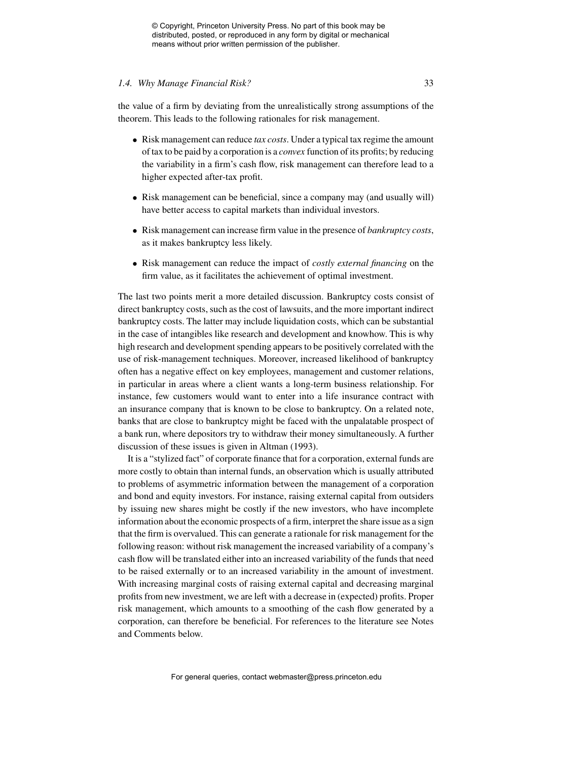the value of a firm by deviating from the unrealistically strong assumptions of the theorem. This leads to the following rationales for risk management.

- Risk management can reduce *tax costs*. Under a typical tax regime the amount of tax to be paid by a corporation is a *convex* function of its profits; by reducing the variability in a firm's cash flow, risk management can therefore lead to a higher expected after-tax profit.
- Risk management can be beneficial, since a company may (and usually will) have better access to capital markets than individual investors.
- Risk management can increase firm value in the presence of *bankruptcy costs*, as it makes bankruptcy less likely.
- Risk management can reduce the impact of *costly external financing* on the firm value, as it facilitates the achievement of optimal investment.

The last two points merit a more detailed discussion. Bankruptcy costs consist of direct bankruptcy costs, such as the cost of lawsuits, and the more important indirect bankruptcy costs. The latter may include liquidation costs, which can be substantial in the case of intangibles like research and development and knowhow. This is why high research and development spending appears to be positively correlated with the use of risk-management techniques. Moreover, increased likelihood of bankruptcy often has a negative effect on key employees, management and customer relations, in particular in areas where a client wants a long-term business relationship. For instance, few customers would want to enter into a life insurance contract with an insurance company that is known to be close to bankruptcy. On a related note, banks that are close to bankruptcy might be faced with the unpalatable prospect of a bank run, where depositors try to withdraw their money simultaneously. A further discussion of these issues is given in Altman (1993).

It is a "stylized fact" of corporate finance that for a corporation, external funds are more costly to obtain than internal funds, an observation which is usually attributed to problems of asymmetric information between the management of a corporation and bond and equity investors. For instance, raising external capital from outsiders by issuing new shares might be costly if the new investors, who have incomplete information about the economic prospects of a firm, interpret the share issue as a sign that the firm is overvalued. This can generate a rationale for risk management for the following reason: without risk management the increased variability of a company's cash flow will be translated either into an increased variability of the funds that need to be raised externally or to an increased variability in the amount of investment. With increasing marginal costs of raising external capital and decreasing marginal profits from new investment, we are left with a decrease in (expected) profits. Proper risk management, which amounts to a smoothing of the cash flow generated by a corporation, can therefore be beneficial. For references to the literature see Notes and Comments below.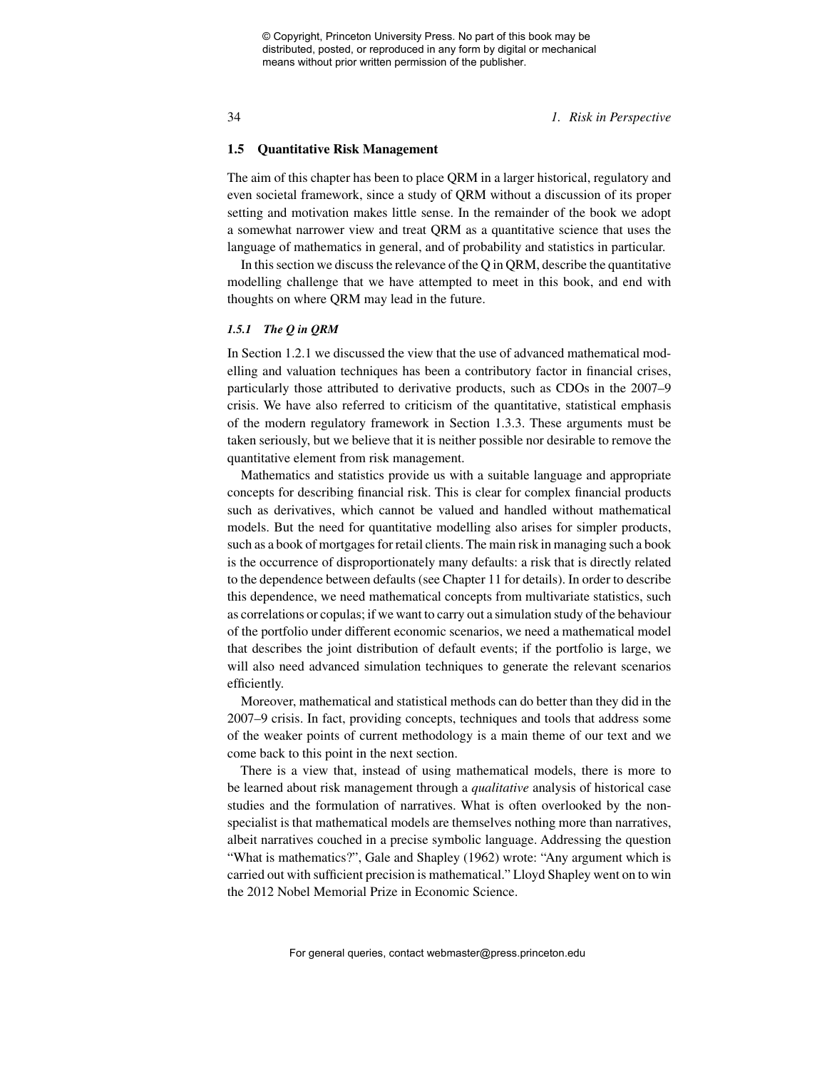## 1.5 Quantitative Risk Management

The aim of this chapter has been to place QRM in a larger historical, regulatory and even societal framework, since a study of QRM without a discussion of its proper setting and motivation makes little sense. In the remainder of the book we adopt a somewhat narrower view and treat QRM as a quantitative science that uses the language of mathematics in general, and of probability and statistics in particular.

In this section we discuss the relevance of the Q in QRM, describe the quantitative modelling challenge that we have attempted to meet in this book, and end with thoughts on where QRM may lead in the future.

### *1.5.1 The Q in QRM*

In Section 1.2.1 we discussed the view that the use of advanced mathematical modelling and valuation techniques has been a contributory factor in financial crises, particularly those attributed to derivative products, such as CDOs in the 2007–9 crisis. We have also referred to criticism of the quantitative, statistical emphasis of the modern regulatory framework in Section 1.3.3. These arguments must be taken seriously, but we believe that it is neither possible nor desirable to remove the quantitative element from risk management.

Mathematics and statistics provide us with a suitable language and appropriate concepts for describing financial risk. This is clear for complex financial products such as derivatives, which cannot be valued and handled without mathematical models. But the need for quantitative modelling also arises for simpler products, such as a book of mortgages for retail clients. The main risk in managing such a book is the occurrence of disproportionately many defaults: a risk that is directly related to the dependence between defaults (see Chapter 11 for details). In order to describe this dependence, we need mathematical concepts from multivariate statistics, such as correlations or copulas; if we want to carry out a simulation study of the behaviour of the portfolio under different economic scenarios, we need a mathematical model that describes the joint distribution of default events; if the portfolio is large, we will also need advanced simulation techniques to generate the relevant scenarios efficiently.

Moreover, mathematical and statistical methods can do better than they did in the 2007–9 crisis. In fact, providing concepts, techniques and tools that address some of the weaker points of current methodology is a main theme of our text and we come back to this point in the next section.

There is a view that, instead of using mathematical models, there is more to be learned about risk management through a *qualitative* analysis of historical case studies and the formulation of narratives. What is often overlooked by the non-specialist is that mathematical models are themselves nothing more than narratives, albeit narratives couched in a precise symbolic language. Addressing the question "What is mathematics?", Gale and Shapley (1962) wrote: "Any argument which is carried out with sufficient precision is mathematical." Lloyd Shapley went on to win the 2012 Nobel Memorial Prize in Economic Science.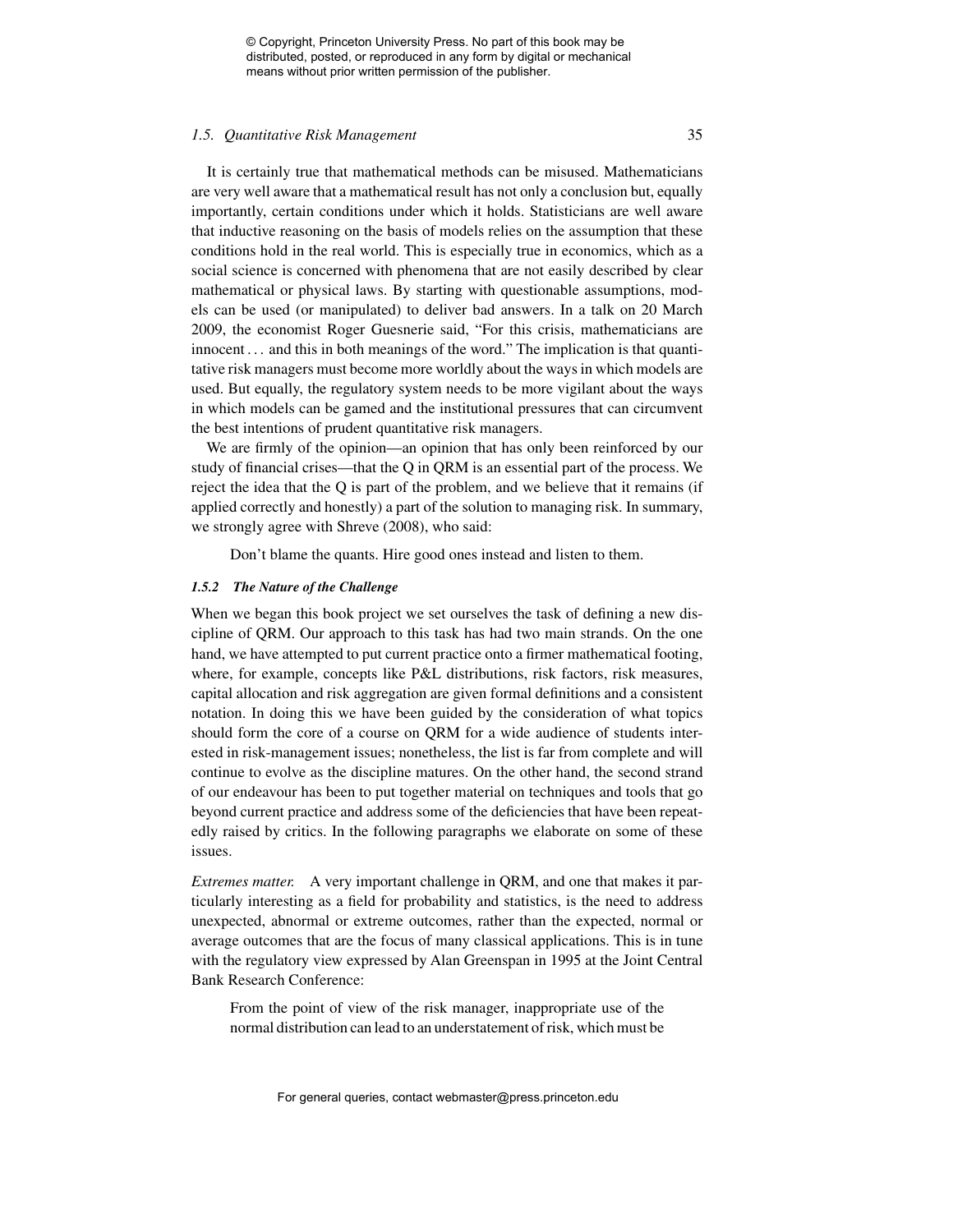It is certainly true that mathematical methods can be misused. Mathematicians are very well aware that a mathematical result has not only a conclusion but, equally importantly, certain conditions under which it holds. Statisticians are well aware that inductive reasoning on the basis of models relies on the assumption that these conditions hold in the real world. This is especially true in economics, which as a social science is concerned with phenomena that are not easily described by clear mathematical or physical laws. By starting with questionable assumptions, models can be used (or manipulated) to deliver bad answers. In a talk on 20 March 2009, the economist Roger Guesnerie said, "For this crisis, mathematicians are innocent . . . and this in both meanings of the word." The implication is that quantitative risk managers must become more worldly about the ways in which models are used. But equally, the regulatory system needs to be more vigilant about the ways in which models can be gamed and the institutional pressures that can circumvent the best intentions of prudent quantitative risk managers.

We are firmly of the opinion—an opinion that has only been reinforced by our study of financial crises—that the Q in QRM is an essential part of the process. We reject the idea that the Q is part of the problem, and we believe that it remains (if applied correctly and honestly) a part of the solution to managing risk. In summary, we strongly agree with Shreve (2008), who said:

> Don't blame the quants. Hire good ones instead and listen to them.

### 1.5.2 The Nature of the Challenge

When we began this book project we set ourselves the task of defining a new discipline of QRM. Our approach to this task has had two main strands. On the one hand, we have attempted to put current practice onto a firmer mathematical footing, where, for example, concepts like P&L distributions, risk factors, risk measures, capital allocation and risk aggregation are given formal definitions and a consistent notation. In doing this we have been guided by the consideration of what topics should form the core of a course on QRM for a wide audience of students interested in risk-management issues; nonetheless, the list is far from complete and will continue to evolve as the discipline matures. On the other hand, the second strand of our endeavour has been to put together material on techniques and tools that go beyond current practice and address some of the deficiencies that have been repeatedly raised by critics. In the following paragraphs we elaborate on some of these issues.

*Extremes matter.* A very important challenge in QRM, and one that makes it particularly interesting as a field for probability and statistics, is the need to address unexpected, abnormal or extreme outcomes, rather than the expected, normal or average outcomes that are the focus of many classical applications. This is in tune with the regulatory view expressed by Alan Greenspan in 1995 at the Joint Central Bank Research Conference:

> From the point of view of the risk manager, inappropriate use of the normal distribution can lead to an understatement of risk, which must be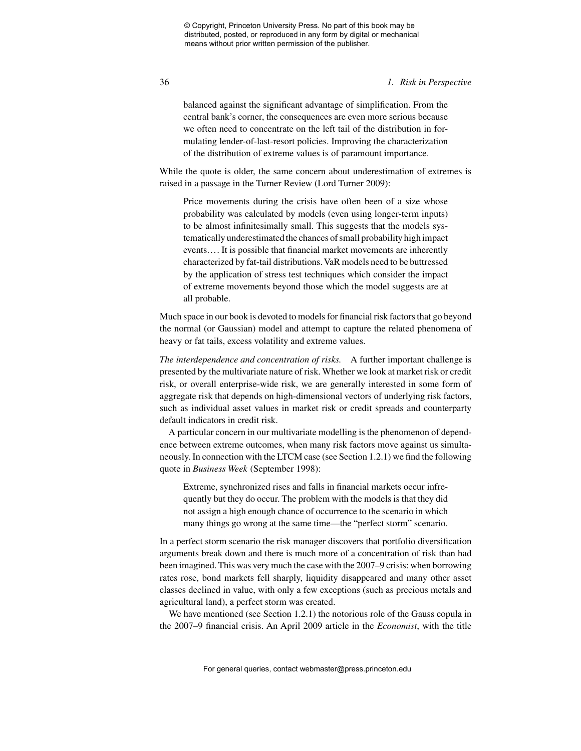> balanced against the significant advantage of simplification. From the central bank's corner, the consequences are even more serious because we often need to concentrate on the left tail of the distribution in formulating lender-of-last-resort policies. Improving the characterization of the distribution of extreme values is of paramount importance.

While the quote is older, the same concern about underestimation of extremes is raised in a passage in the Turner Review (Lord Turner 2009):

> Price movements during the crisis have often been of a size whose probability was calculated by models (even using longer-term inputs) to be almost infinitesimally small. This suggests that the models systematically underestimated the chances of small probability high impact events.... It is possible that financial market movements are inherently characterized by fat-tail distributions. VaR models need to be buttressed by the application of stress test techniques which consider the impact of extreme movements beyond those which the model suggests are at all probable.

Much space in our book is devoted to models for financial risk factors that go beyond the normal (or Gaussian) model and attempt to capture the related phenomena of heavy or fat tails, excess volatility and extreme values.

*The interdependence and concentration of risks.* A further important challenge is presented by the multivariate nature of risk. Whether we look at market risk or credit risk, or overall enterprise-wide risk, we are generally interested in some form of aggregate risk that depends on high-dimensional vectors of underlying risk factors, such as individual asset values in market risk or credit spreads and counterparty default indicators in credit risk.

A particular concern in our multivariate modelling is the phenomenon of dependence between extreme outcomes, when many risk factors move against us simultaneously. In connection with the LTCM case (see Section 1.2.1) we find the following quote in *Business Week* (September 1998):

> Extreme, synchronized rises and falls in financial markets occur infrequently but they do occur. The problem with the models is that they did not assign a high enough chance of occurrence to the scenario in which many things go wrong at the same time—the "perfect storm" scenario.

In a perfect storm scenario the risk manager discovers that portfolio diversification arguments break down and there is much more of a concentration of risk than had been imagined. This was very much the case with the 2007–9 crisis: when borrowing rates rose, bond markets fell sharply, liquidity disappeared and many other asset classes declined in value, with only a few exceptions (such as precious metals and agricultural land), a perfect storm was created.

We have mentioned (see Section 1.2.1) the notorious role of the Gauss copula in the 2007–9 financial crisis. An April 2009 article in the *Economist*, with the title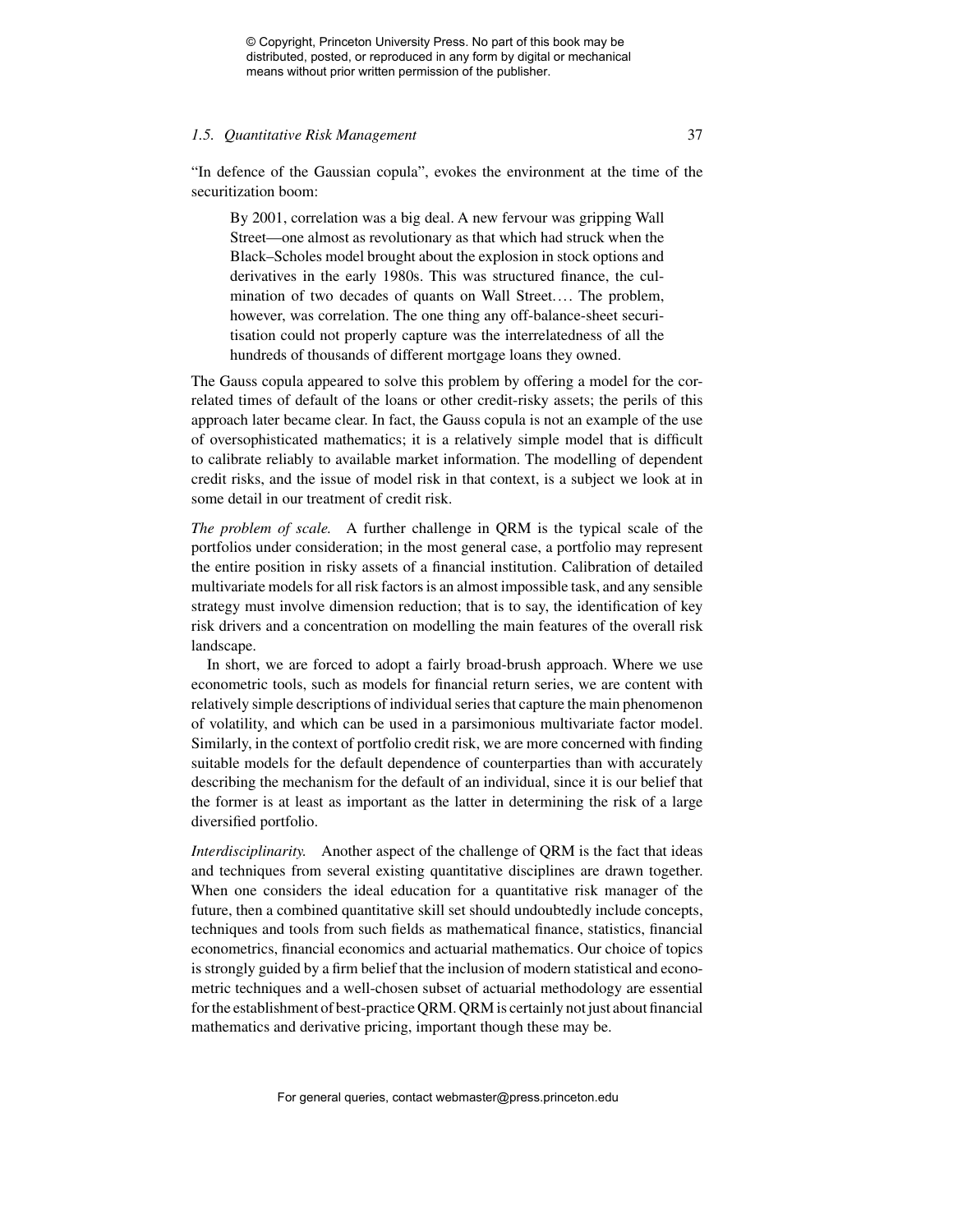"In defence of the Gaussian copula", evokes the environment at the time of the securitization boom:

> By 2001, correlation was a big deal. A new fervour was gripping Wall Street—one almost as revolutionary as that which had struck when the Black–Scholes model brought about the explosion in stock options and derivatives in the early 1980s. This was structured finance, the culmination of two decades of quants on Wall Street.... The problem, however, was correlation. The one thing any off-balance-sheet securitisation could not properly capture was the interrelatedness of all the hundreds of thousands of different mortgage loans they owned.

The Gauss copula appeared to solve this problem by offering a model for the correlated times of default of the loans or other credit-risky assets; the perils of this approach later became clear. In fact, the Gauss copula is not an example of the use of oversophisticated mathematics; it is a relatively simple model that is difficult to calibrate reliably to available market information. The modelling of dependent credit risks, and the issue of model risk in that context, is a subject we look at in some detail in our treatment of credit risk.

*The problem of scale.* A further challenge in QRM is the typical scale of the portfolios under consideration; in the most general case, a portfolio may represent the entire position in risky assets of a financial institution. Calibration of detailed multivariate models for all risk factors is an almost impossible task, and any sensible strategy must involve dimension reduction; that is to say, the identification of key risk drivers and a concentration on modelling the main features of the overall risk landscape.

In short, we are forced to adopt a fairly broad-brush approach. Where we use econometric tools, such as models for financial return series, we are content with relatively simple descriptions of individual series that capture the main phenomenon of volatility, and which can be used in a parsimonious multivariate factor model. Similarly, in the context of portfolio credit risk, we are more concerned with finding suitable models for the default dependence of counterparties than with accurately describing the mechanism for the default of an individual, since it is our belief that the former is at least as important as the latter in determining the risk of a large diversified portfolio.

*Interdisciplinarity.* Another aspect of the challenge of QRM is the fact that ideas and techniques from several existing quantitative disciplines are drawn together. When one considers the ideal education for a quantitative risk manager of the future, then a combined quantitative skill set should undoubtedly include concepts, techniques and tools from such fields as mathematical finance, statistics, financial econometrics, financial economics and actuarial mathematics. Our choice of topics is strongly guided by a firm belief that the inclusion of modern statistical and econometric techniques and a well-chosen subset of actuarial methodology are essential for the establishment of best-practice QRM. QRM is certainly not just about financial mathematics and derivative pricing, important though these may be.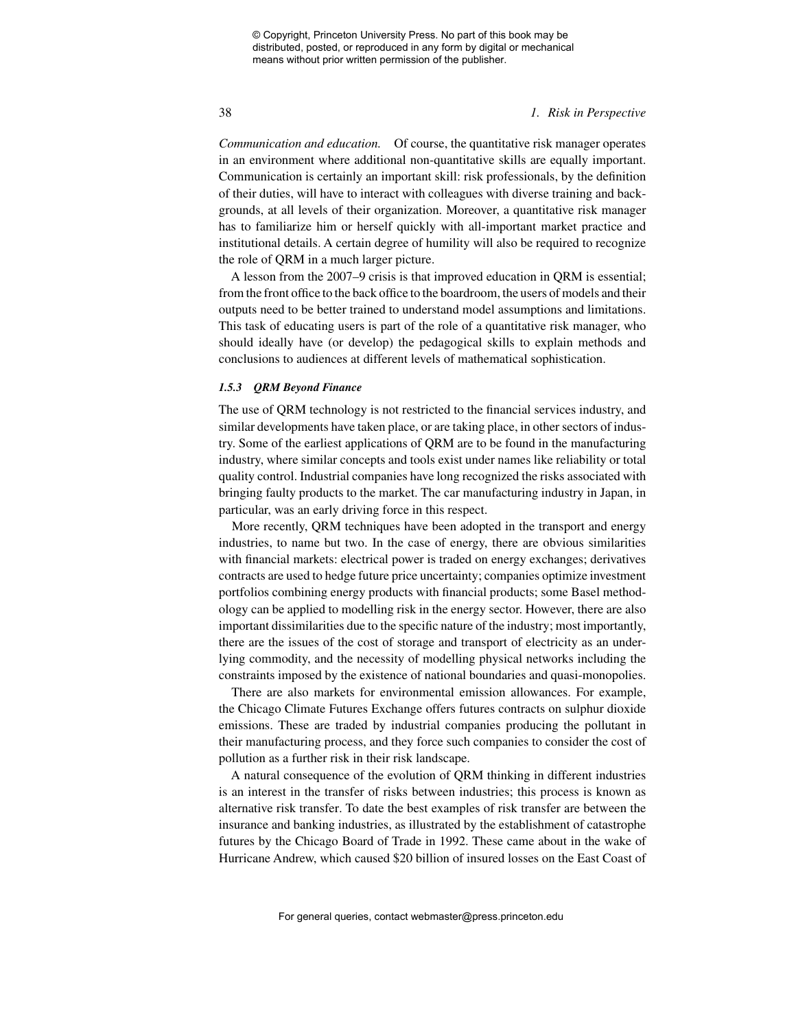*Communication and education.* Of course, the quantitative risk manager operates in an environment where additional non-quantitative skills are equally important. Communication is certainly an important skill: risk professionals, by the definition of their duties, will have to interact with colleagues with diverse training and backgrounds, at all levels of their organization. Moreover, a quantitative risk manager has to familiarize him or herself quickly with all-important market practice and institutional details. A certain degree of humility will also be required to recognize the role of QRM in a much larger picture.

A lesson from the 2007–9 crisis is that improved education in QRM is essential; from the front office to the back office to the boardroom, the users of models and their outputs need to be better trained to understand model assumptions and limitations. This task of educating users is part of the role of a quantitative risk manager, who should ideally have (or develop) the pedagogical skills to explain methods and conclusions to audiences at different levels of mathematical sophistication.

### *1.5.3 QRM Beyond Finance*

The use of QRM technology is not restricted to the financial services industry, and similar developments have taken place, or are taking place, in other sectors of industry. Some of the earliest applications of QRM are to be found in the manufacturing industry, where similar concepts and tools exist under names like reliability or total quality control. Industrial companies have long recognized the risks associated with bringing faulty products to the market. The car manufacturing industry in Japan, in particular, was an early driving force in this respect.

More recently, QRM techniques have been adopted in the transport and energy industries, to name but two. In the case of energy, there are obvious similarities with financial markets: electrical power is traded on energy exchanges; derivatives contracts are used to hedge future price uncertainty; companies optimize investment portfolios combining energy products with financial products; some Basel methodology can be applied to modelling risk in the energy sector. However, there are also important dissimilarities due to the specific nature of the industry; most importantly, there are the issues of the cost of storage and transport of electricity as an underlying commodity, and the necessity of modelling physical networks including the constraints imposed by the existence of national boundaries and quasi-monopolies.

There are also markets for environmental emission allowances. For example, the Chicago Climate Futures Exchange offers futures contracts on sulphur dioxide emissions. These are traded by industrial companies producing the pollutant in their manufacturing process, and they force such companies to consider the cost of pollution as a further risk in their risk landscape.

A natural consequence of the evolution of QRM thinking in different industries is an interest in the transfer of risks between industries; this process is known as alternative risk transfer. To date the best examples of risk transfer are between the insurance and banking industries, as illustrated by the establishment of catastrophe futures by the Chicago Board of Trade in 1992. These came about in the wake of Hurricane Andrew, which caused $20 billion of insured losses on the East Coast of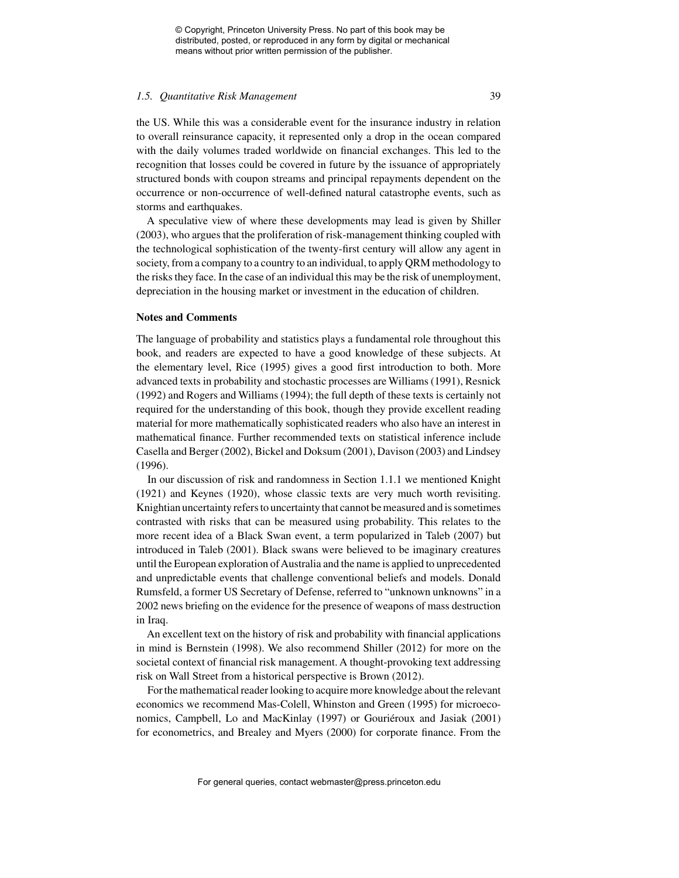the US. While this was a considerable event for the insurance industry in relation to overall reinsurance capacity, it represented only a drop in the ocean compared with the daily volumes traded worldwide on financial exchanges. This led to the recognition that losses could be covered in future by the issuance of appropriately structured bonds with coupon streams and principal repayments dependent on the occurrence or non-occurrence of well-defined natural catastrophe events, such as storms and earthquakes.

A speculative view of where these developments may lead is given by Shiller (2003), who argues that the proliferation of risk-management thinking coupled with the technological sophistication of the twenty-first century will allow any agent in society, from a company to a country to an individual, to apply QRM methodology to the risks they face. In the case of an individual this may be the risk of unemployment, depreciation in the housing market or investment in the education of children.

### Notes and Comments

The language of probability and statistics plays a fundamental role throughout this book, and readers are expected to have a good knowledge of these subjects. At the elementary level, Rice (1995) gives a good first introduction to both. More advanced texts in probability and stochastic processes are Williams (1991), Resnick (1992) and Rogers and Williams (1994); the full depth of these texts is certainly not required for the understanding of this book, though they provide excellent reading material for more mathematically sophisticated readers who also have an interest in mathematical finance. Further recommended texts on statistical inference include Casella and Berger (2002), Bickel and Doksum (2001), Davison (2003) and Lindsey (1996).

In our discussion of risk and randomness in Section 1.1.1 we mentioned Knight (1921) and Keynes (1920), whose classic texts are very much worth revisiting. Knightian uncertainty refers to uncertainty that cannot be measured and is sometimes contrasted with risks that can be measured using probability. This relates to the more recent idea of a Black Swan event, a term popularized in Taleb (2007) but introduced in Taleb (2001). Black swans were believed to be imaginary creatures until the European exploration of Australia and the name is applied to unprecedented and unpredictable events that challenge conventional beliefs and models. Donald Rumsfeld, a former US Secretary of Defense, referred to "unknown unknowns" in a 2002 news briefing on the evidence for the presence of weapons of mass destruction in Iraq.

An excellent text on the history of risk and probability with financial applications in mind is Bernstein (1998). We also recommend Shiller (2012) for more on the societal context of financial risk management. A thought-provoking text addressing risk on Wall Street from a historical perspective is Brown (2012).

For the mathematical reader looking to acquire more knowledge about the relevant economics we recommend Mas-Colell, Whinston and Green (1995) for microeconomics, Campbell, Lo and MacKinlay (1997) or Gouriéroux and Jasiak (2001) for econometrics, and Brealey and Myers (2000) for corporate finance. From the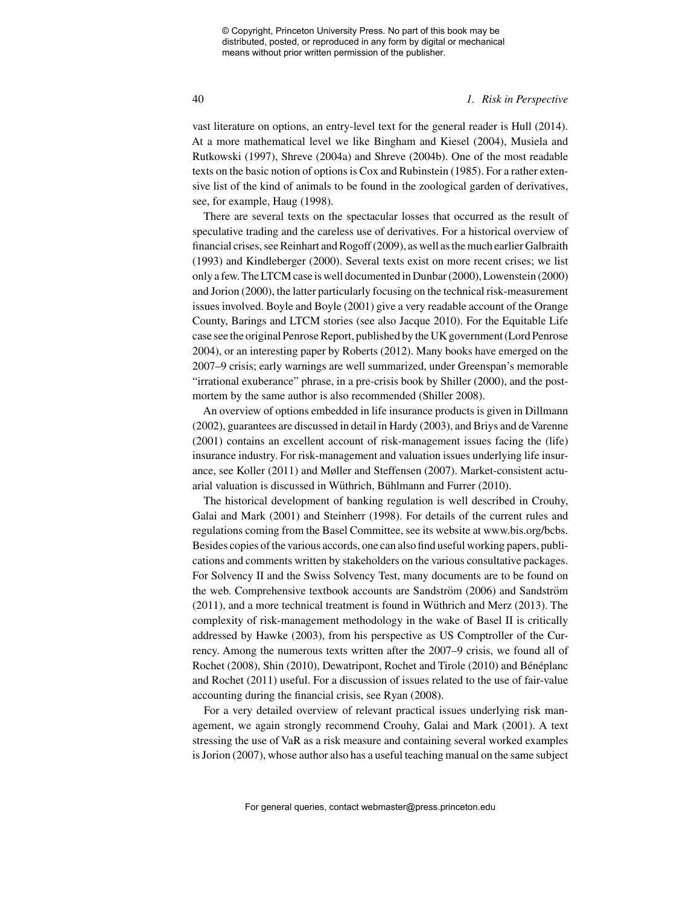vast literature on options, an entry-level text for the general reader is Hull (2014). At a more mathematical level we like Bingham and Kiesel (2004), Musiela and Rutkowski (1997), Shreve (2004a) and Shreve (2004b). One of the most readable texts on the basic notion of options is Cox and Rubinstein (1985). For a rather extensive list of the kind of animals to be found in the zoological garden of derivatives, see, for example, Haug (1998).

There are several texts on the spectacular losses that occurred as the result of speculative trading and the careless use of derivatives. For a historical overview of financial crises, see Reinhart and Rogoff (2009), as well as the much earlier Galbraith (1993) and Kindleberger (2000). Several texts exist on more recent crises; we list only a few. The LTCM case is well documented in Dunbar (2000), Lowenstein (2000) and Jorion (2000), the latter particularly focusing on the technical risk-measurement issues involved. Boyle and Boyle (2001) give a very readable account of the Orange County, Barings and LTCM stories (see also Jacque 2010). For the Equitable Life case see the original Penrose Report, published by the UK government (Lord Penrose 2004), or an interesting paper by Roberts (2012). Many books have emerged on the 2007–9 crisis; early warnings are well summarized, under Greenspan's memorable "irrational exuberance" phrase, in a pre-crisis book by Shiller (2000), and the post-mortem by the same author is also recommended (Shiller 2008).

An overview of options embedded in life insurance products is given in Dillmann (2002), guarantees are discussed in detail in Hardy (2003), and Briys and de Varenne (2001) contains an excellent account of risk-management issues facing the (life) insurance industry. For risk-management and valuation issues underlying life insurance, see Koller (2011) and Møller and Steffensen (2007). Market-consistent actuarial valuation is discussed in Wüthrich, Bühlmann and Furrer (2010).

The historical development of banking regulation is well described in Crouhy, Galai and Mark (2001) and Steinherr (1998). For details of the current rules and regulations coming from the Basel Committee, see its website at www.bis.org/bcbs. Besides copies of the various accords, one can also find useful working papers, publications and comments written by stakeholders on the various consultative packages. For Solvency II and the Swiss Solvency Test, many documents are to be found on the web. Comprehensive textbook accounts are Sandström (2006) and Sandström (2011), and a more technical treatment is found in Wüthrich and Merz (2013). The complexity of risk-management methodology in the wake of Basel II is critically addressed by Hawke (2003), from his perspective as US Comptroller of the Currency. Among the numerous texts written after the 2007–9 crisis, we found all of Rochet (2008), Shin (2010), Dewatripont, Rochet and Tirole (2010) and Bénéplanc and Rochet (2011) useful. For a discussion of issues related to the use of fair-value accounting during the financial crisis, see Ryan (2008).

For a very detailed overview of relevant practical issues underlying risk management, we again strongly recommend Crouhy, Galai and Mark (2001). A text stressing the use of VaR as a risk measure and containing several worked examples is Jorion (2007), whose author also has a useful teaching manual on the same subject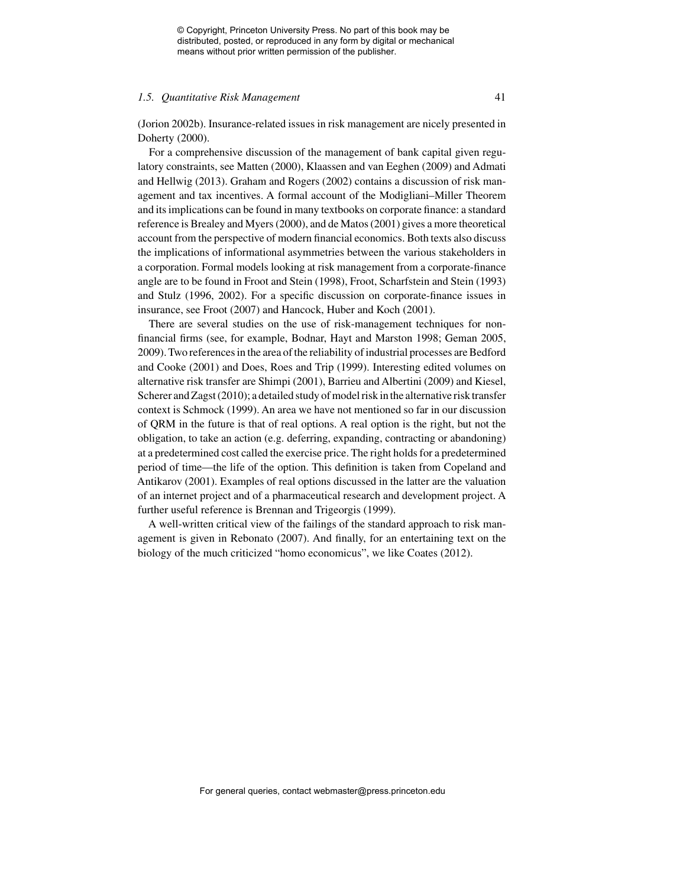(Jorion 2002b). Insurance-related issues in risk management are nicely presented in Doherty (2000).

For a comprehensive discussion of the management of bank capital given regulatory constraints, see Matten (2000), Klaassen and van Eeghen (2009) and Admati and Hellwig (2013). Graham and Rogers (2002) contains a discussion of risk management and tax incentives. A formal account of the Modigliani–Miller Theorem and its implications can be found in many textbooks on corporate finance: a standard reference is Brealey and Myers (2000), and de Matos (2001) gives a more theoretical account from the perspective of modern financial economics. Both texts also discuss the implications of informational asymmetries between the various stakeholders in a corporation. Formal models looking at risk management from a corporate-finance angle are to be found in Froot and Stein (1998), Froot, Scharfstein and Stein (1993) and Stulz (1996, 2002). For a specific discussion on corporate-finance issues in insurance, see Froot (2007) and Hancock, Huber and Koch (2001).

There are several studies on the use of risk-management techniques for non-financial firms (see, for example, Bodnar, Hayt and Marston 1998; Geman 2005, 2009). Two references in the area of the reliability of industrial processes are Bedford and Cooke (2001) and Does, Roes and Trip (1999). Interesting edited volumes on alternative risk transfer are Shimpi (2001), Barrieu and Albertini (2009) and Kiesel, Scherer and Zagst (2010); a detailed study of model risk in the alternative risk transfer context is Schmock (1999). An area we have not mentioned so far in our discussion of QRM in the future is that of real options. A real option is the right, but not the obligation, to take an action (e.g. deferring, expanding, contracting or abandoning) at a predetermined cost called the exercise price. The right holds for a predetermined period of time—the life of the option. This definition is taken from Copeland and Antikarov (2001). Examples of real options discussed in the latter are the valuation of an internet project and of a pharmaceutical research and development project. A further useful reference is Brennan and Trigeorgis (1999).

A well-written critical view of the failings of the standard approach to risk management is given in Rebonato (2007). And finally, for an entertaining text on the biology of the much criticized "homo economicus", we like Coates (2012).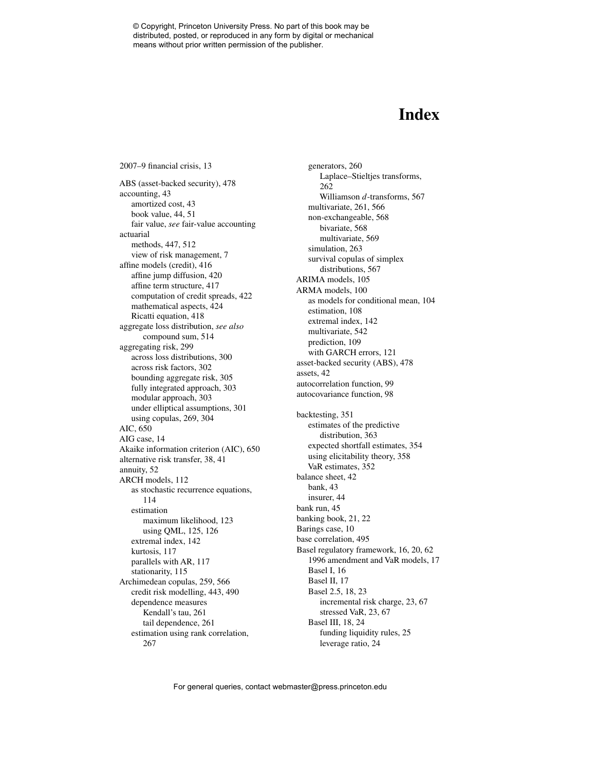# Index

2007–9 financial crisis, 13

ABS (asset-backed security), 478
accounting, 43
  amortized cost, 43
  book value, 44, 51
  fair value, *see* fair-value accounting
actuarial
  methods, 447, 512
  view of risk management, 7
affine models (credit), 416
  affine jump diffusion, 420
  affine term structure, 417
  computation of credit spreads, 422
  mathematical aspects, 424
  Ricatti equation, 418
aggregate loss distribution, *see also* compound sum, 514
aggregating risk, 299
  across loss distributions, 300
  across risk factors, 302
  bounding aggregate risk, 305
  fully integrated approach, 303
  modular approach, 303
  under elliptical assumptions, 301
  using copulas, 269, 304
AIC, 650
AIG case, 14
Akaike information criterion (AIC), 650
alternative risk transfer, 38, 41
annuity, 52
ARCH models, 112
  as stochastic recurrence equations, 114
  estimation
    maximum likelihood, 123
    using QML, 125, 126
  extremal index, 142
  kurtosis, 117
  parallels with AR, 117
  stationarity, 115
Archimedean copulas, 259, 566
  credit risk modelling, 443, 490
  dependence measures
    Kendall's tau, 261
    tail dependence, 261
  estimation using rank correlation, 267
  generators, 260
    Laplace–Stieltjes transforms, 262
    Williamson $d$-transforms, 567
  multivariate, 261, 566
  non-exchangeable, 568
    bivariate, 568
    multivariate, 569
  simulation, 263
  survival copulas of simplex distributions, 567
ARIMA models, 105
ARMA models, 100
  as models for conditional mean, 104
  estimation, 108
  extremal index, 142
  multivariate, 542
  prediction, 109
  with GARCH errors, 121
asset-backed security (ABS), 478
assets, 42
autocorrelation function, 99
autocovariance function, 98

backtesting, 351
  estimates of the predictive distribution, 363
  expected shortfall estimates, 354
  using elicitability theory, 358
  VaR estimates, 352
balance sheet, 42
  bank, 43
  insurer, 44
bank run, 45
banking book, 21, 22
Barings case, 10
base correlation, 495
Basel regulatory framework, 16, 20, 62
  1996 amendment and VaR models, 17
  Basel I, 16
  Basel II, 17
  Basel 2.5, 18, 23
    incremental risk charge, 23, 67
    stressed VaR, 23, 67
  Basel III, 18, 24
    funding liquidity rules, 25
    leverage ratio, 24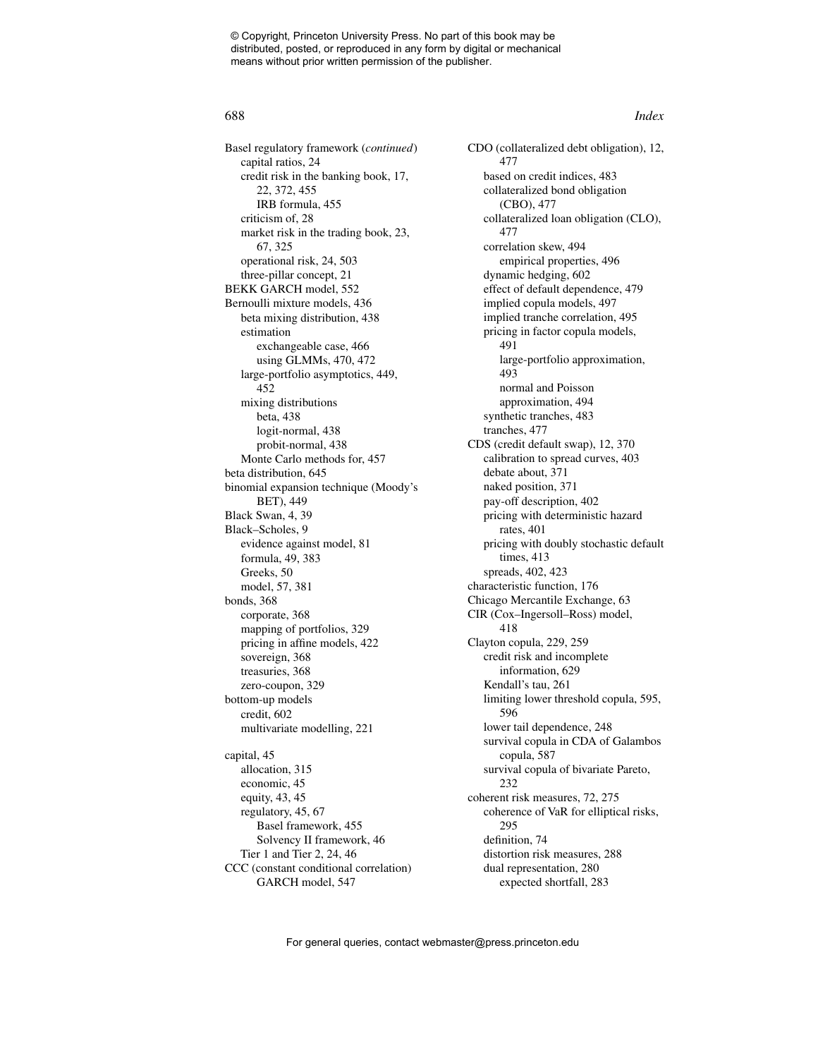Basel regulatory framework (*continued*)
- capital ratios, 24
- credit risk in the banking book, 17, 22, 372, 455
  - IRB formula, 455
- criticism of, 28
- market risk in the trading book, 23, 67, 325
- operational risk, 24, 503
- three-pillar concept, 21

BEKK GARCH model, 552

Bernoulli mixture models, 436
- beta mixing distribution, 438
- estimation
  - exchangeable case, 466
  - using GLMMs, 470, 472
- large-portfolio asymptotics, 449, 452
- mixing distributions
  - beta, 438
  - logit-normal, 438
  - probit-normal, 438
- Monte Carlo methods for, 457

beta distribution, 645

binomial expansion technique (Moody's BET), 449

Black Swan, 4, 39

Black–Scholes, 9
- evidence against model, 81
- formula, 49, 383
- Greeks, 50
- model, 57, 381

bonds, 368
- corporate, 368
- mapping of portfolios, 329
- pricing in affine models, 422
- sovereign, 368
- treasuries, 368
- zero-coupon, 329

bottom-up models
- credit, 602
- multivariate modelling, 221

capital, 45
- allocation, 315
- economic, 45
- equity, 43, 45
- regulatory, 45, 67
  - Basel framework, 455
  - Solvency II framework, 46
- Tier 1 and Tier 2, 24, 46

CCC (constant conditional correlation) GARCH model, 547

CDO (collateralized debt obligation), 12, 477
- based on credit indices, 483
- collateralized bond obligation (CBO), 477
- collateralized loan obligation (CLO), 477
- correlation skew, 494
  - empirical properties, 496
- dynamic hedging, 602
- effect of default dependence, 479
- implied copula models, 497
- implied tranche correlation, 495
- pricing in factor copula models, 491
  - large-portfolio approximation, 493
  - normal and Poisson approximation, 494
- synthetic tranches, 483
- tranches, 477

CDS (credit default swap), 12, 370
- calibration to spread curves, 403
- debate about, 371
- naked position, 371
- pay-off description, 402
- pricing with deterministic hazard rates, 401
- pricing with doubly stochastic default times, 413
- spreads, 402, 423

characteristic function, 176

Chicago Mercantile Exchange, 63

CIR (Cox–Ingersoll–Ross) model, 418

Clayton copula, 229, 259
- credit risk and incomplete information, 629
- Kendall's tau, 261
- limiting lower threshold copula, 595, 596
- lower tail dependence, 248
- survival copula in CDA of Galambos copula, 587
- survival copula of bivariate Pareto, 232

coherent risk measures, 72, 275
- coherence of VaR for elliptical risks, 295
- definition, 74
- distortion risk measures, 288
- dual representation, 280
  - expected shortfall, 283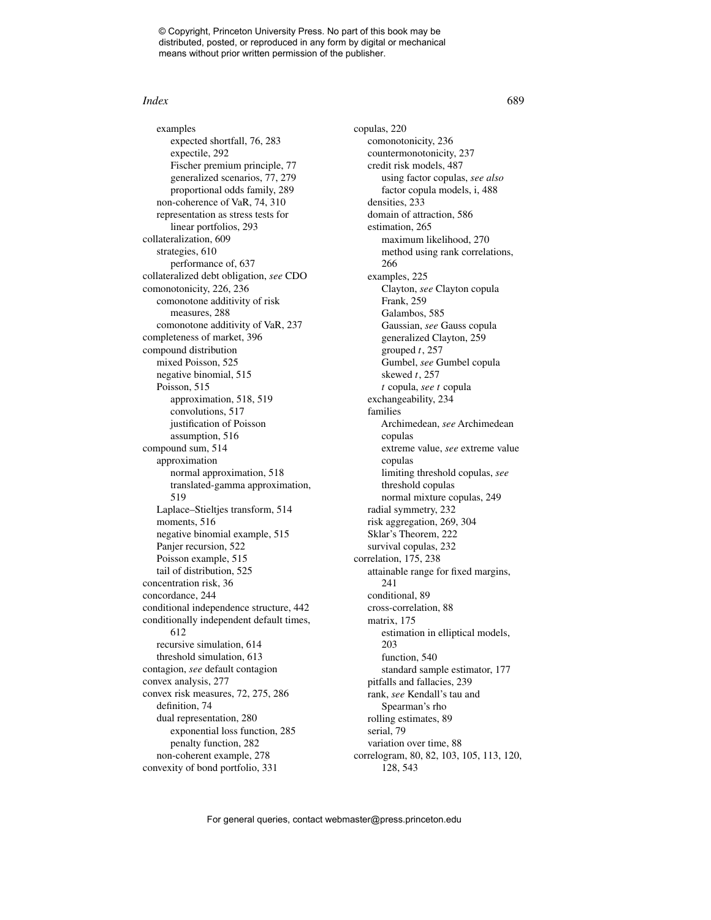examples
    expected shortfall, 76, 283
    expectile, 292
    Fischer premium principle, 77
    generalized scenarios, 77, 279
    proportional odds family, 289
  non-coherence of VaR, 74, 310
  representation as stress tests for
    linear portfolios, 293
collateralization, 609
  strategies, 610
    performance of, 637
collateralized debt obligation, *see* CDO
comonotonicity, 226, 236
  comonotone additivity of risk
    measures, 288
  comonotone additivity of VaR, 237
completeness of market, 396
compound distribution
  mixed Poisson, 525
  negative binomial, 515
  Poisson, 515
    approximation, 518, 519
    convolutions, 517
    justification of Poisson
      assumption, 516
compound sum, 514
  approximation
    normal approximation, 518
    translated-gamma approximation,
      519
  Laplace–Stieltjes transform, 514
  moments, 516
  negative binomial example, 515
  Panjer recursion, 522
  Poisson example, 515
  tail of distribution, 525
concentration risk, 36
concordance, 244
conditional independence structure, 442
conditionally independent default times,
    612
  recursive simulation, 614
  threshold simulation, 613
contagion, *see* default contagion
convex analysis, 277
convex risk measures, 72, 275, 286
  definition, 74
  dual representation, 280
    exponential loss function, 285
    penalty function, 282
  non-coherent example, 278
convexity of bond portfolio, 331
copulas, 220
  comonotonicity, 236
  countermonotonicity, 237
  credit risk models, 487
    using factor copulas, *see also*
    factor copula models, i, 488
  densities, 233
  domain of attraction, 586
  estimation, 265
    maximum likelihood, 270
    method using rank correlations,
    266
  examples, 225
    Clayton, *see* Clayton copula
    Frank, 259
    Galambos, 585
    Gaussian, *see* Gauss copula
    generalized Clayton, 259
    grouped $t$, 257
    Gumbel, *see* Gumbel copula
    skewed $t$, 257
    $t$ copula, *see* $t$ copula
  exchangeability, 234
  families
    Archimedean, *see* Archimedean
    copulas
    extreme value, *see* extreme value
    copulas
    limiting threshold copulas, *see*
    threshold copulas
    normal mixture copulas, 249
  radial symmetry, 232
  risk aggregation, 269, 304
  Sklar's Theorem, 222
  survival copulas, 232
correlation, 175, 238
  attainable range for fixed margins,
    241
  conditional, 89
  cross-correlation, 88
  matrix, 175
    estimation in elliptical models,
    203
    function, 540
    standard sample estimator, 177
  pitfalls and fallacies, 239
  rank, *see* Kendall's tau and
    Spearman's rho
  rolling estimates, 89
  serial, 79
  variation over time, 88
correlogram, 80, 82, 103, 105, 113, 120,
    128, 543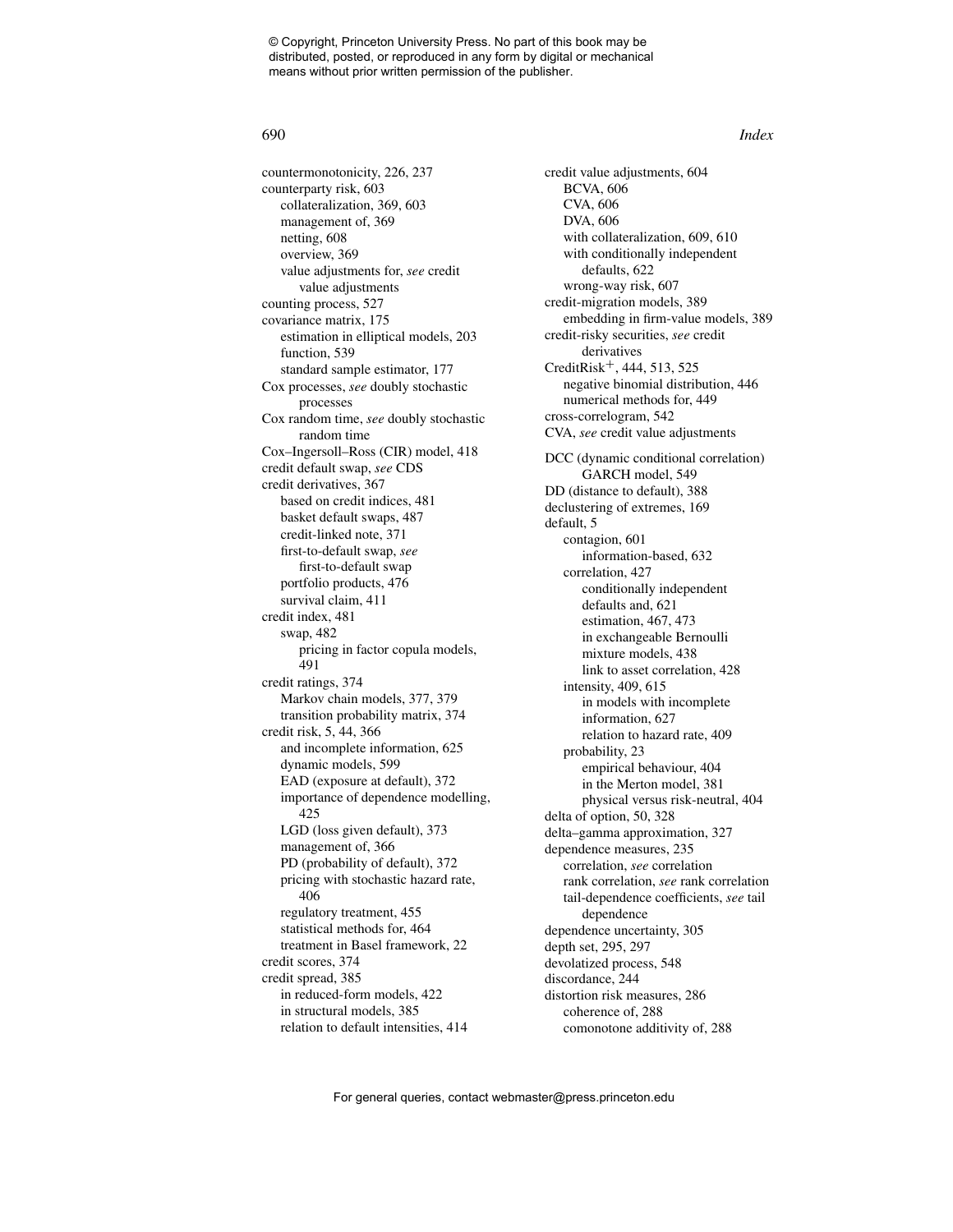countermonotonicity, 226, 237
counterparty risk, 603
  collateralization, 369, 603
  management of, 369
  netting, 608
  overview, 369
  value adjustments for, *see* credit value adjustments
counting process, 527
covariance matrix, 175
  estimation in elliptical models, 203
  function, 539
  standard sample estimator, 177
Cox processes, *see* doubly stochastic processes
Cox random time, *see* doubly stochastic random time
Cox–Ingersoll–Ross (CIR) model, 418
credit default swap, *see* CDS
credit derivatives, 367
  based on credit indices, 481
  basket default swaps, 487
  credit-linked note, 371
  first-to-default swap, *see* first-to-default swap
  portfolio products, 476
  survival claim, 411
credit index, 481
  swap, 482
    pricing in factor copula models, 491
credit ratings, 374
  Markov chain models, 377, 379
  transition probability matrix, 374
credit risk, 5, 44, 366
  and incomplete information, 625
  dynamic models, 599
  EAD (exposure at default), 372
  importance of dependence modelling, 425
  LGD (loss given default), 373
  management of, 366
  PD (probability of default), 372
  pricing with stochastic hazard rate, 406
  regulatory treatment, 455
  statistical methods for, 464
  treatment in Basel framework, 22
credit scores, 374
credit spread, 385
  in reduced-form models, 422
  in structural models, 385
  relation to default intensities, 414
credit value adjustments, 604
  BCVA, 606
  CVA, 606
  DVA, 606
  with collateralization, 609, 610
  with conditionally independent defaults, 622
  wrong-way risk, 607
credit-migration models, 389
  embedding in firm-value models, 389
credit-risky securities, *see* credit derivatives
CreditRisk$^+$, 444, 513, 525
  negative binomial distribution, 446
  numerical methods for, 449
cross-correlogram, 542
CVA, *see* credit value adjustments

DCC (dynamic conditional correlation) GARCH model, 549
DD (distance to default), 388
declustering of extremes, 169
default, 5
  contagion, 601
    information-based, 632
  correlation, 427
    conditionally independent defaults and, 621
    estimation, 467, 473
    in exchangeable Bernoulli mixture models, 438
    link to asset correlation, 428
  intensity, 409, 615
    in models with incomplete information, 627
    relation to hazard rate, 409
  probability, 23
    empirical behaviour, 404
    in the Merton model, 381
    physical versus risk-neutral, 404
delta of option, 50, 328
delta–gamma approximation, 327
dependence measures, 235
  correlation, *see* correlation
  rank correlation, *see* rank correlation
  tail-dependence coefficients, *see* tail dependence
dependence uncertainty, 305
depth set, 295, 297
devolatized process, 548
discordance, 244
distortion risk measures, 286
  coherence of, 288
  comonotone additivity of, 288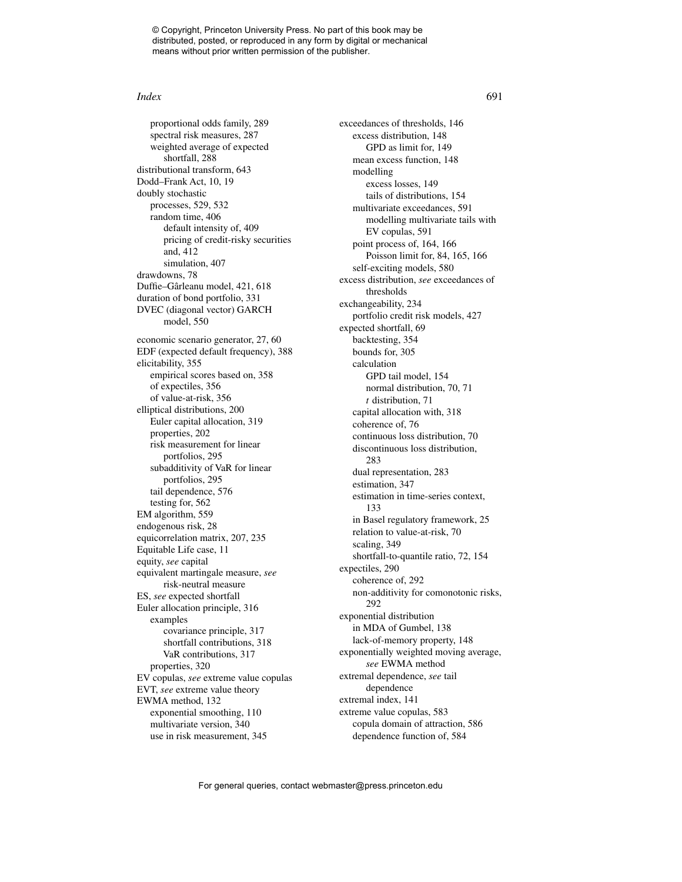proportional odds family, 289
  spectral risk measures, 287
  weighted average of expected shortfall, 288
distributional transform, 643
Dodd–Frank Act, 10, 19
doubly stochastic
  processes, 529, 532
  random time, 406
    default intensity of, 409
    pricing of credit-risky securities and, 412
    simulation, 407
drawdowns, 78
Duffie–Gârleanu model, 421, 618
duration of bond portfolio, 331
DVEC (diagonal vector) GARCH model, 550

economic scenario generator, 27, 60
EDF (expected default frequency), 388
elicitability, 355
  empirical scores based on, 358
  of expectiles, 356
  of value-at-risk, 356
elliptical distributions, 200
  Euler capital allocation, 319
  properties, 202
  risk measurement for linear portfolios, 295
  subadditivity of VaR for linear portfolios, 295
  tail dependence, 576
  testing for, 562
EM algorithm, 559
endogenous risk, 28
equicorrelation matrix, 207, 235
Equitable Life case, 11
equity, *see* capital
equivalent martingale measure, *see* risk-neutral measure
ES, *see* expected shortfall
Euler allocation principle, 316
  examples
    covariance principle, 317
    shortfall contributions, 318
    VaR contributions, 317
  properties, 320
EV copulas, *see* extreme value copulas
EVT, *see* extreme value theory
EWMA method, 132
  exponential smoothing, 110
  multivariate version, 340
  use in risk measurement, 345

exceedances of thresholds, 146
  excess distribution, 148
    GPD as limit for, 149
  mean excess function, 148
  modelling
    excess losses, 149
    tails of distributions, 154
  multivariate exceedances, 591
    modelling multivariate tails with EV copulas, 591
  point process of, 164, 166
    Poisson limit for, 84, 165, 166
  self-exciting models, 580
excess distribution, *see* exceedances of thresholds
exchangeability, 234
  portfolio credit risk models, 427
expected shortfall, 69
  backtesting, 354
  bounds for, 305
  calculation
    GPD tail model, 154
    normal distribution, 70, 71
    *t* distribution, 71
  capital allocation with, 318
  coherence of, 76
  continuous loss distribution, 70
  discontinuous loss distribution, 283
  dual representation, 283
  estimation, 347
  estimation in time-series context, 133
  in Basel regulatory framework, 25
  relation to value-at-risk, 70
  scaling, 349
  shortfall-to-quantile ratio, 72, 154
expectiles, 290
  coherence of, 292
  non-additivity for comonotonic risks, 292
exponential distribution
  in MDA of Gumbel, 138
  lack-of-memory property, 148
exponentially weighted moving average, *see* EWMA method
extremal dependence, *see* tail dependence
extremal index, 141
extreme value copulas, 583
  copula domain of attraction, 586
  dependence function of, 584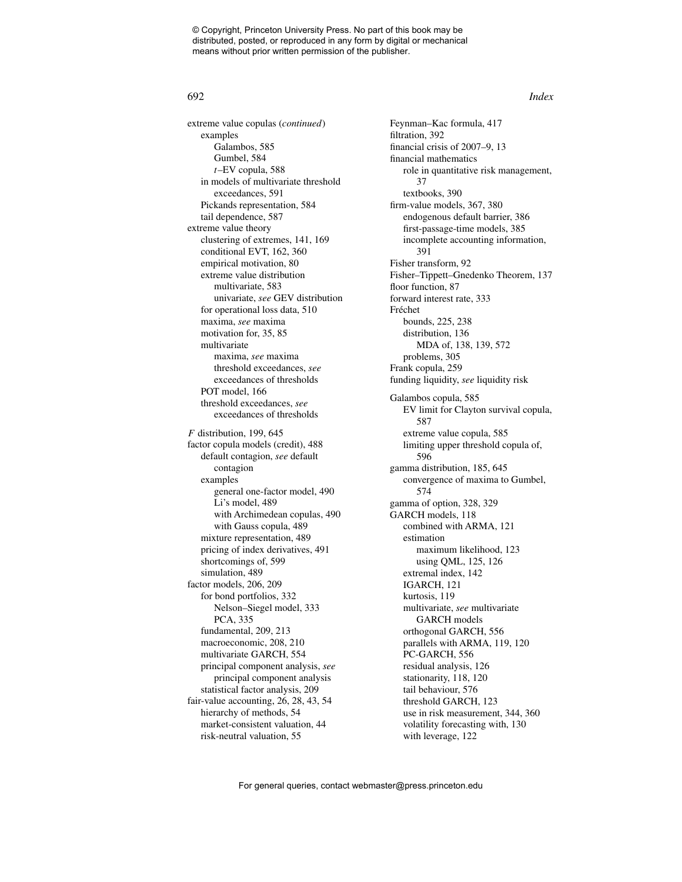extreme value copulas (*continued*)
  examples
    Galambos, 585
    Gumbel, 584
    $t$–EV copula, 588
  in models of multivariate threshold exceedances, 591
  Pickands representation, 584
  tail dependence, 587
extreme value theory
  clustering of extremes, 141, 169
  conditional EVT, 162, 360
  empirical motivation, 80
  extreme value distribution
    multivariate, 583
    univariate, *see* GEV distribution
  for operational loss data, 510
  maxima, *see* maxima
  motivation for, 35, 85
  multivariate
    maxima, *see* maxima
    threshold exceedances, *see* exceedances of thresholds
  POT model, 166
  threshold exceedances, *see* exceedances of thresholds

$F$ distribution, 199, 645
factor copula models (credit), 488
  default contagion, *see* default contagion
  examples
    general one-factor model, 490
    Li's model, 489
    with Archimedean copulas, 490
    with Gauss copula, 489
  mixture representation, 489
  pricing of index derivatives, 491
  shortcomings of, 599
  simulation, 489
factor models, 206, 209
  for bond portfolios, 332
    Nelson–Siegel model, 333
    PCA, 335
  fundamental, 209, 213
  macroeconomic, 208, 210
  multivariate GARCH, 554
  principal component analysis, *see* principal component analysis
  statistical factor analysis, 209
fair-value accounting, 26, 28, 43, 54
  hierarchy of methods, 54
  market-consistent valuation, 44
  risk-neutral valuation, 55
Feynman–Kac formula, 417
filtration, 392
financial crisis of 2007–9, 13
financial mathematics
  role in quantitative risk management, 37
  textbooks, 390
firm-value models, 367, 380
  endogenous default barrier, 386
  first-passage-time models, 385
  incomplete accounting information, 391
Fisher transform, 92
Fisher–Tippett–Gnedenko Theorem, 137
floor function, 87
forward interest rate, 333
Fréchet
  bounds, 225, 238
  distribution, 136
    MDA of, 138, 139, 572
  problems, 305
Frank copula, 259
funding liquidity, *see* liquidity risk

Galambos copula, 585
  EV limit for Clayton survival copula, 587
  extreme value copula, 585
  limiting upper threshold copula of, 596
gamma distribution, 185, 645
  convergence of maxima to Gumbel, 574
gamma of option, 328, 329
GARCH models, 118
  combined with ARMA, 121
  estimation
    maximum likelihood, 123
    using QML, 125, 126
  extremal index, 142
  IGARCH, 121
  kurtosis, 119
  multivariate, *see* multivariate GARCH models
  orthogonal GARCH, 556
  parallels with ARMA, 119, 120
  PC-GARCH, 556
  residual analysis, 126
  stationarity, 118, 120
  tail behaviour, 576
  threshold GARCH, 123
  use in risk measurement, 344, 360
  volatility forecasting with, 130
  with leverage, 122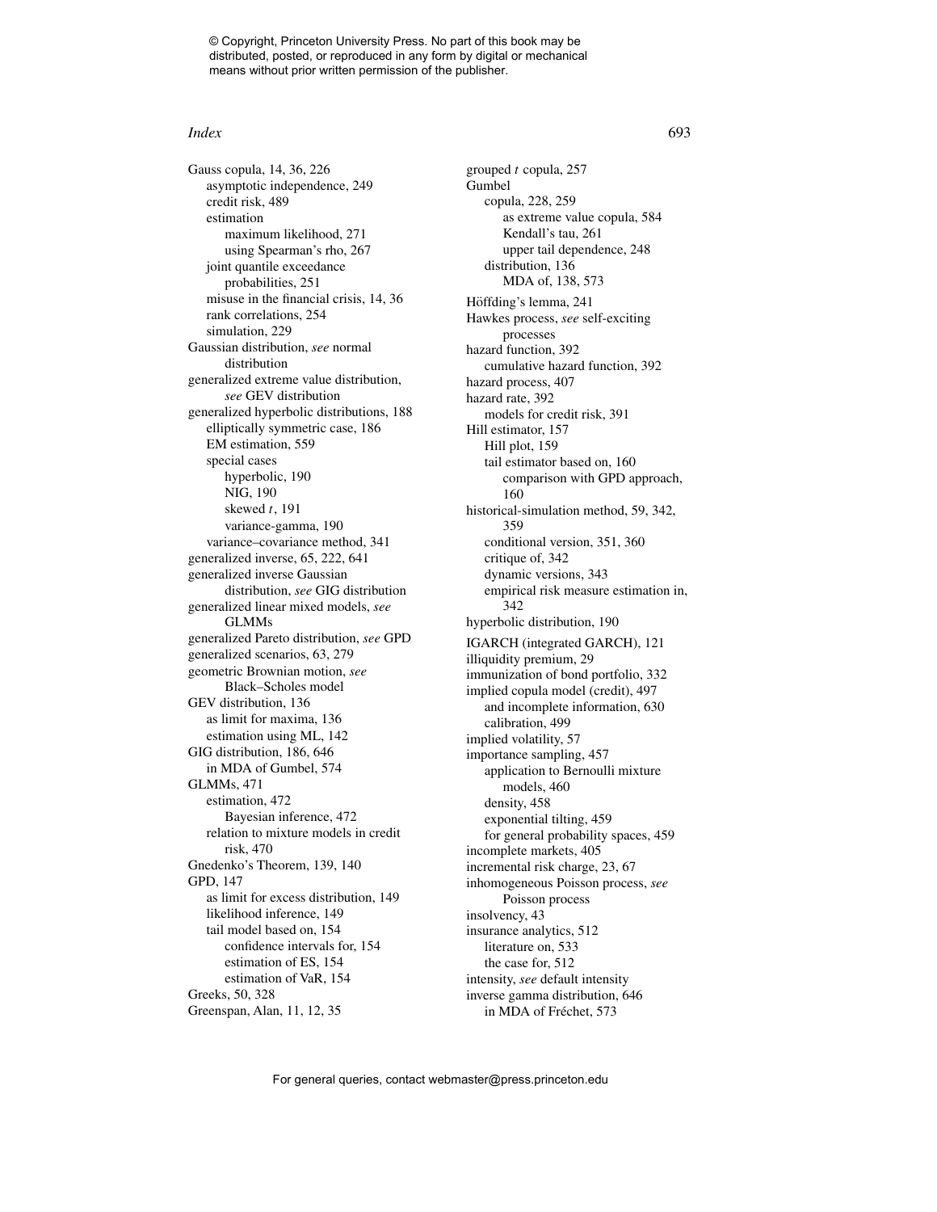Gauss copula, 14, 36, 226
  asymptotic independence, 249
  credit risk, 489
  estimation
    maximum likelihood, 271
    using Spearman's rho, 267
  joint quantile exceedance probabilities, 251
  misuse in the financial crisis, 14, 36
  rank correlations, 254
  simulation, 229
Gaussian distribution, *see* normal distribution
generalized extreme value distribution, *see* GEV distribution
generalized hyperbolic distributions, 188
  elliptically symmetric case, 186
  EM estimation, 559
  special cases
    hyperbolic, 190
    NIG, 190
    skewed $t$, 191
    variance-gamma, 190
  variance–covariance method, 341
generalized inverse, 65, 222, 641
generalized inverse Gaussian distribution, *see* GIG distribution
generalized linear mixed models, *see* GLMMs
generalized Pareto distribution, *see* GPD
generalized scenarios, 63, 279
geometric Brownian motion, *see* Black–Scholes model
GEV distribution, 136
  as limit for maxima, 136
  estimation using ML, 142
GIG distribution, 186, 646
  in MDA of Gumbel, 574
GLMMs, 471
  estimation, 472
    Bayesian inference, 472
  relation to mixture models in credit risk, 470
Gnedenko's Theorem, 139, 140
GPD, 147
  as limit for excess distribution, 149
  likelihood inference, 149
  tail model based on, 154
    confidence intervals for, 154
    estimation of ES, 154
    estimation of VaR, 154
Greeks, 50, 328
Greenspan, Alan, 11, 12, 35
grouped $t$ copula, 257
Gumbel
  copula, 228, 259
    as extreme value copula, 584
    Kendall's tau, 261
    upper tail dependence, 248
  distribution, 136
    MDA of, 138, 573
Höffding's lemma, 241
Hawkes process, *see* self-exciting processes
hazard function, 392
  cumulative hazard function, 392
hazard process, 407
hazard rate, 392
  models for credit risk, 391
Hill estimator, 157
  Hill plot, 159
  tail estimator based on, 160
    comparison with GPD approach, 160
historical-simulation method, 59, 342, 359
  conditional version, 351, 360
  critique of, 342
  dynamic versions, 343
  empirical risk measure estimation in, 342
hyperbolic distribution, 190
IGARCH (integrated GARCH), 121
illiquidity premium, 29
immunization of bond portfolio, 332
implied copula model (credit), 497
  and incomplete information, 630
  calibration, 499
implied volatility, 57
importance sampling, 457
  application to Bernoulli mixture models, 460
  density, 458
  exponential tilting, 459
  for general probability spaces, 459
incomplete markets, 405
incremental risk charge, 23, 67
inhomogeneous Poisson process, *see* Poisson process
insolvency, 43
insurance analytics, 512
  literature on, 533
  the case for, 512
intensity, *see* default intensity
inverse gamma distribution, 646
  in MDA of Fréchet, 573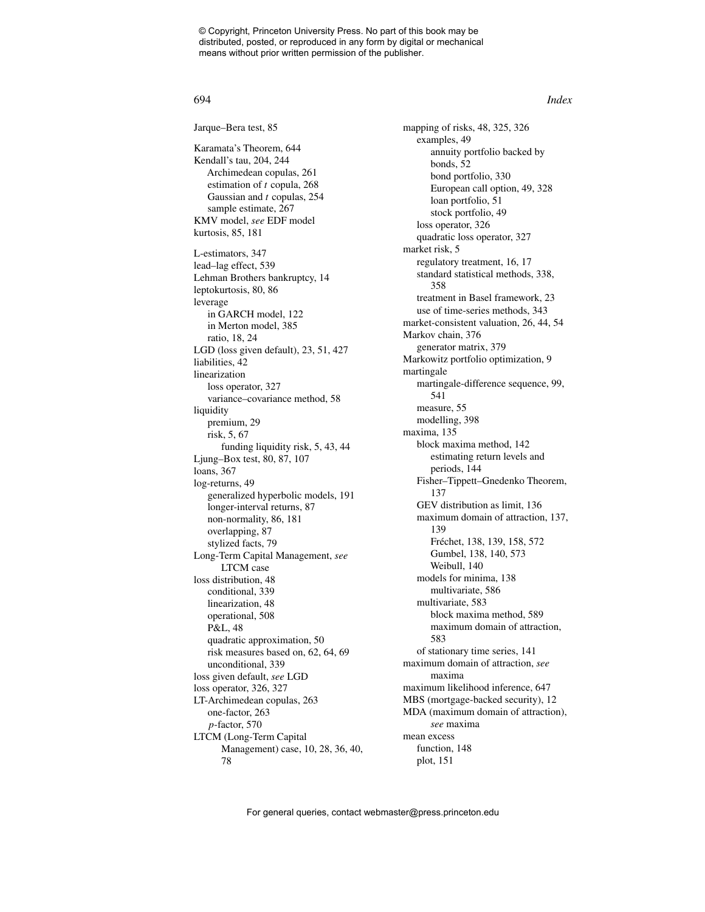Jarque–Bera test, 85

Karamata's Theorem, 644
Kendall's tau, 204, 244
  Archimedean copulas, 261
  estimation of *t* copula, 268
  Gaussian and *t* copulas, 254
  sample estimate, 267
KMV model, *see* EDF model
kurtosis, 85, 181

L-estimators, 347
lead–lag effect, 539
Lehman Brothers bankruptcy, 14
leptokurtosis, 80, 86
leverage
  in GARCH model, 122
  in Merton model, 385
  ratio, 18, 24
LGD (loss given default), 23, 51, 427
liabilities, 42
linearization
  loss operator, 327
  variance–covariance method, 58
liquidity
  premium, 29
  risk, 5, 67
    funding liquidity risk, 5, 43, 44
Ljung–Box test, 80, 87, 107
loans, 367
log-returns, 49
  generalized hyperbolic models, 191
  longer-interval returns, 87
  non-normality, 86, 181
  overlapping, 87
  stylized facts, 79
Long-Term Capital Management, *see* LTCM case
loss distribution, 48
  conditional, 339
  linearization, 48
  operational, 508
  P&L, 48
  quadratic approximation, 50
  risk measures based on, 62, 64, 69
  unconditional, 339
loss given default, *see* LGD
loss operator, 326, 327
LT-Archimedean copulas, 263
  one-factor, 263
  *p*-factor, 570
LTCM (Long-Term Capital Management) case, 10, 28, 36, 40, 78

mapping of risks, 48, 325, 326
  examples, 49
    annuity portfolio backed by bonds, 52
    bond portfolio, 330
    European call option, 49, 328
    loan portfolio, 51
    stock portfolio, 49
  loss operator, 326
  quadratic loss operator, 327
market risk, 5
  regulatory treatment, 16, 17
  standard statistical methods, 338, 358
  treatment in Basel framework, 23
  use of time-series methods, 343
market-consistent valuation, 26, 44, 54
Markov chain, 376
  generator matrix, 379
Markowitz portfolio optimization, 9
martingale
  martingale-difference sequence, 99, 541
  measure, 55
  modelling, 398
maxima, 135
  block maxima method, 142
    estimating return levels and periods, 144
  Fisher–Tippett–Gnedenko Theorem, 137
  GEV distribution as limit, 136
  maximum domain of attraction, 137, 139
    Fréchet, 138, 139, 158, 572
    Gumbel, 138, 140, 573
    Weibull, 140
  models for minima, 138
    multivariate, 586
  multivariate, 583
    block maxima method, 589
    maximum domain of attraction, 583
  of stationary time series, 141
maximum domain of attraction, *see* maxima
maximum likelihood inference, 647
MBS (mortgage-backed security), 12
MDA (maximum domain of attraction), *see* maxima
mean excess
  function, 148
  plot, 151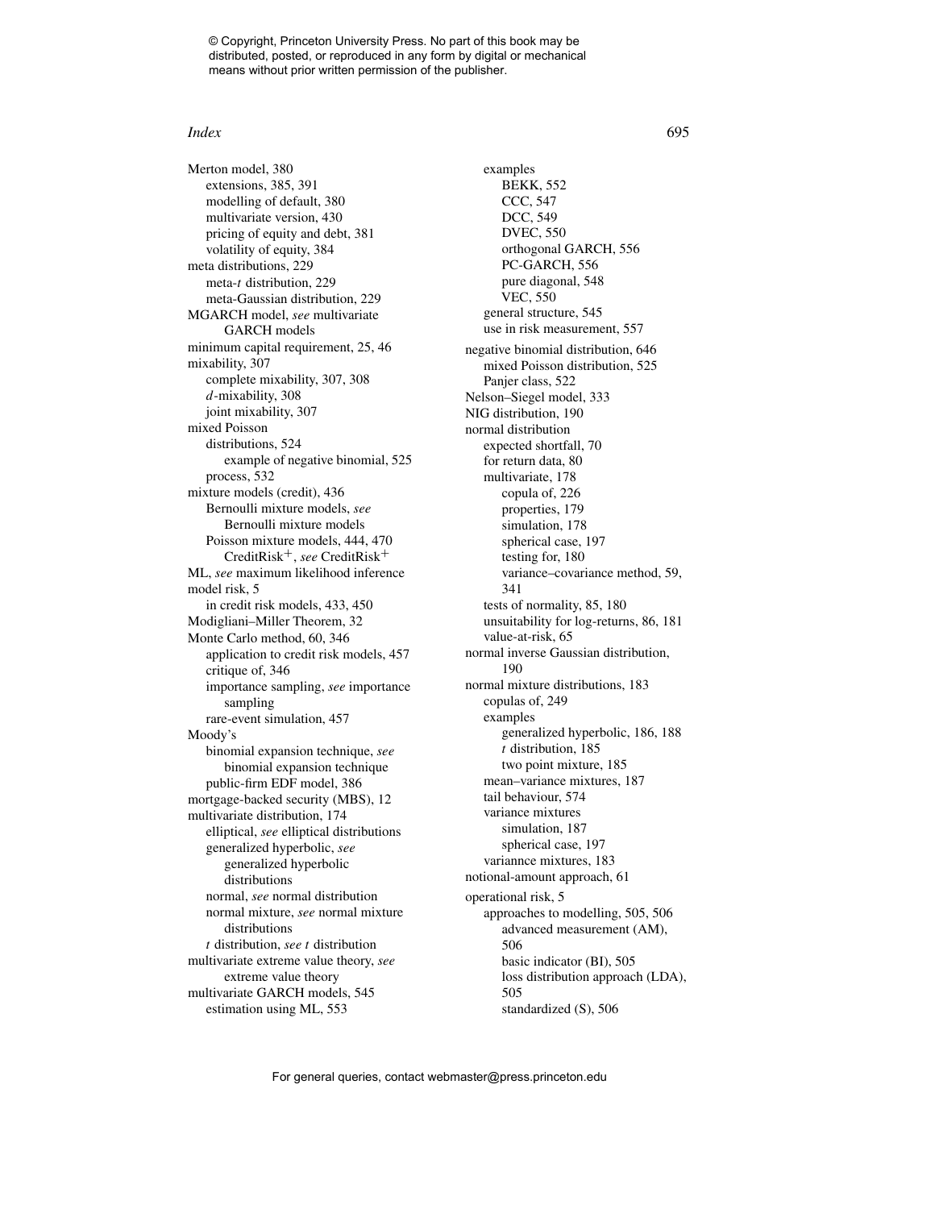Merton model, 380
  extensions, 385, 391
  modelling of default, 380
  multivariate version, 430
  pricing of equity and debt, 381
  volatility of equity, 384
meta distributions, 229
  meta-*t* distribution, 229
  meta-Gaussian distribution, 229
MGARCH model, *see* multivariate GARCH models
minimum capital requirement, 25, 46
mixability, 307
  complete mixability, 307, 308
  *d*-mixability, 308
  joint mixability, 307
mixed Poisson
  distributions, 524
    example of negative binomial, 525
  process, 532
mixture models (credit), 436
  Bernoulli mixture models, *see* Bernoulli mixture models
  Poisson mixture models, 444, 470
    CreditRisk$^+$, *see* CreditRisk$^+$
ML, *see* maximum likelihood inference
model risk, 5
  in credit risk models, 433, 450
Modigliani–Miller Theorem, 32
Monte Carlo method, 60, 346
  application to credit risk models, 457
  critique of, 346
  importance sampling, *see* importance sampling
  rare-event simulation, 457
Moody's
  binomial expansion technique, *see* binomial expansion technique
  public-firm EDF model, 386
mortgage-backed security (MBS), 12
multivariate distribution, 174
  elliptical, *see* elliptical distributions
  generalized hyperbolic, *see* generalized hyperbolic distributions
  normal, *see* normal distribution
  normal mixture, *see* normal mixture distributions
  *t* distribution, *see* *t* distribution
multivariate extreme value theory, *see* extreme value theory
multivariate GARCH models, 545
  estimation using ML, 553
  examples
    BEKK, 552
    CCC, 547
    DCC, 549
    DVEC, 550
    orthogonal GARCH, 556
    PC-GARCH, 556
    pure diagonal, 548
    VEC, 550
  general structure, 545
  use in risk measurement, 557
negative binomial distribution, 646
  mixed Poisson distribution, 525
  Panjer class, 522
Nelson–Siegel model, 333
NIG distribution, 190
normal distribution
  expected shortfall, 70
  for return data, 80
  multivariate, 178
    copula of, 226
    properties, 179
    simulation, 178
    spherical case, 197
    testing for, 180
    variance–covariance method, 59, 341
  tests of normality, 85, 180
  unsuitability for log-returns, 86, 181
  value-at-risk, 65
normal inverse Gaussian distribution, 190
normal mixture distributions, 183
  copulas of, 249
  examples
    generalized hyperbolic, 186, 188
    *t* distribution, 185
    two point mixture, 185
  mean–variance mixtures, 187
  tail behaviour, 574
  variance mixtures
    simulation, 187
    spherical case, 197
  variannce mixtures, 183
notional-amount approach, 61
operational risk, 5
  approaches to modelling, 505, 506
    advanced measurement (AM), 506
    basic indicator (BI), 505
    loss distribution approach (LDA), 505
    standardized (S), 506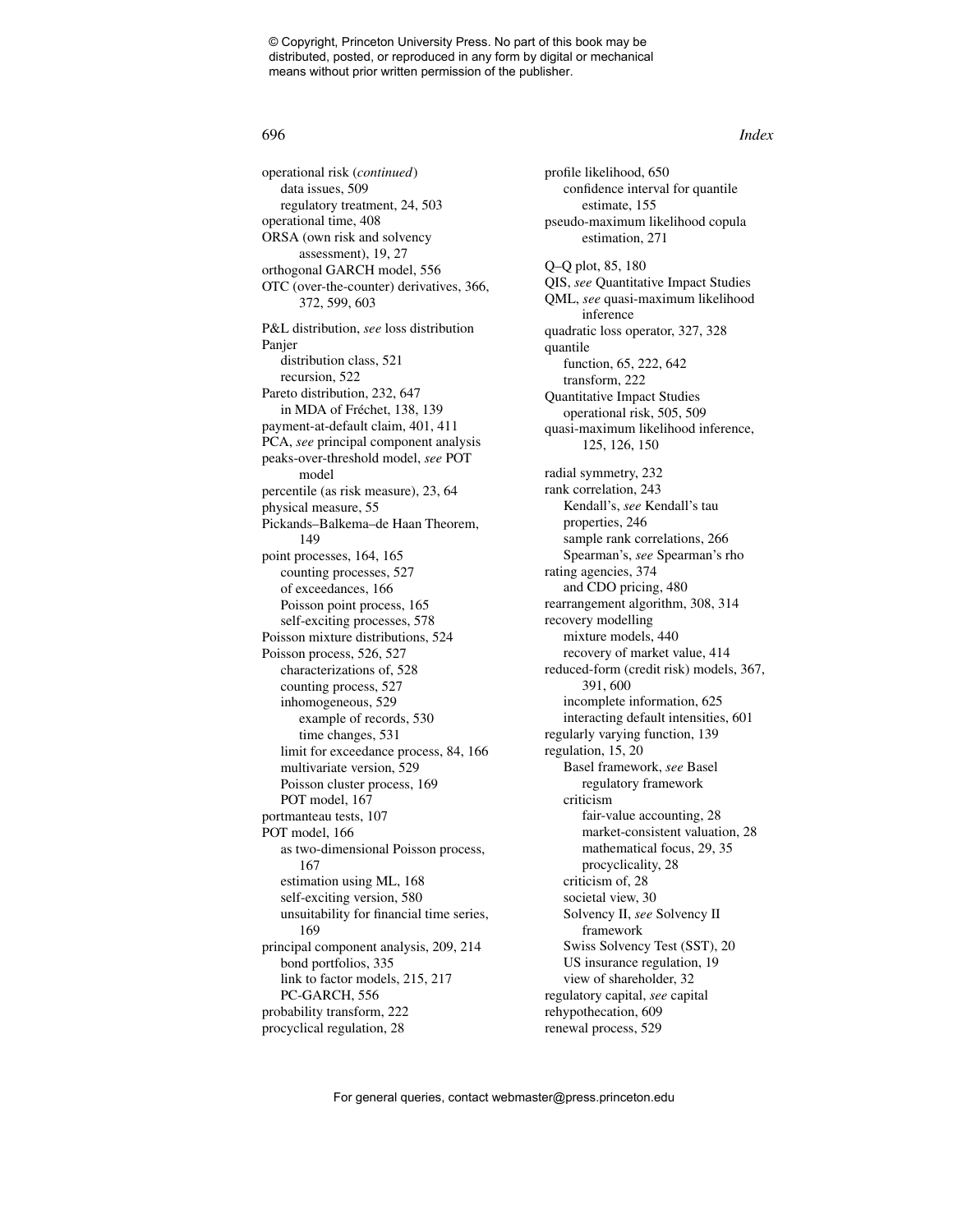operational risk (*continued*)
  data issues, 509
  regulatory treatment, 24, 503
operational time, 408
ORSA (own risk and solvency assessment), 19, 27
orthogonal GARCH model, 556
OTC (over-the-counter) derivatives, 366, 372, 599, 603

P&L distribution, *see* loss distribution
Panjer
  distribution class, 521
  recursion, 522
Pareto distribution, 232, 647
  in MDA of Fréchet, 138, 139
payment-at-default claim, 401, 411
PCA, *see* principal component analysis
peaks-over-threshold model, *see* POT model
percentile (as risk measure), 23, 64
physical measure, 55
Pickands–Balkema–de Haan Theorem, 149
point processes, 164, 165
  counting processes, 527
  of exceedances, 166
  Poisson point process, 165
  self-exciting processes, 578
Poisson mixture distributions, 524
Poisson process, 526, 527
  characterizations of, 528
  counting process, 527
  inhomogeneous, 529
    example of records, 530
    time changes, 531
  limit for exceedance process, 84, 166
  multivariate version, 529
  Poisson cluster process, 169
  POT model, 167
portmanteau tests, 107
POT model, 166
  as two-dimensional Poisson process, 167
  estimation using ML, 168
  self-exciting version, 580
  unsuitability for financial time series, 169
principal component analysis, 209, 214
  bond portfolios, 335
  link to factor models, 215, 217
  PC-GARCH, 556
probability transform, 222
procyclical regulation, 28
profile likelihood, 650
  confidence interval for quantile estimate, 155
pseudo-maximum likelihood copula estimation, 271

Q–Q plot, 85, 180
QIS, *see* Quantitative Impact Studies
QML, *see* quasi-maximum likelihood inference
quadratic loss operator, 327, 328
quantile
  function, 65, 222, 642
  transform, 222
Quantitative Impact Studies
  operational risk, 505, 509
quasi-maximum likelihood inference, 125, 126, 150

radial symmetry, 232
rank correlation, 243
  Kendall's, *see* Kendall's tau
  properties, 246
  sample rank correlations, 266
  Spearman's, *see* Spearman's rho
rating agencies, 374
  and CDO pricing, 480
rearrangement algorithm, 308, 314
recovery modelling
  mixture models, 440
  recovery of market value, 414
reduced-form (credit risk) models, 367, 391, 600
  incomplete information, 625
  interacting default intensities, 601
regularly varying function, 139
regulation, 15, 20
  Basel framework, *see* Basel regulatory framework
  criticism
    fair-value accounting, 28
    market-consistent valuation, 28
    mathematical focus, 29, 35
    procyclicality, 28
  criticism of, 28
  societal view, 30
  Solvency II, *see* Solvency II framework
  Swiss Solvency Test (SST), 20
  US insurance regulation, 19
  view of shareholder, 32
regulatory capital, *see* capital
rehypothecation, 609
renewal process, 529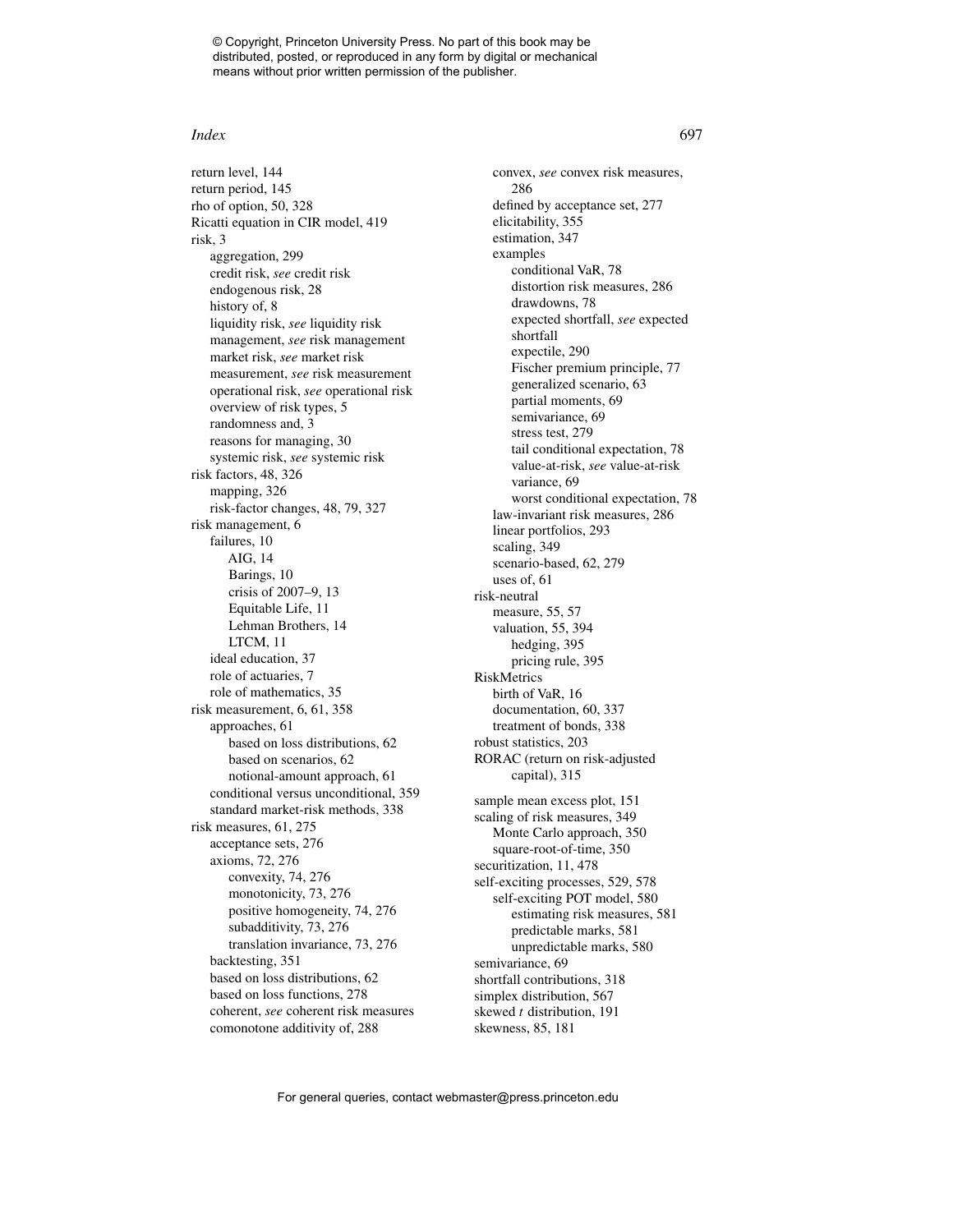return level, 144
return period, 145
rho of option, 50, 328
Ricatti equation in CIR model, 419
risk, 3
  aggregation, 299
  credit risk, *see* credit risk
  endogenous risk, 28
  history of, 8
  liquidity risk, *see* liquidity risk
  management, *see* risk management
  market risk, *see* market risk
  measurement, *see* risk measurement
  operational risk, *see* operational risk
  overview of risk types, 5
  randomness and, 3
  reasons for managing, 30
  systemic risk, *see* systemic risk
risk factors, 48, 326
  mapping, 326
  risk-factor changes, 48, 79, 327
risk management, 6
  failures, 10
    AIG, 14
    Barings, 10
    crisis of 2007–9, 13
    Equitable Life, 11
    Lehman Brothers, 14
    LTCM, 11
  ideal education, 37
  role of actuaries, 7
  role of mathematics, 35
risk measurement, 6, 61, 358
  approaches, 61
    based on loss distributions, 62
    based on scenarios, 62
    notional-amount approach, 61
  conditional versus unconditional, 359
  standard market-risk methods, 338
risk measures, 61, 275
  acceptance sets, 276
  axioms, 72, 276
    convexity, 74, 276
    monotonicity, 73, 276
    positive homogeneity, 74, 276
    subadditivity, 73, 276
    translation invariance, 73, 276
  backtesting, 351
  based on loss distributions, 62
  based on loss functions, 278
  coherent, *see* coherent risk measures
  comonotone additivity of, 288
  convex, *see* convex risk measures, 286
  defined by acceptance set, 277
  elicitability, 355
  estimation, 347
  examples
    conditional VaR, 78
    distortion risk measures, 286
    drawdowns, 78
    expected shortfall, *see* expected shortfall
    expectile, 290
    Fischer premium principle, 77
    generalized scenario, 63
    partial moments, 69
    semivariance, 69
    stress test, 279
    tail conditional expectation, 78
    value-at-risk, *see* value-at-risk
    variance, 69
    worst conditional expectation, 78
  law-invariant risk measures, 286
  linear portfolios, 293
  scaling, 349
  scenario-based, 62, 279
  uses of, 61
risk-neutral
  measure, 55, 57
  valuation, 55, 394
    hedging, 395
    pricing rule, 395
RiskMetrics
  birth of VaR, 16
  documentation, 60, 337
  treatment of bonds, 338
robust statistics, 203
RORAC (return on risk-adjusted capital), 315

sample mean excess plot, 151
scaling of risk measures, 349
  Monte Carlo approach, 350
  square-root-of-time, 350
securitization, 11, 478
self-exciting processes, 529, 578
  self-exciting POT model, 580
    estimating risk measures, 581
    predictable marks, 581
    unpredictable marks, 580
semivariance, 69
shortfall contributions, 318
simplex distribution, 567
skewed *t* distribution, 191
skewness, 85, 181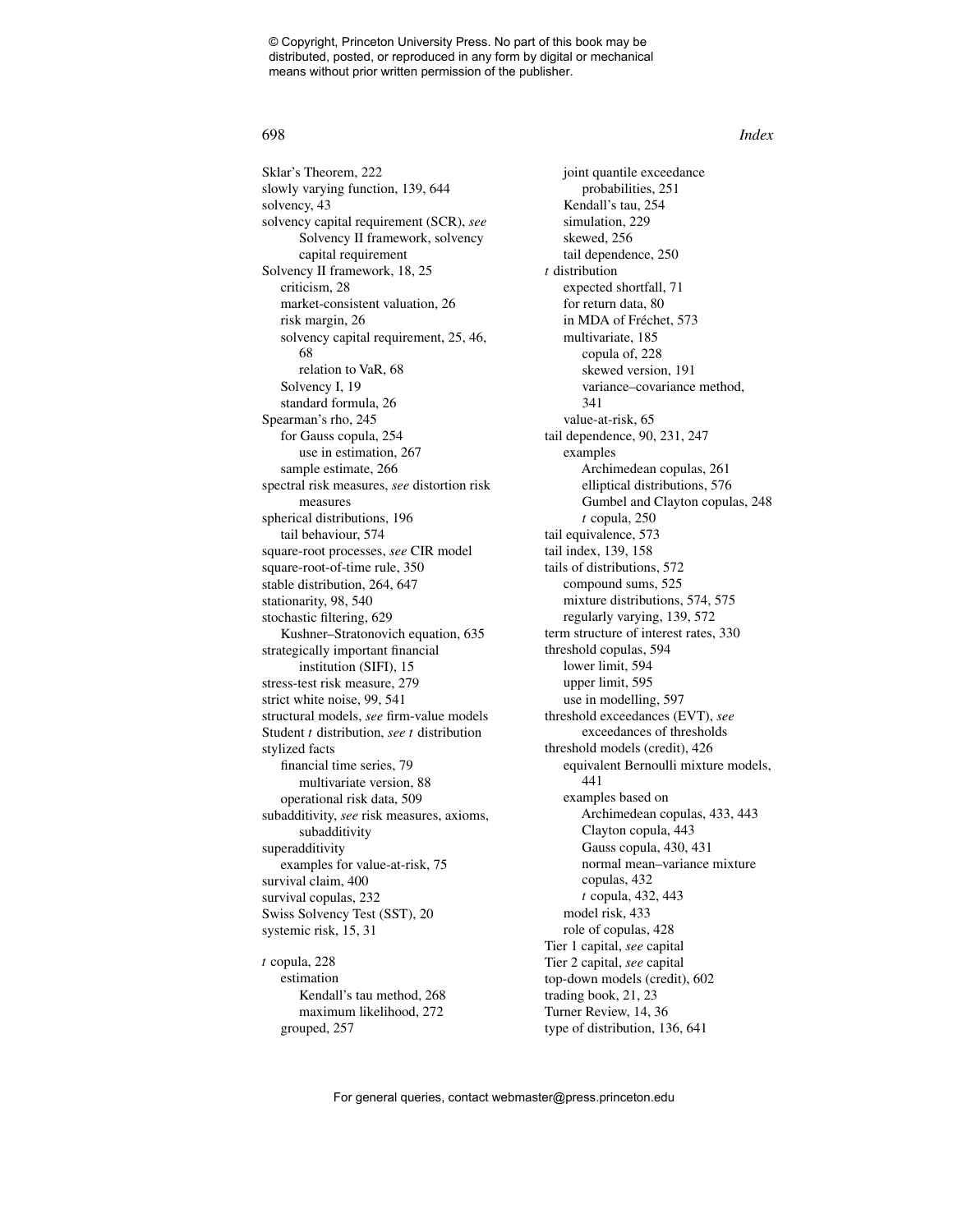Sklar's Theorem, 222
slowly varying function, 139, 644
solvency, 43
solvency capital requirement (SCR), *see* Solvency II framework, solvency capital requirement
Solvency II framework, 18, 25
- criticism, 28
- market-consistent valuation, 26
- risk margin, 26
- solvency capital requirement, 25, 46, 68
  - relation to VaR, 68
- Solvency I, 19
- standard formula, 26

Spearman's rho, 245
- for Gauss copula, 254
  - use in estimation, 267
- sample estimate, 266

spectral risk measures, *see* distortion risk measures
spherical distributions, 196
- tail behaviour, 574

square-root processes, *see* CIR model
square-root-of-time rule, 350
stable distribution, 264, 647
stationarity, 98, 540
stochastic filtering, 629
- Kushner–Stratonovich equation, 635

strategically important financial institution (SIFI), 15
stress-test risk measure, 279
strict white noise, 99, 541
structural models, *see* firm-value models
Student *t* distribution, *see* *t* distribution
stylized facts
- financial time series, 79
  - multivariate version, 88
- operational risk data, 509

subadditivity, *see* risk measures, axioms, subadditivity
superadditivity
- examples for value-at-risk, 75

survival claim, 400
survival copulas, 232
Swiss Solvency Test (SST), 20
systemic risk, 15, 31

*t* copula, 228
- estimation
  - Kendall's tau method, 268
  - maximum likelihood, 272
- grouped, 257
- joint quantile exceedance probabilities, 251
- Kendall's tau, 254
- simulation, 229
- skewed, 256
- tail dependence, 250

*t* distribution
- expected shortfall, 71
- for return data, 80
- in MDA of Fréchet, 573
- multivariate, 185
  - copula of, 228
  - skewed version, 191
  - variance–covariance method, 341
- value-at-risk, 65

tail dependence, 90, 231, 247
- examples
  - Archimedean copulas, 261
  - elliptical distributions, 576
  - Gumbel and Clayton copulas, 248
  - *t* copula, 250

tail equivalence, 573
tail index, 139, 158
tails of distributions, 572
- compound sums, 525
- mixture distributions, 574, 575
- regularly varying, 139, 572

term structure of interest rates, 330
threshold copulas, 594
- lower limit, 594
- upper limit, 595
- use in modelling, 597

threshold exceedances (EVT), *see* exceedances of thresholds
threshold models (credit), 426
- equivalent Bernoulli mixture models, 441
- examples based on
  - Archimedean copulas, 433, 443
  - Clayton copula, 443
  - Gauss copula, 430, 431
  - normal mean–variance mixture copulas, 432
  - *t* copula, 432, 443
- model risk, 433
- role of copulas, 428

Tier 1 capital, *see* capital
Tier 2 capital, *see* capital
top-down models (credit), 602
trading book, 21, 23
Turner Review, 14, 36
type of distribution, 136, 641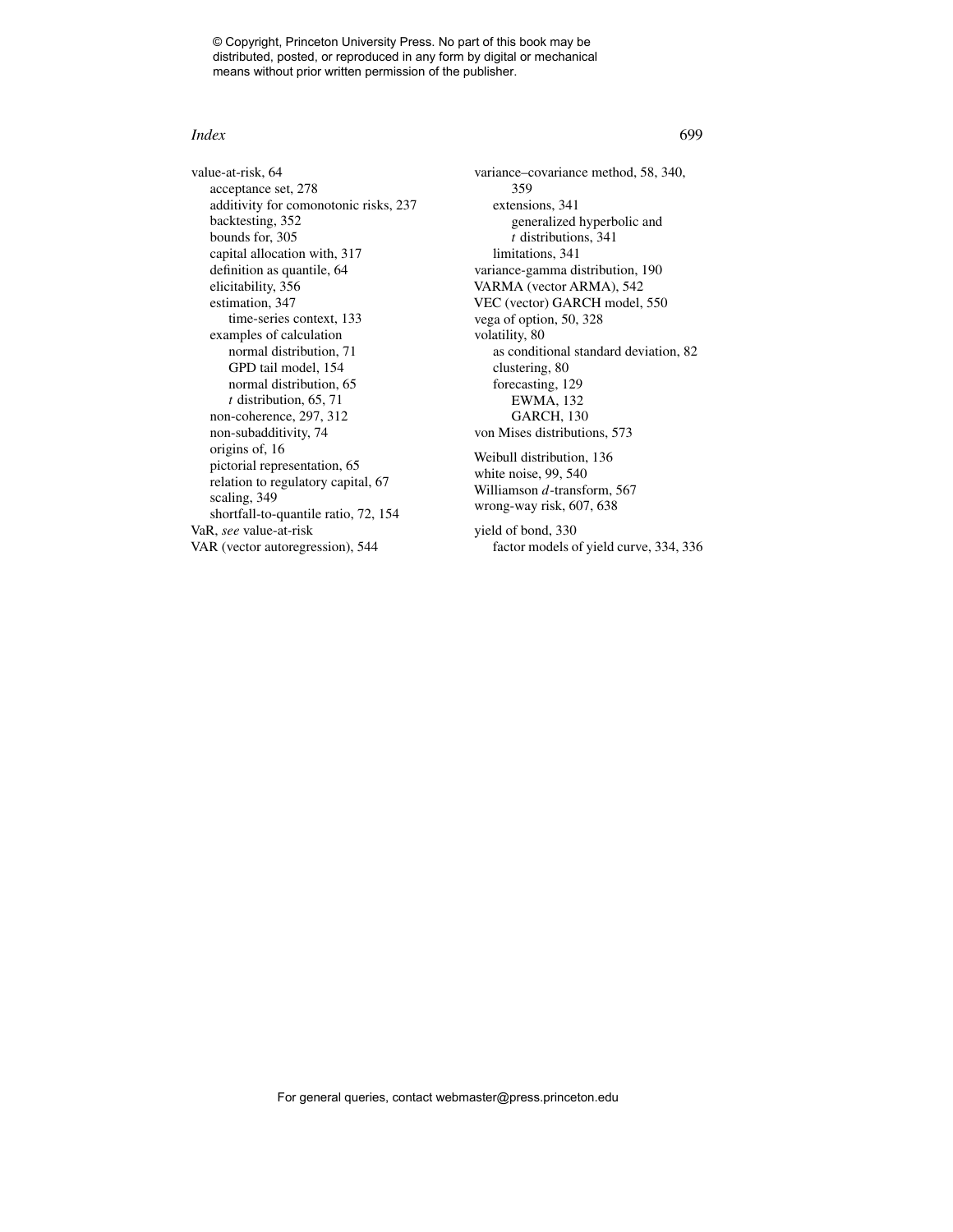value-at-risk, 64
- acceptance set, 278
- additivity for comonotonic risks, 237
- backtesting, 352
- bounds for, 305
- capital allocation with, 317
- definition as quantile, 64
- elicitability, 356
- estimation, 347
  - time-series context, 133
- examples of calculation
  - normal distribution, 71
  - GPD tail model, 154
  - normal distribution, 65
  - *t* distribution, 65, 71
- non-coherence, 297, 312
- non-subadditivity, 74
- origins of, 16
- pictorial representation, 65
- relation to regulatory capital, 67
- scaling, 349
- shortfall-to-quantile ratio, 72, 154

VaR, *see* value-at-risk

VAR (vector autoregression), 544

variance–covariance method, 58, 340, 359
- extensions, 341
  - generalized hyperbolic and *t* distributions, 341
- limitations, 341

variance-gamma distribution, 190

VARMA (vector ARMA), 542

VEC (vector) GARCH model, 550

vega of option, 50, 328

volatility, 80
- as conditional standard deviation, 82
- clustering, 80
- forecasting, 129
  - EWMA, 132
  - GARCH, 130

von Mises distributions, 573

Weibull distribution, 136

white noise, 99, 540

Williamson *d*-transform, 567

wrong-way risk, 607, 638

yield of bond, 330
- factor models of yield curve, 334, 336